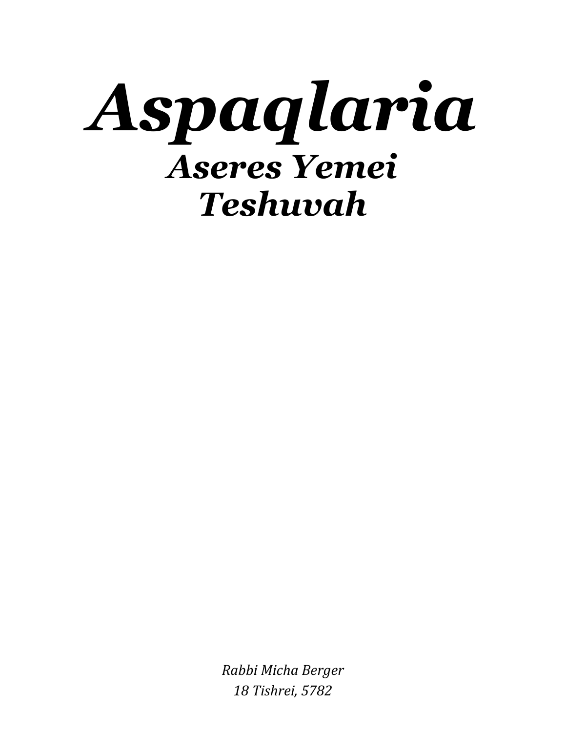# *Aspaqlaria*

## *Aseres Yemei Teshuvah*

*Rabbi Micha Berger*
*18 Tishrei, 5782*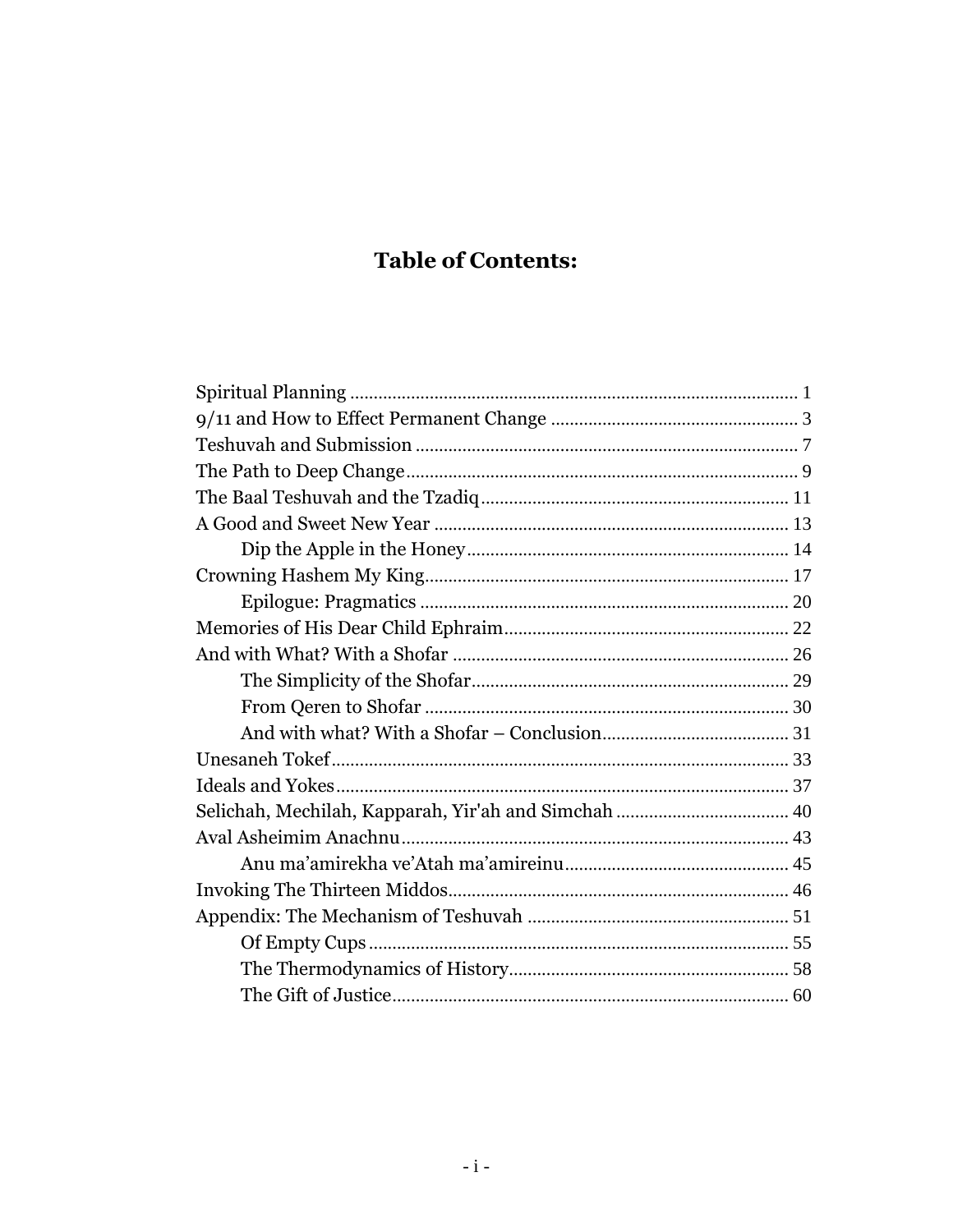# Table of Contents:

Spiritual Planning ........ 1
9/11 and How to Effect Permanent Change ........ 3
Teshuvah and Submission ........ 7
The Path to Deep Change ........ 9
The Baal Teshuvah and the Tzadiq ........ 11
A Good and Sweet New Year ........ 13
- Dip the Apple in the Honey ........ 14

Crowning Hashem My King ........ 17
- Epilogue: Pragmatics ........ 20

Memories of His Dear Child Ephraim ........ 22
And with What? With a Shofar ........ 26
- The Simplicity of the Shofar ........ 29
- From Qeren to Shofar ........ 30
- And with what? With a Shofar – Conclusion ........ 31

Unesaneh Tokef ........ 33
Ideals and Yokes ........ 37
Selichah, Mechilah, Kapparah, Yir'ah and Simchah ........ 40
Aval Asheimim Anachnu ........ 43
- Anu ma'amirekha ve'Atah ma'amireinu ........ 45

Invoking The Thirteen Middos ........ 46
Appendix: The Mechanism of Teshuvah ........ 51
- Of Empty Cups ........ 55
- The Thermodynamics of History ........ 58
- The Gift of Justice ........ 60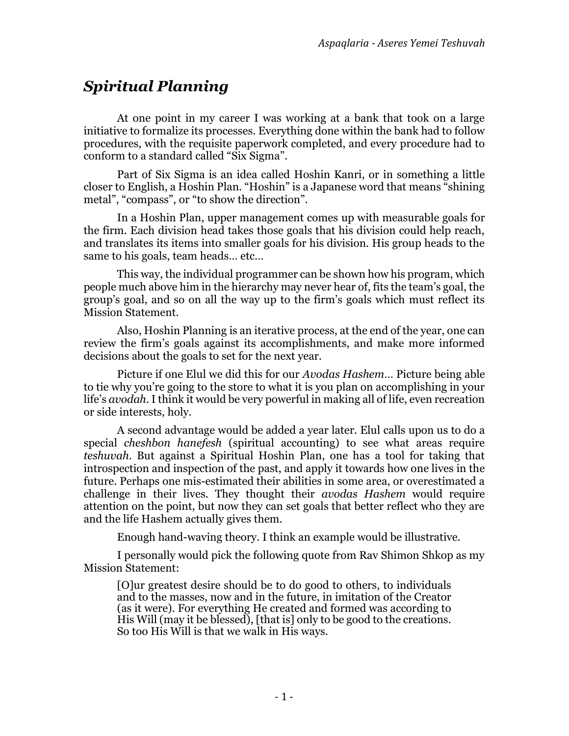## *Spiritual Planning*

At one point in my career I was working at a bank that took on a large initiative to formalize its processes. Everything done within the bank had to follow procedures, with the requisite paperwork completed, and every procedure had to conform to a standard called "Six Sigma".

Part of Six Sigma is an idea called Hoshin Kanri, or in something a little closer to English, a Hoshin Plan. "Hoshin" is a Japanese word that means "shining metal", "compass", or "to show the direction".

In a Hoshin Plan, upper management comes up with measurable goals for the firm. Each division head takes those goals that his division could help reach, and translates its items into smaller goals for his division. His group heads to the same to his goals, team heads… etc…

This way, the individual programmer can be shown how his program, which people much above him in the hierarchy may never hear of, fits the team's goal, the group's goal, and so on all the way up to the firm's goals which must reflect its Mission Statement.

Also, Hoshin Planning is an iterative process, at the end of the year, one can review the firm's goals against its accomplishments, and make more informed decisions about the goals to set for the next year.

Picture if one Elul we did this for our *Avodas Hashem*… Picture being able to tie why you're going to the store to what it is you plan on accomplishing in your life's *avodah*. I think it would be very powerful in making all of life, even recreation or side interests, holy.

A second advantage would be added a year later. Elul calls upon us to do a special *cheshbon hanefesh* (spiritual accounting) to see what areas require *teshuvah*. But against a Spiritual Hoshin Plan, one has a tool for taking that introspection and inspection of the past, and apply it towards how one lives in the future. Perhaps one mis-estimated their abilities in some area, or overestimated a challenge in their lives. They thought their *avodas Hashem* would require attention on the point, but now they can set goals that better reflect who they are and the life Hashem actually gives them.

Enough hand-waving theory. I think an example would be illustrative.

I personally would pick the following quote from Rav Shimon Shkop as my Mission Statement:

> [O]ur greatest desire should be to do good to others, to individuals and to the masses, now and in the future, in imitation of the Creator (as it were). For everything He created and formed was according to His Will (may it be blessed), [that is] only to be good to the creations. So too His Will is that we walk in His ways.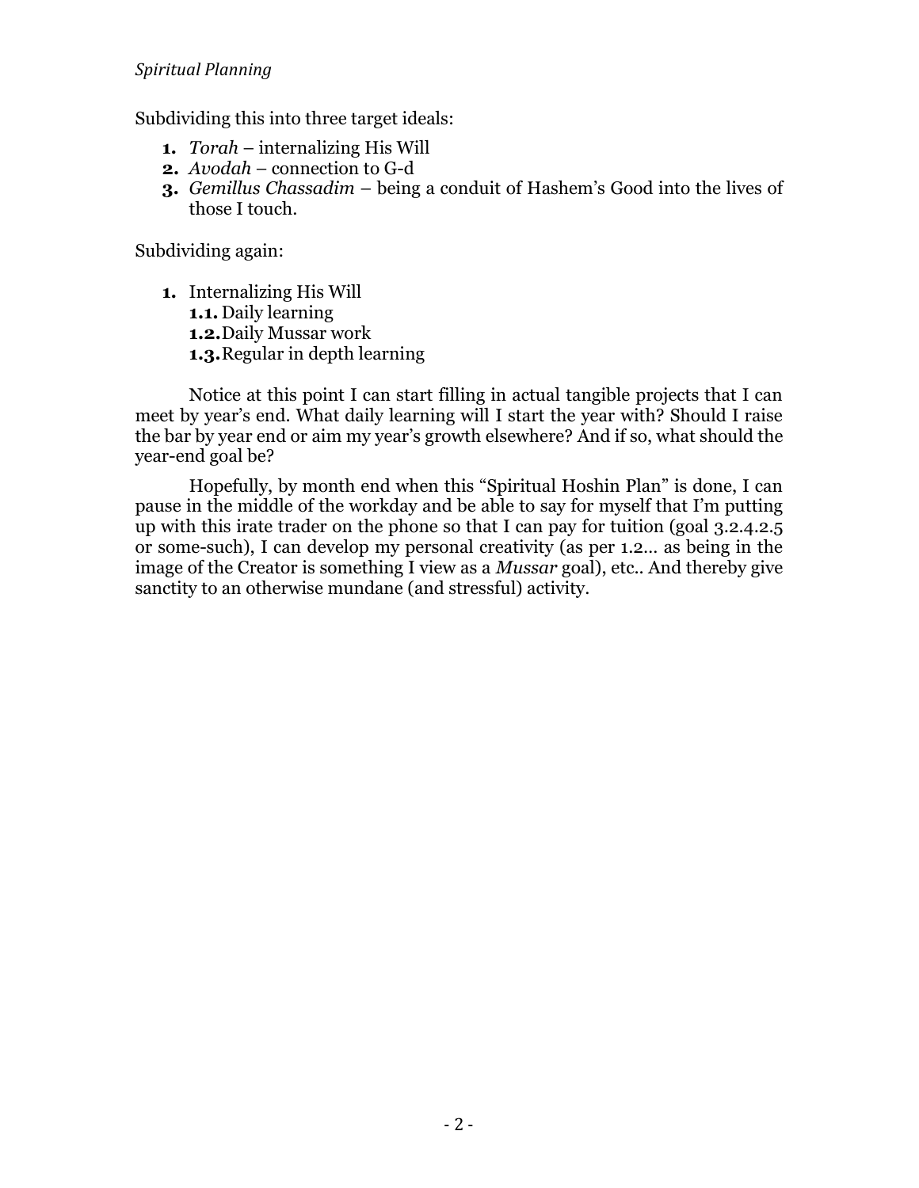Subdividing this into three target ideals:

1. *Torah* – internalizing His Will
2. *Avodah* – connection to G-d
3. *Gemillus Chassadim* – being a conduit of Hashem's Good into the lives of those I touch.

Subdividing again:

1. Internalizing His Will
   - **1.1.** Daily learning
   - **1.2.** Daily Mussar work
   - **1.3.** Regular in depth learning

Notice at this point I can start filling in actual tangible projects that I can meet by year's end. What daily learning will I start the year with? Should I raise the bar by year end or aim my year's growth elsewhere? And if so, what should the year-end goal be?

Hopefully, by month end when this "Spiritual Hoshin Plan" is done, I can pause in the middle of the workday and be able to say for myself that I'm putting up with this irate trader on the phone so that I can pay for tuition (goal 3.2.4.2.5 or some-such), I can develop my personal creativity (as per 1.2… as being in the image of the Creator is something I view as a *Mussar* goal), etc.. And thereby give sanctity to an otherwise mundane (and stressful) activity.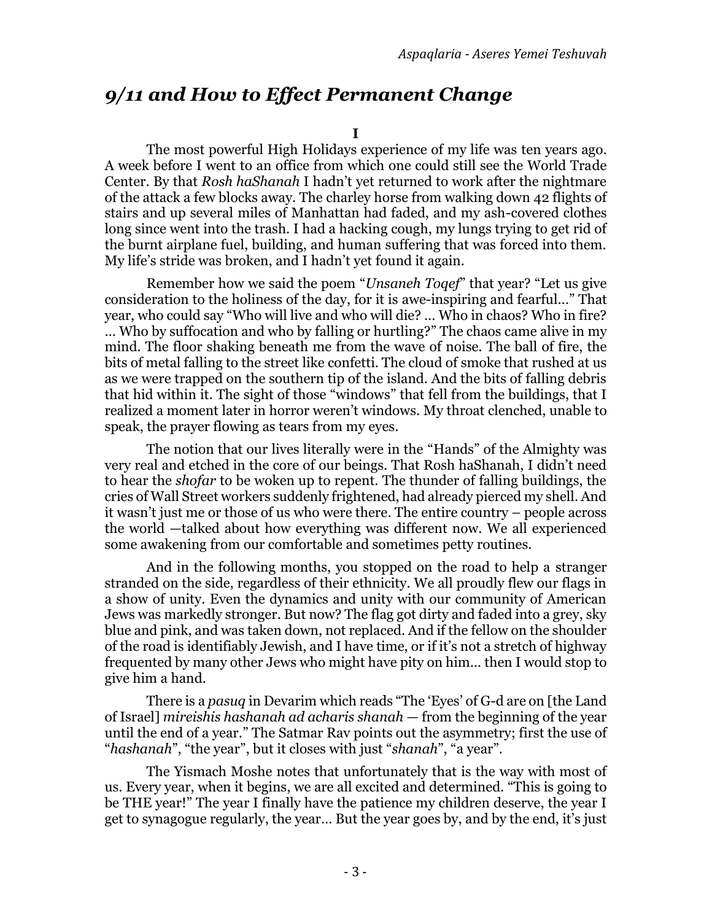## *9/11 and How to Effect Permanent Change*

**I**

The most powerful High Holidays experience of my life was ten years ago. A week before I went to an office from which one could still see the World Trade Center. By that *Rosh haShanah* I hadn't yet returned to work after the nightmare of the attack a few blocks away. The charley horse from walking down 42 flights of stairs and up several miles of Manhattan had faded, and my ash-covered clothes long since went into the trash. I had a hacking cough, my lungs trying to get rid of the burnt airplane fuel, building, and human suffering that was forced into them. My life's stride was broken, and I hadn't yet found it again.

Remember how we said the poem "*Unsaneh Toqef*" that year? "Let us give consideration to the holiness of the day, for it is awe-inspiring and fearful…" That year, who could say "Who will live and who will die? … Who in chaos? Who in fire? … Who by suffocation and who by falling or hurtling?" The chaos came alive in my mind. The floor shaking beneath me from the wave of noise. The ball of fire, the bits of metal falling to the street like confetti. The cloud of smoke that rushed at us as we were trapped on the southern tip of the island. And the bits of falling debris that hid within it. The sight of those "windows" that fell from the buildings, that I realized a moment later in horror weren't windows. My throat clenched, unable to speak, the prayer flowing as tears from my eyes.

The notion that our lives literally were in the "Hands" of the Almighty was very real and etched in the core of our beings. That Rosh haShanah, I didn't need to hear the *shofar* to be woken up to repent. The thunder of falling buildings, the cries of Wall Street workers suddenly frightened, had already pierced my shell. And it wasn't just me or those of us who were there. The entire country – people across the world —talked about how everything was different now. We all experienced some awakening from our comfortable and sometimes petty routines.

And in the following months, you stopped on the road to help a stranger stranded on the side, regardless of their ethnicity. We all proudly flew our flags in a show of unity. Even the dynamics and unity with our community of American Jews was markedly stronger. But now? The flag got dirty and faded into a grey, sky blue and pink, and was taken down, not replaced. And if the fellow on the shoulder of the road is identifiably Jewish, and I have time, or if it's not a stretch of highway frequented by many other Jews who might have pity on him… then I would stop to give him a hand.

There is a *pasuq* in Devarim which reads "The 'Eyes' of G-d are on [the Land of Israel] *mireishis hashanah ad acharis shanah* — from the beginning of the year until the end of a year." The Satmar Rav points out the asymmetry; first the use of "*hashanah*", "the year", but it closes with just "*shanah*", "a year".

The Yismach Moshe notes that unfortunately that is the way with most of us. Every year, when it begins, we are all excited and determined. "This is going to be THE year!" The year I finally have the patience my children deserve, the year I get to synagogue regularly, the year… But the year goes by, and by the end, it's just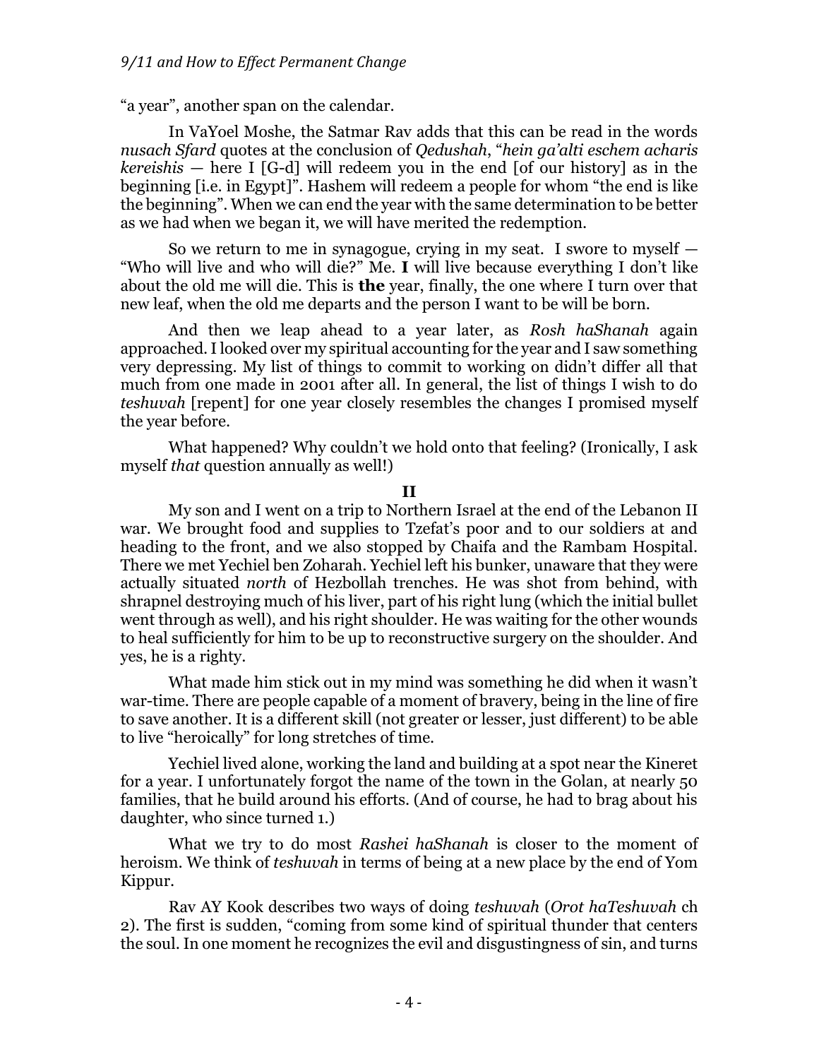"a year", another span on the calendar.

In VaYoel Moshe, the Satmar Rav adds that this can be read in the words *nusach Sfard* quotes at the conclusion of *Qedushah*, "*hein ga'alti eschem acharis kereishis* — here I [G-d] will redeem you in the end [of our history] as in the beginning [i.e. in Egypt]". Hashem will redeem a people for whom "the end is like the beginning". When we can end the year with the same determination to be better as we had when we began it, we will have merited the redemption.

So we return to me in synagogue, crying in my seat. I swore to myself — "Who will live and who will die?" Me. **I** will live because everything I don't like about the old me will die. This is **the** year, finally, the one where I turn over that new leaf, when the old me departs and the person I want to be will be born.

And then we leap ahead to a year later, as *Rosh haShanah* again approached. I looked over my spiritual accounting for the year and I saw something very depressing. My list of things to commit to working on didn't differ all that much from one made in 2001 after all. In general, the list of things I wish to do *teshuvah* [repent] for one year closely resembles the changes I promised myself the year before.

What happened? Why couldn't we hold onto that feeling? (Ironically, I ask myself *that* question annually as well!)

## II

My son and I went on a trip to Northern Israel at the end of the Lebanon II war. We brought food and supplies to Tzefat's poor and to our soldiers at and heading to the front, and we also stopped by Chaifa and the Rambam Hospital. There we met Yechiel ben Zoharah. Yechiel left his bunker, unaware that they were actually situated *north* of Hezbollah trenches. He was shot from behind, with shrapnel destroying much of his liver, part of his right lung (which the initial bullet went through as well), and his right shoulder. He was waiting for the other wounds to heal sufficiently for him to be up to reconstructive surgery on the shoulder. And yes, he is a righty.

What made him stick out in my mind was something he did when it wasn't war-time. There are people capable of a moment of bravery, being in the line of fire to save another. It is a different skill (not greater or lesser, just different) to be able to live "heroically" for long stretches of time.

Yechiel lived alone, working the land and building at a spot near the Kineret for a year. I unfortunately forgot the name of the town in the Golan, at nearly 50 families, that he build around his efforts. (And of course, he had to brag about his daughter, who since turned 1.)

What we try to do most *Rashei haShanah* is closer to the moment of heroism. We think of *teshuvah* in terms of being at a new place by the end of Yom Kippur.

Rav AY Kook describes two ways of doing *teshuvah* (*Orot haTeshuvah* ch 2). The first is sudden, "coming from some kind of spiritual thunder that centers the soul. In one moment he recognizes the evil and disgustingness of sin, and turns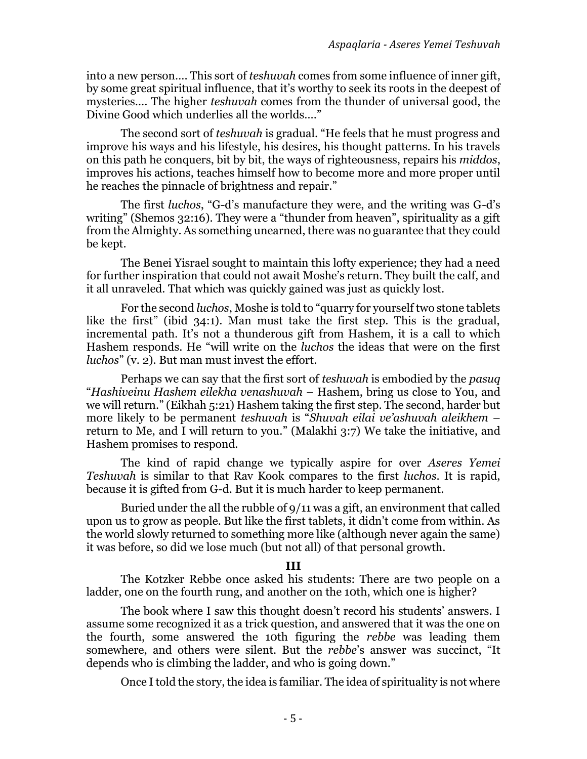into a new person.... This sort of *teshuvah* comes from some influence of inner gift, by some great spiritual influence, that it's worthy to seek its roots in the deepest of mysteries.... The higher *teshuvah* comes from the thunder of universal good, the Divine Good which underlies all the worlds...."

The second sort of *teshuvah* is gradual. "He feels that he must progress and improve his ways and his lifestyle, his desires, his thought patterns. In his travels on this path he conquers, bit by bit, the ways of righteousness, repairs his *middos*, improves his actions, teaches himself how to become more and more proper until he reaches the pinnacle of brightness and repair."

The first *luchos*, "G-d's manufacture they were, and the writing was G-d's writing" (Shemos 32:16). They were a "thunder from heaven", spirituality as a gift from the Almighty. As something unearned, there was no guarantee that they could be kept.

The Benei Yisrael sought to maintain this lofty experience; they had a need for further inspiration that could not await Moshe's return. They built the calf, and it all unraveled. That which was quickly gained was just as quickly lost.

For the second *luchos*, Moshe is told to "quarry for yourself two stone tablets like the first" (ibid 34:1). Man must take the first step. This is the gradual, incremental path. It's not a thunderous gift from Hashem, it is a call to which Hashem responds. He "will write on the *luchos* the ideas that were on the first *luchos*" (v. 2). But man must invest the effort.

Perhaps we can say that the first sort of *teshuvah* is embodied by the *pasuq* "*Hashiveinu Hashem eilekha venashuvah* – Hashem, bring us close to You, and we will return." (Eikhah 5:21) Hashem taking the first step. The second, harder but more likely to be permanent *teshuvah* is "*Shuvah eilai ve'ashuvah aleikhem* – return to Me, and I will return to you." (Malakhi 3:7) We take the initiative, and Hashem promises to respond.

The kind of rapid change we typically aspire for over *Aseres Yemei Teshuvah* is similar to that Rav Kook compares to the first *luchos*. It is rapid, because it is gifted from G-d. But it is much harder to keep permanent.

Buried under the all the rubble of 9/11 was a gift, an environment that called upon us to grow as people. But like the first tablets, it didn't come from within. As the world slowly returned to something more like (although never again the same) it was before, so did we lose much (but not all) of that personal growth.

## III

The Kotzker Rebbe once asked his students: There are two people on a ladder, one on the fourth rung, and another on the 10th, which one is higher?

The book where I saw this thought doesn't record his students' answers. I assume some recognized it as a trick question, and answered that it was the one on the fourth, some answered the 10th figuring the *rebbe* was leading them somewhere, and others were silent. But the *rebbe*'s answer was succinct, "It depends who is climbing the ladder, and who is going down."

Once I told the story, the idea is familiar. The idea of spirituality is not where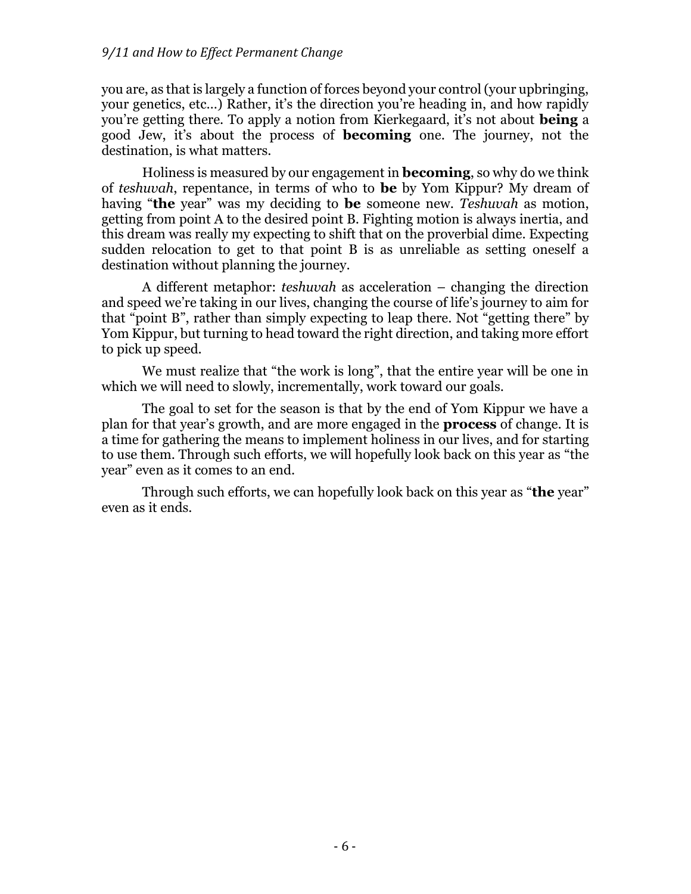you are, as that is largely a function of forces beyond your control (your upbringing, your genetics, etc…) Rather, it's the direction you're heading in, and how rapidly you're getting there. To apply a notion from Kierkegaard, it's not about **being** a good Jew, it's about the process of **becoming** one. The journey, not the destination, is what matters.

Holiness is measured by our engagement in **becoming**, so why do we think of *teshuvah*, repentance, in terms of who to **be** by Yom Kippur? My dream of having "**the** year" was my deciding to **be** someone new. *Teshuvah* as motion, getting from point A to the desired point B. Fighting motion is always inertia, and this dream was really my expecting to shift that on the proverbial dime. Expecting sudden relocation to get to that point B is as unreliable as setting oneself a destination without planning the journey.

A different metaphor: *teshuvah* as acceleration – changing the direction and speed we're taking in our lives, changing the course of life's journey to aim for that "point B", rather than simply expecting to leap there. Not "getting there" by Yom Kippur, but turning to head toward the right direction, and taking more effort to pick up speed.

We must realize that "the work is long", that the entire year will be one in which we will need to slowly, incrementally, work toward our goals.

The goal to set for the season is that by the end of Yom Kippur we have a plan for that year's growth, and are more engaged in the **process** of change. It is a time for gathering the means to implement holiness in our lives, and for starting to use them. Through such efforts, we will hopefully look back on this year as "the year" even as it comes to an end.

Through such efforts, we can hopefully look back on this year as "**the** year" even as it ends.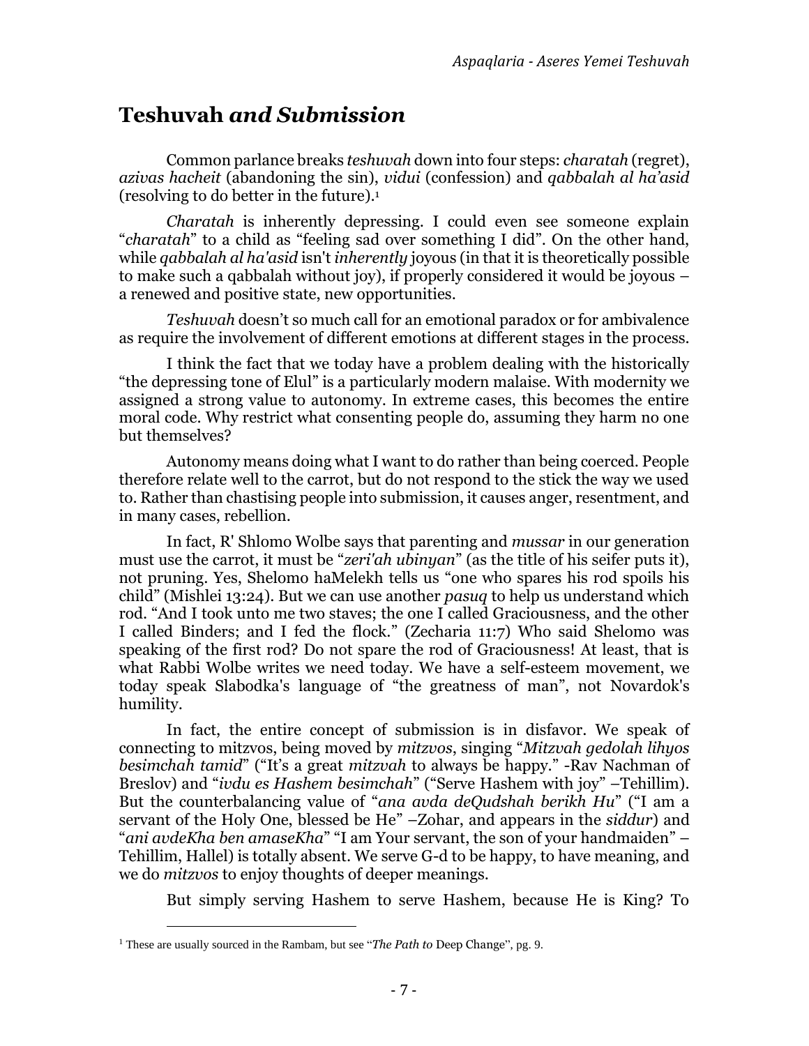# Teshuvah *and Submission*

Common parlance breaks *teshuvah* down into four steps: *charatah* (regret), *azivas hacheit* (abandoning the sin), *vidui* (confession) and *qabbalah al ha'asid* (resolving to do better in the future).[1]

*Charatah* is inherently depressing. I could even see someone explain "*charatah*" to a child as "feeling sad over something I did". On the other hand, while *qabbalah al ha'asid* isn't *inherently* joyous (in that it is theoretically possible to make such a qabbalah without joy), if properly considered it would be joyous – a renewed and positive state, new opportunities.

*Teshuvah* doesn't so much call for an emotional paradox or for ambivalence as require the involvement of different emotions at different stages in the process.

I think the fact that we today have a problem dealing with the historically "the depressing tone of Elul" is a particularly modern malaise. With modernity we assigned a strong value to autonomy. In extreme cases, this becomes the entire moral code. Why restrict what consenting people do, assuming they harm no one but themselves?

Autonomy means doing what I want to do rather than being coerced. People therefore relate well to the carrot, but do not respond to the stick the way we used to. Rather than chastising people into submission, it causes anger, resentment, and in many cases, rebellion.

In fact, R' Shlomo Wolbe says that parenting and *mussar* in our generation must use the carrot, it must be "*zeri'ah ubinyan*" (as the title of his seifer puts it), not pruning. Yes, Shelomo haMelekh tells us "one who spares his rod spoils his child" (Mishlei 13:24). But we can use another *pasuq* to help us understand which rod. "And I took unto me two staves; the one I called Graciousness, and the other I called Binders; and I fed the flock." (Zecharia 11:7) Who said Shelomo was speaking of the first rod? Do not spare the rod of Graciousness! At least, that is what Rabbi Wolbe writes we need today. We have a self-esteem movement, we today speak Slabodka's language of "the greatness of man", not Novardok's humility.

In fact, the entire concept of submission is in disfavor. We speak of connecting to mitzvos, being moved by *mitzvos*, singing "*Mitzvah gedolah lihyos besimchah tamid*" ("It's a great *mitzvah* to always be happy." -Rav Nachman of Breslov) and "*ivdu es Hashem besimchah*" ("Serve Hashem with joy" –Tehillim). But the counterbalancing value of "*ana avda deQudshah berikh Hu*" ("I am a servant of the Holy One, blessed be He" –Zohar, and appears in the *siddur*) and "*ani avdeKha ben amaseKha*" "I am Your servant, the son of your handmaiden" – Tehillim, Hallel) is totally absent. We serve G-d to be happy, to have meaning, and we do *mitzvos* to enjoy thoughts of deeper meanings.

But simply serving Hashem to serve Hashem, because He is King? To

[1] These are usually sourced in the Rambam, but see "*The Path to* Deep Change", pg. 9.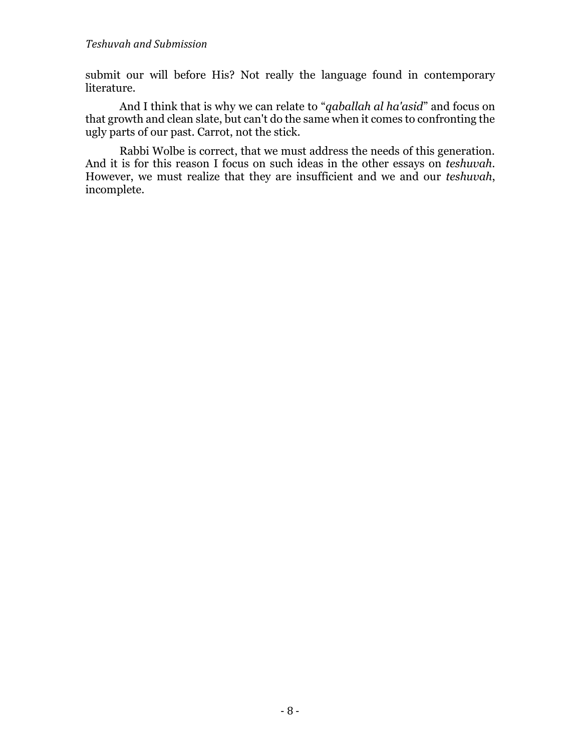submit our will before His? Not really the language found in contemporary literature.

And I think that is why we can relate to "*qaballah al ha'asid*" and focus on that growth and clean slate, but can't do the same when it comes to confronting the ugly parts of our past. Carrot, not the stick.

Rabbi Wolbe is correct, that we must address the needs of this generation. And it is for this reason I focus on such ideas in the other essays on *teshuvah*. However, we must realize that they are insufficient and we and our *teshuvah*, incomplete.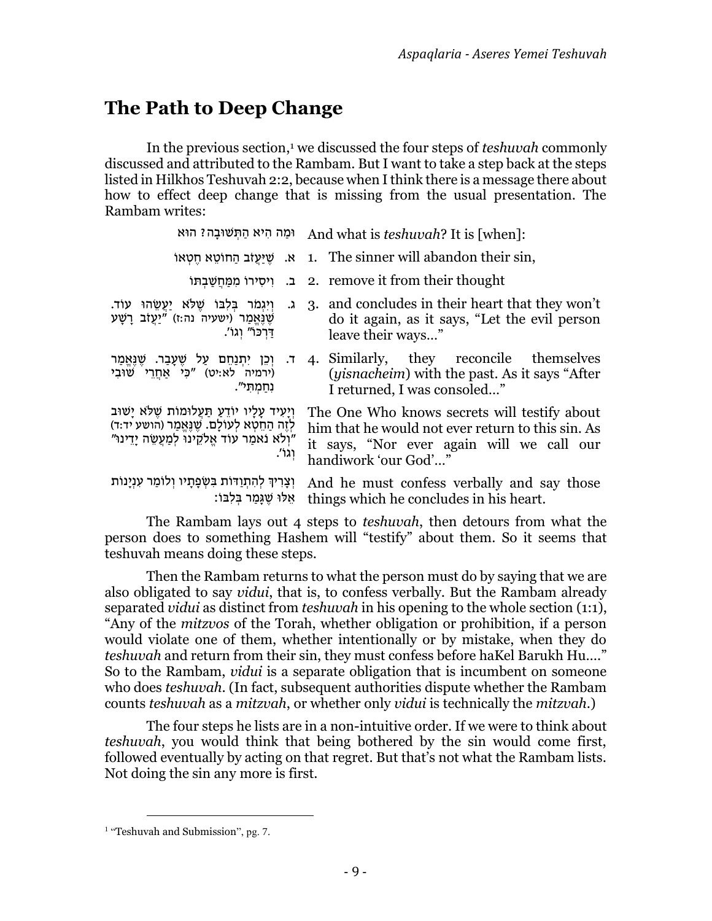# The Path to Deep Change

In the previous section,[1] we discussed the four steps of *teshuvah* commonly discussed and attributed to the Rambam. But I want to take a step back at the steps listed in Hilkhos Teshuvah 2:2, because when I think there is a message there about how to effect deep change that is missing from the usual presentation. The Rambam writes:

| | |
|---|---|
| וּמַה הִיא הַתְּשׁוּבָה? הוּא | And what is *teshuvah*? It is [when]: |
| א. שֶׁיַּעֲזֹב הַחוֹטֵא חֶטְאוֹ | 1. The sinner will abandon their sin, |
| ב. וִיסִירוֹ מִמַּחֲשַׁבְתּוֹ | 2. remove it from their thought |
| ג. וְיִגְמֹר בְּלִבּוֹ שֶׁלֹּא יַעֲשֵׂהוּ עוֹד. שֶׁנֶּאֱמַר (ישעיה נה:ז) "יַעֲזֹב רָשָׁע דַּרְכּוֹ" וְגוֹ'. | 3. and concludes in their heart that they won't do it again, as it says, "Let the evil person leave their ways…" |
| ד. וְכֵן יִתְנַחֵם עַל שֶׁעָבַר. שֶׁנֶּאֱמַר (ירמיה לא:יט) "כִּי אַחֲרֵי שׁוּבִי נִחַמְתִּי". | 4. Similarly, they reconcile themselves (*yisnacheim*) with the past. As it says "After I returned, I was consoled…" |
| וְיָעִיד עָלָיו יוֹדֵעַ תַּעֲלוּמוֹת שֶׁלֹּא יָשׁוּב לְזֶה הַחֵטְא לְעוֹלָם. שֶׁנֶּאֱמַר (הושע יד:ד) "וְלֹא נֹאמַר עוֹד אֱלֹקֵינוּ לְמַעֲשֵׂה יָדֵינוּ" וְגוֹ'. | The One Who knows secrets will testify about him that he would not ever return to this sin. As it says, "Nor ever again will we call our handiwork 'our God'…" |
| וְצָרִיךְ לְהִתְוַדּוֹת בִּשְׂפָתָיו וְלוֹמַר עִנְיָנוֹת אֵלּוּ שֶׁגָּמַר בְּלִבּוֹ: | And he must confess verbally and say those things which he concludes in his heart. |

The Rambam lays out 4 steps to *teshuvah*, then detours from what the person does to something Hashem will "testify" about them. So it seems that teshuvah means doing these steps.

Then the Rambam returns to what the person must do by saying that we are also obligated to say *vidui*, that is, to confess verbally. But the Rambam already separated *vidui* as distinct from *teshuvah* in his opening to the whole section (1:1), "Any of the *mitzvos* of the Torah, whether obligation or prohibition, if a person would violate one of them, whether intentionally or by mistake, when they do *teshuvah* and return from their sin, they must confess before haKel Barukh Hu…." So to the Rambam, *vidui* is a separate obligation that is incumbent on someone who does *teshuvah*. (In fact, subsequent authorities dispute whether the Rambam counts *teshuvah* as a *mitzvah*, or whether only *vidui* is technically the *mitzvah*.)

The four steps he lists are in a non-intuitive order. If we were to think about *teshuvah*, you would think that being bothered by the sin would come first, followed eventually by acting on that regret. But that's not what the Rambam lists. Not doing the sin any more is first.

[1] "Teshuvah and Submission", pg. 7.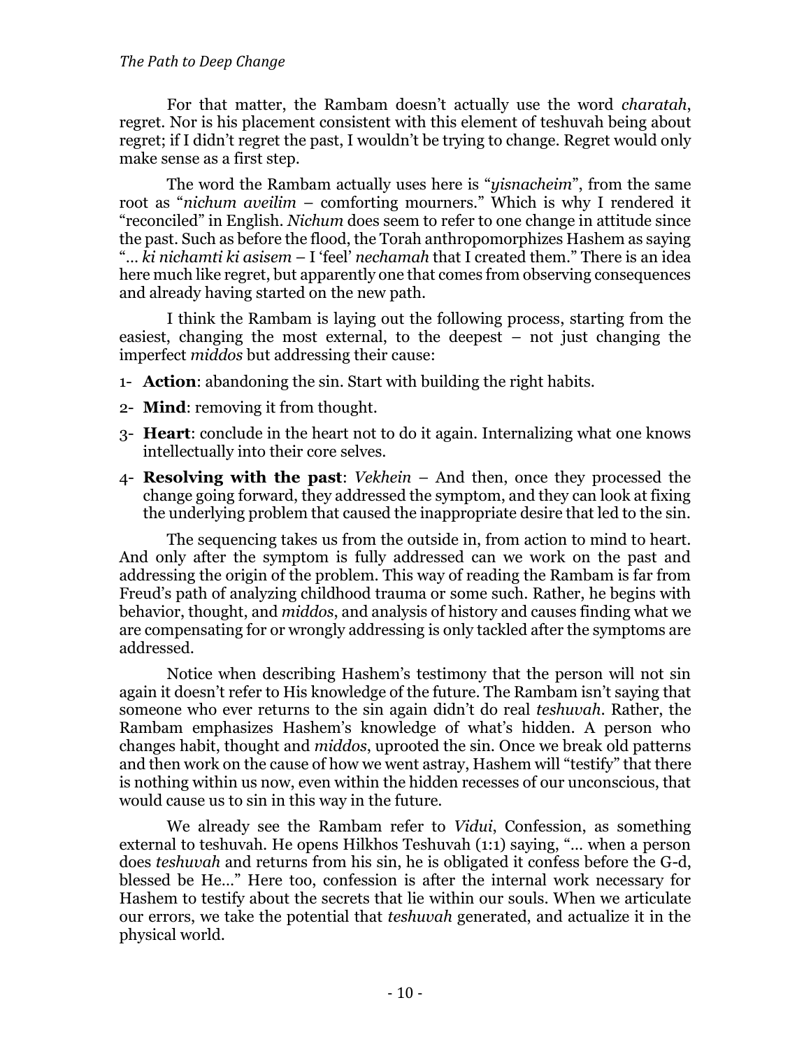For that matter, the Rambam doesn't actually use the word *charatah*, regret. Nor is his placement consistent with this element of teshuvah being about regret; if I didn't regret the past, I wouldn't be trying to change. Regret would only make sense as a first step.

The word the Rambam actually uses here is "*yisnacheim*", from the same root as "*nichum aveilim* – comforting mourners." Which is why I rendered it "reconciled" in English. *Nichum* does seem to refer to one change in attitude since the past. Such as before the flood, the Torah anthropomorphizes Hashem as saying "… *ki nichamti ki asisem* – I 'feel' *nechamah* that I created them." There is an idea here much like regret, but apparently one that comes from observing consequences and already having started on the new path.

I think the Rambam is laying out the following process, starting from the easiest, changing the most external, to the deepest – not just changing the imperfect *middos* but addressing their cause:

1- **Action**: abandoning the sin. Start with building the right habits.

2- **Mind**: removing it from thought.

3- **Heart**: conclude in the heart not to do it again. Internalizing what one knows intellectually into their core selves.

4- **Resolving with the past**: *Vekhein* – And then, once they processed the change going forward, they addressed the symptom, and they can look at fixing the underlying problem that caused the inappropriate desire that led to the sin.

The sequencing takes us from the outside in, from action to mind to heart. And only after the symptom is fully addressed can we work on the past and addressing the origin of the problem. This way of reading the Rambam is far from Freud's path of analyzing childhood trauma or some such. Rather, he begins with behavior, thought, and *middos*, and analysis of history and causes finding what we are compensating for or wrongly addressing is only tackled after the symptoms are addressed.

Notice when describing Hashem's testimony that the person will not sin again it doesn't refer to His knowledge of the future. The Rambam isn't saying that someone who ever returns to the sin again didn't do real *teshuvah*. Rather, the Rambam emphasizes Hashem's knowledge of what's hidden. A person who changes habit, thought and *middos*, uprooted the sin. Once we break old patterns and then work on the cause of how we went astray, Hashem will "testify" that there is nothing within us now, even within the hidden recesses of our unconscious, that would cause us to sin in this way in the future.

We already see the Rambam refer to *Vidui*, Confession, as something external to teshuvah. He opens Hilkhos Teshuvah (1:1) saying, "… when a person does *teshuvah* and returns from his sin, he is obligated it confess before the G-d, blessed be He…" Here too, confession is after the internal work necessary for Hashem to testify about the secrets that lie within our souls. When we articulate our errors, we take the potential that *teshuvah* generated, and actualize it in the physical world.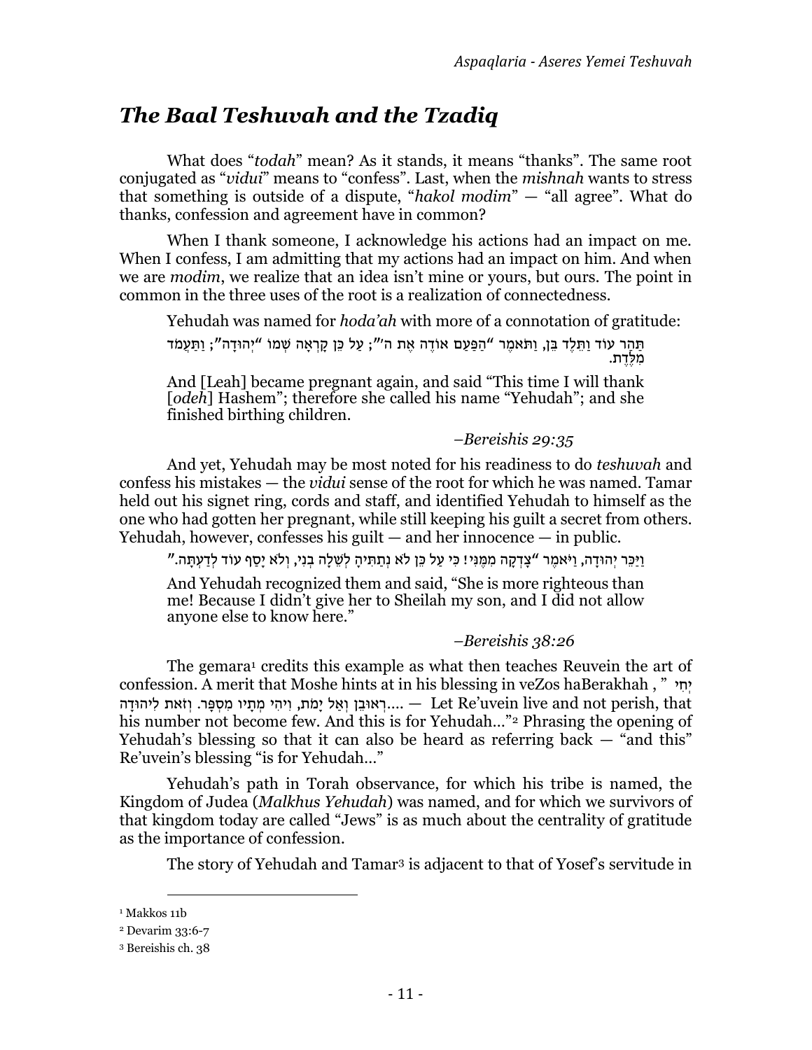## *The Baal Teshuvah and the Tzadiq*

What does "*todah*" mean? As it stands, it means "thanks". The same root conjugated as "*vidui*" means to "confess". Last, when the *mishnah* wants to stress that something is outside of a dispute, "*hakol modim*" — "all agree". What do thanks, confession and agreement have in common?

When I thank someone, I acknowledge his actions had an impact on me. When I confess, I am admitting that my actions had an impact on him. And when we are *modim*, we realize that an idea isn't mine or yours, but ours. The point in common in the three uses of the root is a realization of connectedness.

Yehudah was named for *hoda'ah* with more of a connotation of gratitude:

> וַתַּהַר עוֹד וַתֵּלֶד בֵּן, וַתֹּאמֶר "הַפַּעַם אוֹדֶה אֶת ה'"; עַל כֵּן קָרְאָה שְׁמוֹ "יְהוּדָה"; וַתַּעֲמֹד מִלֶּדֶת.
>
> And [Leah] became pregnant again, and said "This time I will thank [*odeh*] Hashem"; therefore she called his name "Yehudah"; and she finished birthing children.
>
> –*Bereishis 29:35*

And yet, Yehudah may be most noted for his readiness to do *teshuvah* and confess his mistakes — the *vidui* sense of the root for which he was named. Tamar held out his signet ring, cords and staff, and identified Yehudah to himself as the one who had gotten her pregnant, while still keeping his guilt a secret from others. Yehudah, however, confesses his guilt — and her innocence — in public.

> וַיַּכֵּר יְהוּדָה, וַיֹּאמֶר "צָדְקָה מִמֶּנִּי! כִּי עַל כֵּן לֹא נְתַתִּיהָ לְשֵׁלָה בְנִי, וְלֹא יָסַף עוֹד לְדַעְתָּהּ."
>
> And Yehudah recognized them and said, "She is more righteous than me! Because I didn't give her to Sheilah my son, and I did not allow anyone else to know here."
>
> –*Bereishis 38:26*

The gemara[1] credits this example as what then teaches Reuvein the art of confession. A merit that Moshe hints at in his blessing in veZos haBerakhah , " יְחִי רְאוּבֵן וְאַל יָמֹת, וִיהִי מְתָיו מִסְפָּר. וְזֹאת לִיהוּדָה.... — Let Re'uvein live and not perish, that his number not become few. And this is for Yehudah…"[2] Phrasing the opening of Yehudah's blessing so that it can also be heard as referring back — "and this" Re'uvein's blessing "is for Yehudah…"

Yehudah's path in Torah observance, for which his tribe is named, the Kingdom of Judea (*Malkhus Yehudah*) was named, and for which we survivors of that kingdom today are called "Jews" is as much about the centrality of gratitude as the importance of confession.

The story of Yehudah and Tamar[3] is adjacent to that of Yosef's servitude in

---

[1] Makkos 11b

[2] Devarim 33:6-7

[3] Bereishis ch. 38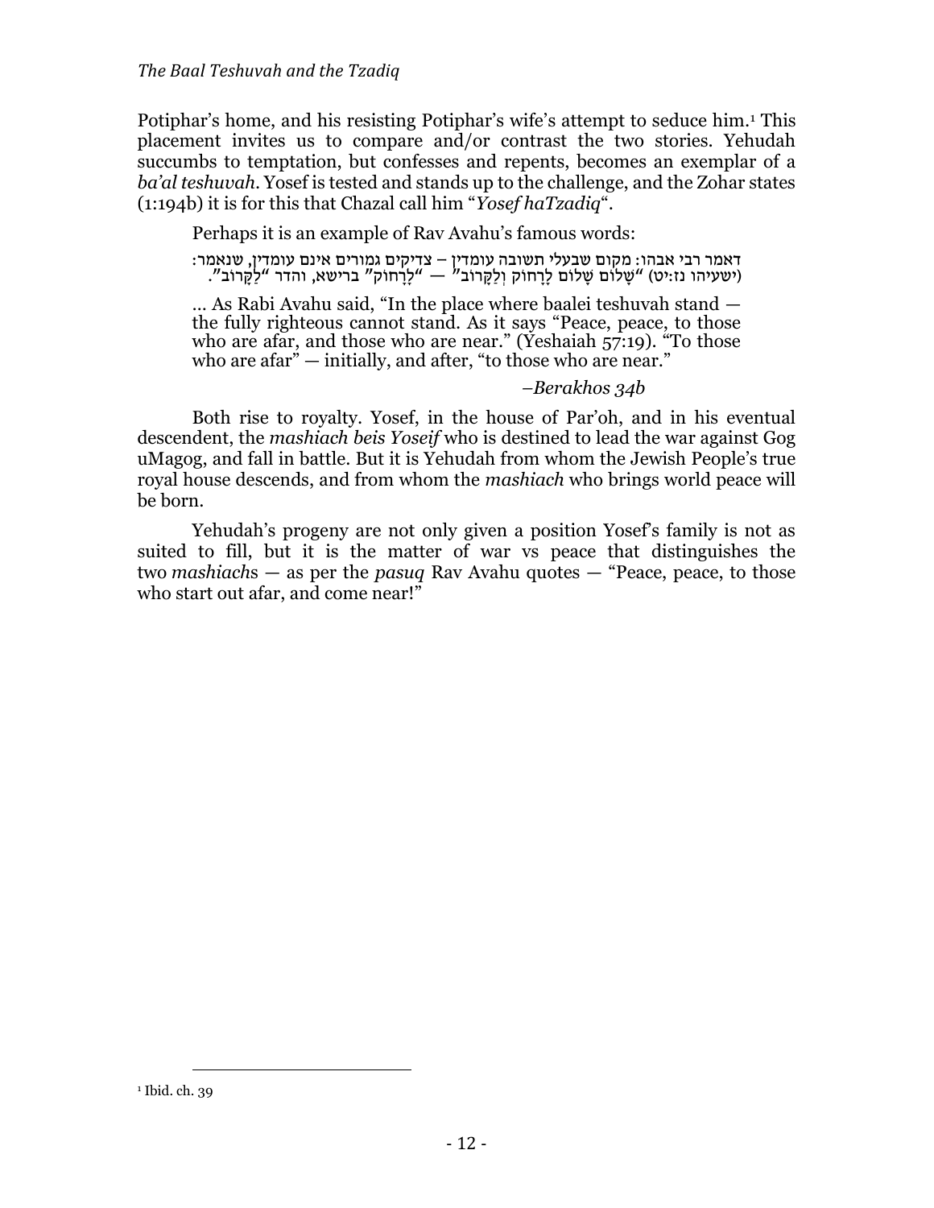Potiphar's home, and his resisting Potiphar's wife's attempt to seduce him.[1] This placement invites us to compare and/or contrast the two stories. Yehudah succumbs to temptation, but confesses and repents, becomes an exemplar of a *ba'al teshuvah*. Yosef is tested and stands up to the challenge, and the Zohar states (1:194b) it is for this that Chazal call him "*Yosef haTzadiq*".

Perhaps it is an example of Rav Avahu's famous words:

> דאמר רבי אבהו: מקום שבעלי תשובה עומדין – צדיקים גמורים אינם עומדין, שנאמר: (ישעיהו נז:יט) "שָׁלוֹם שָׁלוֹם לָרָחוֹק וְלַקָּרוֹב" — "לָרָחוֹק" ברישא, והדר "לַקָּרוֹב".
>
> … As Rabi Avahu said, "In the place where baalei teshuvah stand — the fully righteous cannot stand. As it says "Peace, peace, to those who are afar, and those who are near." (Yeshaiah 57:19). "To those who are afar" — initially, and after, "to those who are near."
>
> –*Berakhos 34b*

Both rise to royalty. Yosef, in the house of Par'oh, and in his eventual descendent, the *mashiach beis Yoseif* who is destined to lead the war against Gog uMagog, and fall in battle. But it is Yehudah from whom the Jewish People's true royal house descends, and from whom the *mashiach* who brings world peace will be born.

Yehudah's progeny are not only given a position Yosef's family is not as suited to fill, but it is the matter of war vs peace that distinguishes the two *mashiach*s — as per the *pasuq* Rav Avahu quotes — "Peace, peace, to those who start out afar, and come near!"

[1] Ibid. ch. 39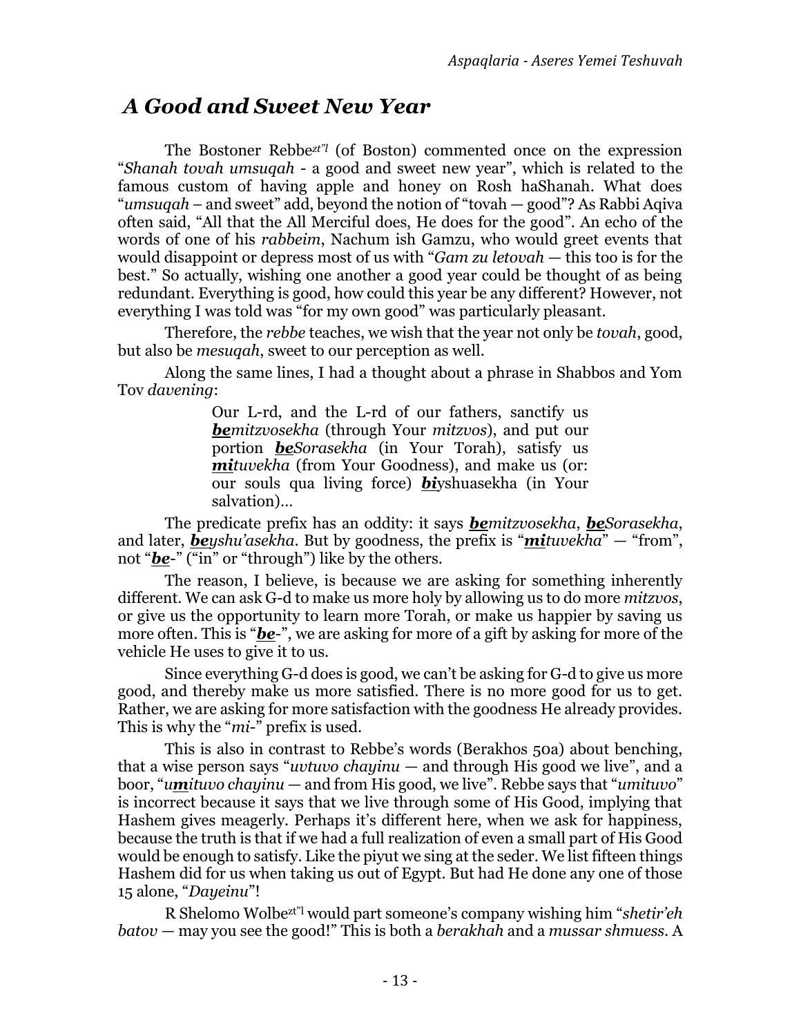## *A Good and Sweet New Year*

The Bostoner Rebbe*zt"l* (of Boston) commented once on the expression "*Shanah tovah umsuqah* - a good and sweet new year", which is related to the famous custom of having apple and honey on Rosh haShanah. What does "*umsuqah* – and sweet" add, beyond the notion of "tovah — good"? As Rabbi Aqiva often said, "All that the All Merciful does, He does for the good". An echo of the words of one of his *rabbeim*, Nachum ish Gamzu, who would greet events that would disappoint or depress most of us with "*Gam zu letovah* — this too is for the best." So actually, wishing one another a good year could be thought of as being redundant. Everything is good, how could this year be any different? However, not everything I was told was "for my own good" was particularly pleasant.

Therefore, the *rebbe* teaches, we wish that the year not only be *tovah*, good, but also be *mesuqah*, sweet to our perception as well.

Along the same lines, I had a thought about a phrase in Shabbos and Yom Tov *davening*:

> Our L-rd, and the L-rd of our fathers, sanctify us ***be****mitzvosekha* (through Your *mitzvos*), and put our portion ***be****Sorasekha* (in Your Torah), satisfy us ***mi****tuvekha* (from Your Goodness), and make us (or: our souls qua living force) ***bi***yshuasekha (in Your salvation)…

The predicate prefix has an oddity: it says ***be****mitzvosekha*, ***be****Sorasekha*, and later, ***be****yshu'asekha*. But by goodness, the prefix is "***mi****tuvekha*" — "from", not "***be***-" ("in" or "through") like by the others.

The reason, I believe, is because we are asking for something inherently different. We can ask G-d to make us more holy by allowing us to do more *mitzvos*, or give us the opportunity to learn more Torah, or make us happier by saving us more often. This is "***be***-", we are asking for more of a gift by asking for more of the vehicle He uses to give it to us.

Since everything G-d does is good, we can't be asking for G-d to give us more good, and thereby make us more satisfied. There is no more good for us to get. Rather, we are asking for more satisfaction with the goodness He already provides. This is why the "*mi-*" prefix is used.

This is also in contrast to Rebbe's words (Berakhos 50a) about benching, that a wise person says "*uvtuvo chayinu* — and through His good we live", and a boor, "*u****mi****tuvo chayinu* — and from His good, we live". Rebbe says that "*umituvo*" is incorrect because it says that we live through some of His Good, implying that Hashem gives meagerly. Perhaps it's different here, when we ask for happiness, because the truth is that if we had a full realization of even a small part of His Good would be enough to satisfy. Like the piyut we sing at the seder. We list fifteen things Hashem did for us when taking us out of Egypt. But had He done any one of those 15 alone, "*Dayeinu*"!

R Shelomo Wolbe*zt"l* would part someone's company wishing him "*shetir'eh batov* — may you see the good!" This is both a *berakhah* and a *mussar shmuess*. A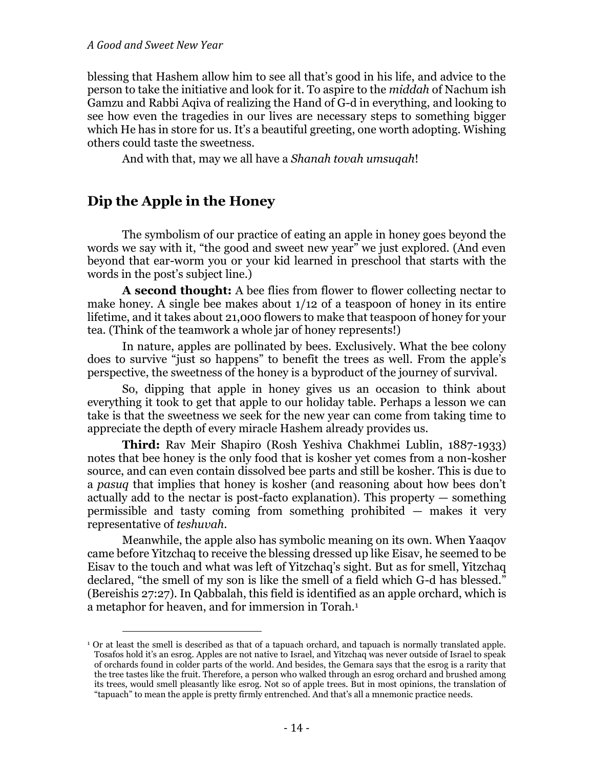blessing that Hashem allow him to see all that's good in his life, and advice to the person to take the initiative and look for it. To aspire to the *middah* of Nachum ish Gamzu and Rabbi Aqiva of realizing the Hand of G-d in everything, and looking to see how even the tragedies in our lives are necessary steps to something bigger which He has in store for us. It's a beautiful greeting, one worth adopting. Wishing others could taste the sweetness.

And with that, may we all have a *Shanah tovah umsuqah*!

## Dip the Apple in the Honey

The symbolism of our practice of eating an apple in honey goes beyond the words we say with it, "the good and sweet new year" we just explored. (And even beyond that ear-worm you or your kid learned in preschool that starts with the words in the post's subject line.)

**A second thought:** A bee flies from flower to flower collecting nectar to make honey. A single bee makes about 1/12 of a teaspoon of honey in its entire lifetime, and it takes about 21,000 flowers to make that teaspoon of honey for your tea. (Think of the teamwork a whole jar of honey represents!)

In nature, apples are pollinated by bees. Exclusively. What the bee colony does to survive "just so happens" to benefit the trees as well. From the apple's perspective, the sweetness of the honey is a byproduct of the journey of survival.

So, dipping that apple in honey gives us an occasion to think about everything it took to get that apple to our holiday table. Perhaps a lesson we can take is that the sweetness we seek for the new year can come from taking time to appreciate the depth of every miracle Hashem already provides us.

**Third:** Rav Meir Shapiro (Rosh Yeshiva Chakhmei Lublin, 1887-1933) notes that bee honey is the only food that is kosher yet comes from a non-kosher source, and can even contain dissolved bee parts and still be kosher. This is due to a *pasuq* that implies that honey is kosher (and reasoning about how bees don't actually add to the nectar is post-facto explanation). This property — something permissible and tasty coming from something prohibited — makes it very representative of *teshuvah*.

Meanwhile, the apple also has symbolic meaning on its own. When Yaaqov came before Yitzchaq to receive the blessing dressed up like Eisav, he seemed to be Eisav to the touch and what was left of Yitzchaq's sight. But as for smell, Yitzchaq declared, "the smell of my son is like the smell of a field which G-d has blessed." (Bereishis 27:27). In Qabbalah, this field is identified as an apple orchard, which is a metaphor for heaven, and for immersion in Torah.[1]

[1] Or at least the smell is described as that of a tapuach orchard, and tapuach is normally translated apple. Tosafos hold it's an esrog. Apples are not native to Israel, and Yitzchaq was never outside of Israel to speak of orchards found in colder parts of the world. And besides, the Gemara says that the esrog is a rarity that the tree tastes like the fruit. Therefore, a person who walked through an esrog orchard and brushed among its trees, would smell pleasantly like esrog. Not so of apple trees. But in most opinions, the translation of "tapuach" to mean the apple is pretty firmly entrenched. And that's all a mnemonic practice needs.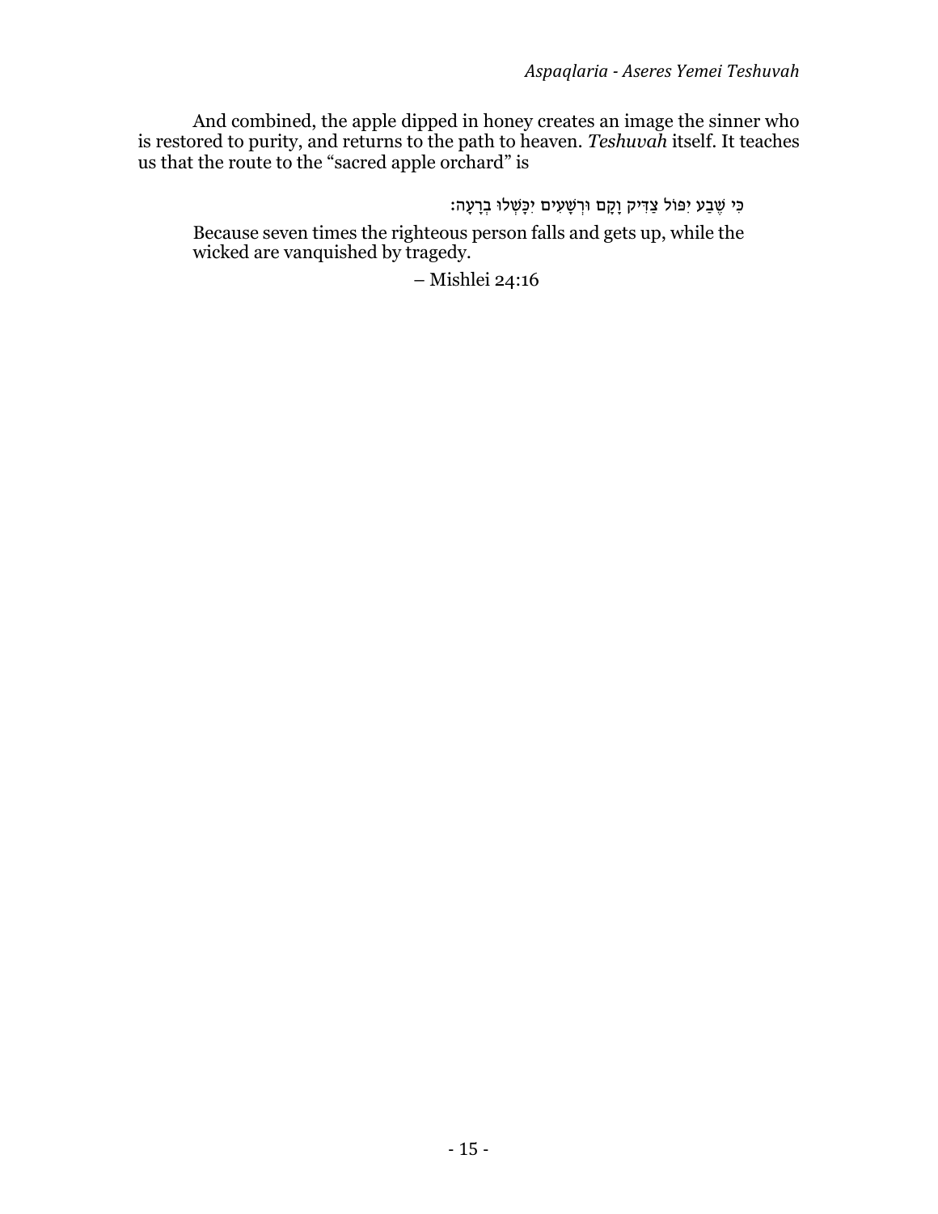And combined, the apple dipped in honey creates an image the sinner who is restored to purity, and returns to the path to heaven. *Teshuvah* itself. It teaches us that the route to the "sacred apple orchard" is

> כִּי שֶׁבַע יִפּוֹל צַדִּיק וָקָם וּרְשָׁעִים יִכָּשְׁלוּ בְרָעָה:
>
> Because seven times the righteous person falls and gets up, while the wicked are vanquished by tragedy.
>
> – Mishlei 24:16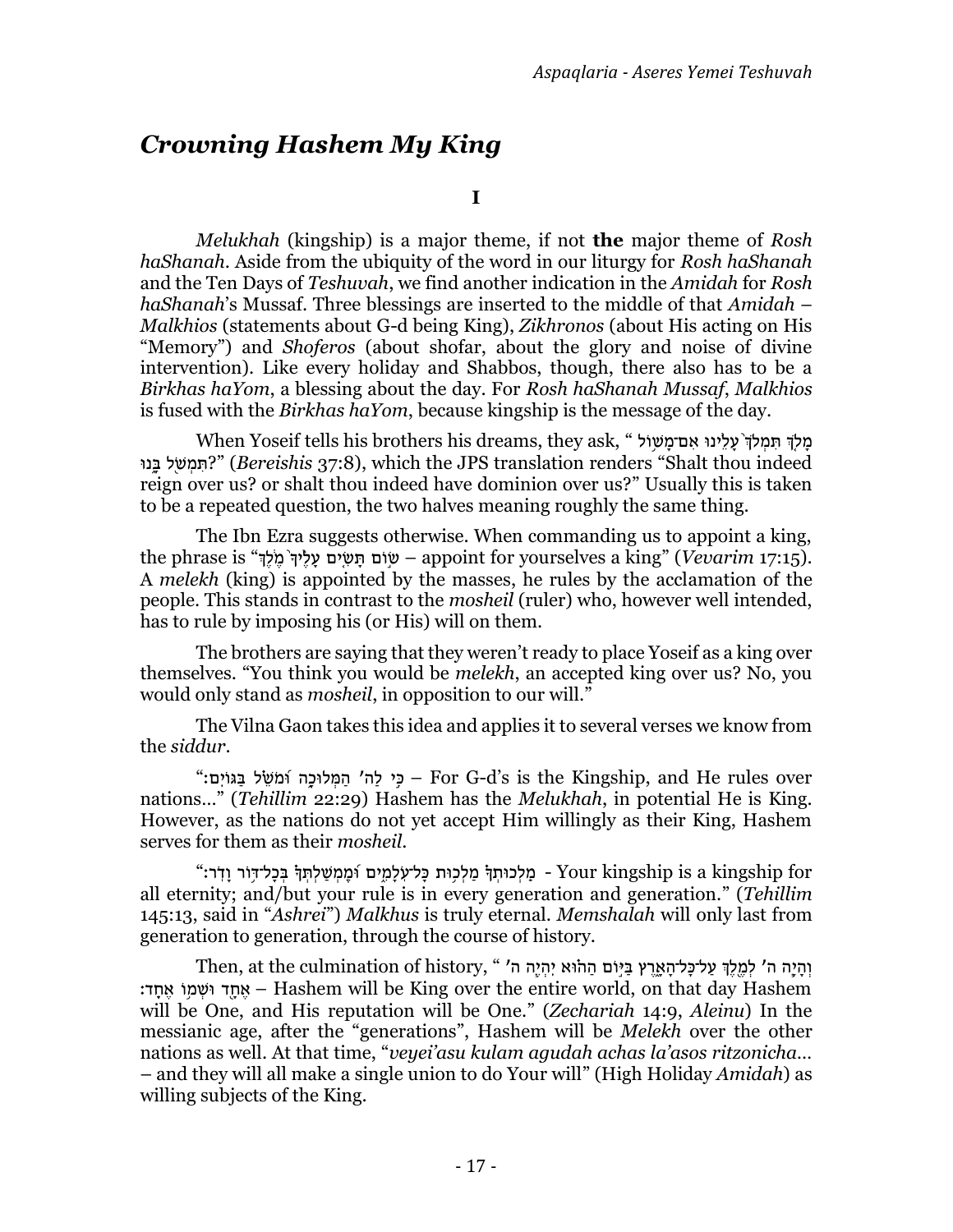# *Crowning Hashem My King*

**I**

*Melukhah* (kingship) is a major theme, if not **the** major theme of *Rosh haShanah*. Aside from the ubiquity of the word in our liturgy for *Rosh haShanah* and the Ten Days of *Teshuvah*, we find another indication in the *Amidah* for *Rosh haShanah*'s Mussaf. Three blessings are inserted to the middle of that *Amidah* – *Malkhios* (statements about G-d being King), *Zikhronos* (about His acting on His "Memory") and *Shoferos* (about shofar, about the glory and noise of divine intervention). Like every holiday and Shabbos, though, there also has to be a *Birkhas haYom*, a blessing about the day. For *Rosh haShanah Mussaf*, *Malkhios* is fused with the *Birkhas haYom*, because kingship is the message of the day.

When Yoseif tells his brothers his dreams, they ask, "מָלֹךְ תִּמְלֹךְ֙ עָלֵינוּ אִם־מָשׁ֥וֹל תִּמְשֹׁ֖ל בָּ֑נוּ?" (*Bereishis* 37:8), which the JPS translation renders "Shalt thou indeed reign over us? or shalt thou indeed have dominion over us?" Usually this is taken to be a repeated question, the two halves meaning roughly the same thing.

The Ibn Ezra suggests otherwise. When commanding us to appoint a king, the phrase is "שׂ֣וֹם תָּשִׂ֤ים עָלֶ֙יךָ֙ מֶ֔לֶךְ – appoint for yourselves a king" (*Vevarim* 17:15). A *melekh* (king) is appointed by the masses, he rules by the acclamation of the people. This stands in contrast to the *mosheil* (ruler) who, however well intended, has to rule by imposing his (or His) will on them.

The brothers are saying that they weren't ready to place Yoseif as a king over themselves. "You think you would be *melekh*, an accepted king over us? No, you would only stand as *mosheil*, in opposition to our will."

The Vilna Gaon takes this idea and applies it to several verses we know from the *siddur*.

"כִּ֣י לַ֭ה' הַמְּלוּכָ֑ה וּ֝מֹשֵׁ֗ל בַּגּוֹיִֽם: – For G-d's is the Kingship, and He rules over nations…" (*Tehillim* 22:29) Hashem has the *Melukhah*, in potential He is King. However, as the nations do not yet accept Him willingly as their King, Hashem serves for them as their *mosheil*.

"מַֽלְכוּתְךָ֗ מַלְכ֥וּת כָּל־עֹלָמִ֑ים וּ֝מֶֽמְשַׁלְתְּךָ֗ בְּכָל־דּ֥וֹר וָדֹֽר: - Your kingship is a kingship for all eternity; and/but your rule is in every generation and generation." (*Tehillim* 145:13, said in "*Ashrei*") *Malkhus* is truly eternal. *Memshalah* will only last from generation to generation, through the course of history.

Then, at the culmination of history, "וְהָיָ֧ה ה' לְמֶ֖לֶךְ עַל־כָּל־הָאָ֑רֶץ בַּיּ֣וֹם הַה֗וּא יִהְיֶ֧ה ה' אֶחָ֛ד וּשְׁמ֥וֹ אֶחָֽד: – Hashem will be King over the entire world, on that day Hashem will be One, and His reputation will be One." (*Zechariah* 14:9, *Aleinu*) In the messianic age, after the "generations", Hashem will be *Melekh* over the other nations as well. At that time, "*veyei'asu kulam agudah achas la'asos ritzonicha…* – and they will all make a single union to do Your will" (High Holiday *Amidah*) as willing subjects of the King.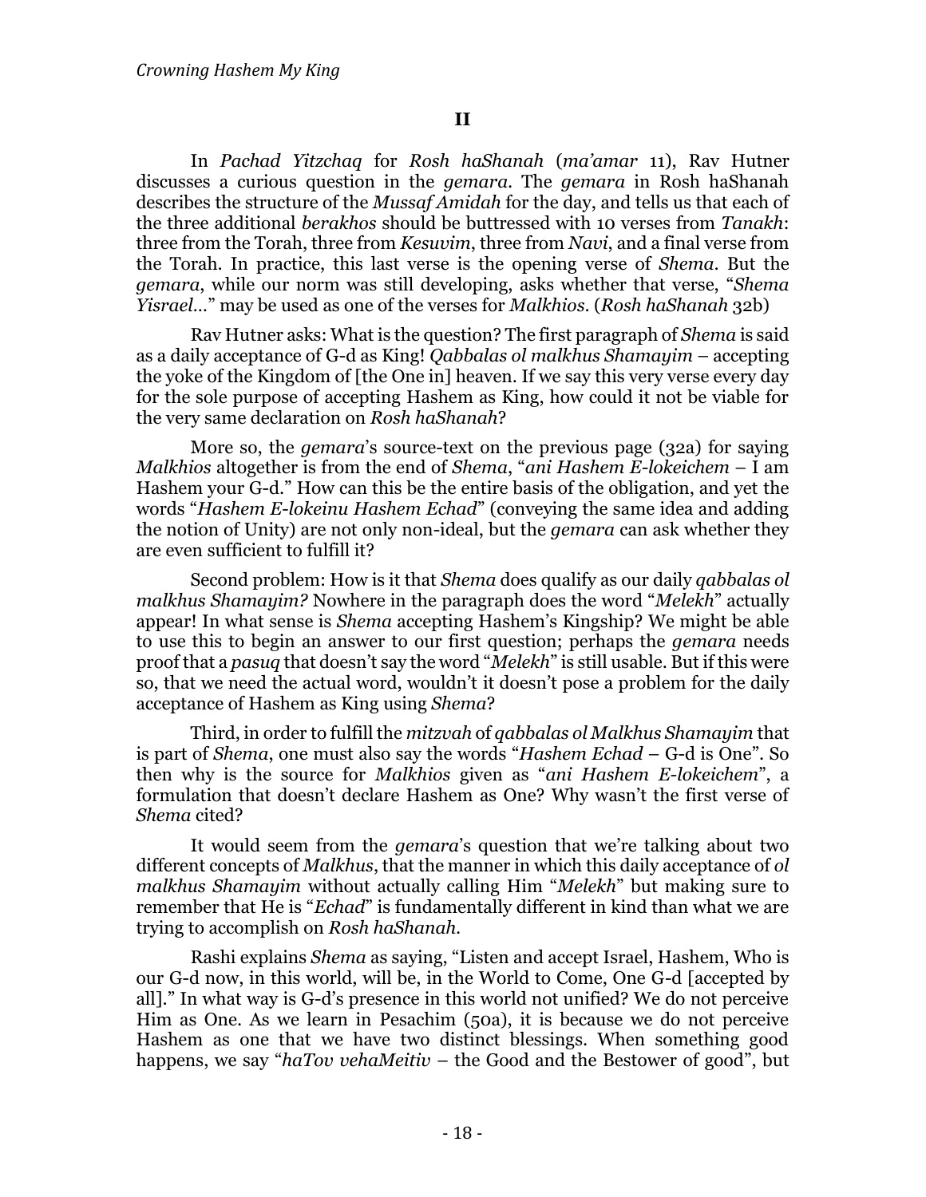**II**

In *Pachad Yitzchaq* for *Rosh haShanah* (*ma'amar* 11), Rav Hutner discusses a curious question in the *gemara*. The *gemara* in Rosh haShanah describes the structure of the *Mussaf Amidah* for the day, and tells us that each of the three additional *berakhos* should be buttressed with 10 verses from *Tanakh*: three from the Torah, three from *Kesuvim*, three from *Navi*, and a final verse from the Torah. In practice, this last verse is the opening verse of *Shema*. But the *gemara*, while our norm was still developing, asks whether that verse, "*Shema Yisrael…*" may be used as one of the verses for *Malkhios*. (*Rosh haShanah* 32b)

Rav Hutner asks: What is the question? The first paragraph of *Shema* is said as a daily acceptance of G-d as King! *Qabbalas ol malkhus Shamayim* – accepting the yoke of the Kingdom of [the One in] heaven. If we say this very verse every day for the sole purpose of accepting Hashem as King, how could it not be viable for the very same declaration on *Rosh haShanah*?

More so, the *gemara*'s source-text on the previous page (32a) for saying *Malkhios* altogether is from the end of *Shema*, "*ani Hashem E-lokeichem* – I am Hashem your G-d." How can this be the entire basis of the obligation, and yet the words "*Hashem E-lokeinu Hashem Echad*" (conveying the same idea and adding the notion of Unity) are not only non-ideal, but the *gemara* can ask whether they are even sufficient to fulfill it?

Second problem: How is it that *Shema* does qualify as our daily *qabbalas ol malkhus Shamayim?* Nowhere in the paragraph does the word "*Melekh*" actually appear! In what sense is *Shema* accepting Hashem's Kingship? We might be able to use this to begin an answer to our first question; perhaps the *gemara* needs proof that a *pasuq* that doesn't say the word "*Melekh*" is still usable. But if this were so, that we need the actual word, wouldn't it doesn't pose a problem for the daily acceptance of Hashem as King using *Shema*?

Third, in order to fulfill the *mitzvah* of *qabbalas ol Malkhus Shamayim* that is part of *Shema*, one must also say the words "*Hashem Echad* – G-d is One". So then why is the source for *Malkhios* given as "*ani Hashem E-lokeichem*", a formulation that doesn't declare Hashem as One? Why wasn't the first verse of *Shema* cited?

It would seem from the *gemara*'s question that we're talking about two different concepts of *Malkhus*, that the manner in which this daily acceptance of *ol malkhus Shamayim* without actually calling Him "*Melekh*" but making sure to remember that He is "*Echad*" is fundamentally different in kind than what we are trying to accomplish on *Rosh haShanah*.

Rashi explains *Shema* as saying, "Listen and accept Israel, Hashem, Who is our G-d now, in this world, will be, in the World to Come, One G-d [accepted by all]." In what way is G-d's presence in this world not unified? We do not perceive Him as One. As we learn in Pesachim (50a), it is because we do not perceive Hashem as one that we have two distinct blessings. When something good happens, we say "*haTov vehaMeitiv* – the Good and the Bestower of good", but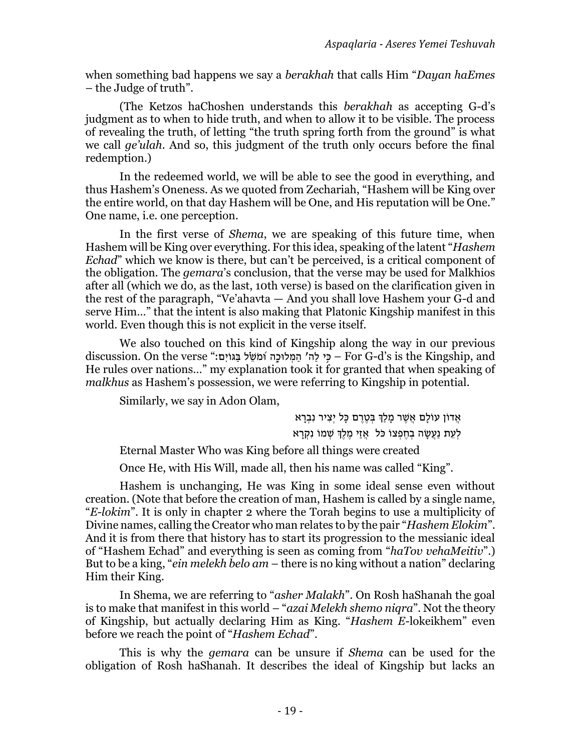when something bad happens we say a *berakhah* that calls Him "*Dayan haEmes* – the Judge of truth".

(The Ketzos haChoshen understands this *berakhah* as accepting G-d's judgment as to when to hide truth, and when to allow it to be visible. The process of revealing the truth, of letting "the truth spring forth from the ground" is what we call *ge'ulah*. And so, this judgment of the truth only occurs before the final redemption.)

In the redeemed world, we will be able to see the good in everything, and thus Hashem's Oneness. As we quoted from Zechariah, "Hashem will be King over the entire world, on that day Hashem will be One, and His reputation will be One." One name, i.e. one perception.

In the first verse of *Shema*, we are speaking of this future time, when Hashem will be King over everything. For this idea, speaking of the latent "*Hashem Echad*" which we know is there, but can't be perceived, is a critical component of the obligation. The *gemara*'s conclusion, that the verse may be used for Malkhios after all (which we do, as the last, 10th verse) is based on the clarification given in the rest of the paragraph, "Ve'ahavta — And you shall love Hashem your G-d and serve Him…" that the intent is also making that Platonic Kingship manifest in this world. Even though this is not explicit in the verse itself.

We also touched on this kind of Kingship along the way in our previous discussion. On the verse "כִּי לַה' הַמְּלוּכָה וּמֹשֵׁל בַּגּוֹיִם: – For G-d's is the Kingship, and He rules over nations…" my explanation took it for granted that when speaking of *malkhus* as Hashem's possession, we were referring to Kingship in potential.

Similarly, we say in Adon Olam,

אֲדוֹן עוֹלָם אֲשֶׁר מָלַךְ בְּטֶרֶם כָּל יְצִיר נִבְרָא
לְעֵת נַעֲשָׂה בְחֶפְצוֹ כֹּל אֲזַי מֶלֶךְ שְׁמוֹ נִקְרָא

Eternal Master Who was King before all things were created

Once He, with His Will, made all, then his name was called "King".

Hashem is unchanging, He was King in some ideal sense even without creation. (Note that before the creation of man, Hashem is called by a single name, "*E-lokim*". It is only in chapter 2 where the Torah begins to use a multiplicity of Divine names, calling the Creator who man relates to by the pair "*Hashem Elokim*". And it is from there that history has to start its progression to the messianic ideal of "Hashem Echad" and everything is seen as coming from "*haTov vehaMeitiv*".) But to be a king, "*ein melekh belo am* – there is no king without a nation" declaring Him their King.

In Shema, we are referring to "*asher Malakh*". On Rosh haShanah the goal is to make that manifest in this world – "*azai Melekh shemo niqra*". Not the theory of Kingship, but actually declaring Him as King. "*Hashem E-*lokeikhem" even before we reach the point of "*Hashem Echad*".

This is why the *gemara* can be unsure if *Shema* can be used for the obligation of Rosh haShanah. It describes the ideal of Kingship but lacks an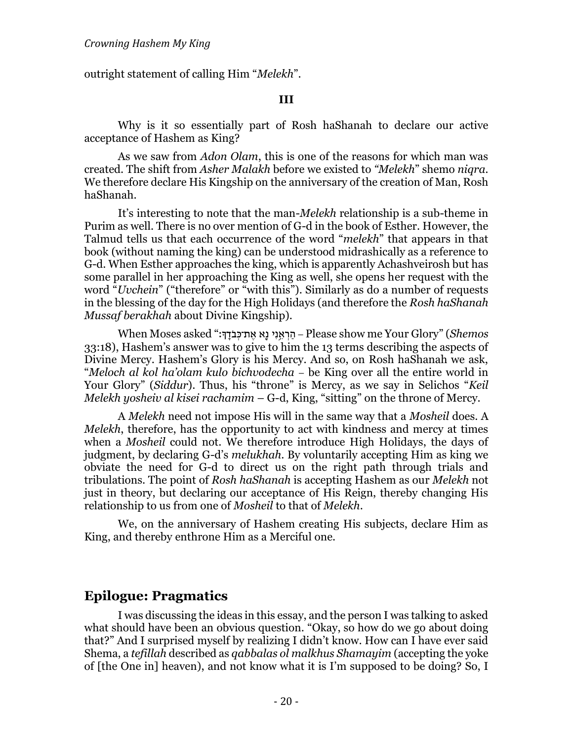outright statement of calling Him "*Melekh*".

**III**

Why is it so essentially part of Rosh haShanah to declare our active acceptance of Hashem as King?

As we saw from *Adon Olam*, this is one of the reasons for which man was created. The shift from *Asher Malakh* before we existed to *"Melekh"* shemo *niqra*. We therefore declare His Kingship on the anniversary of the creation of Man, Rosh haShanah.

It's interesting to note that the man-*Melekh* relationship is a sub-theme in Purim as well. There is no over mention of G-d in the book of Esther. However, the Talmud tells us that each occurrence of the word "*melekh*" that appears in that book (without naming the king) can be understood midrashically as a reference to G-d. When Esther approaches the king, which is apparently Achashveirosh but has some parallel in her approaching the King as well, she opens her request with the word "*Uvchein*" ("therefore" or "with this"). Similarly as do a number of requests in the blessing of the day for the High Holidays (and therefore the *Rosh haShanah Mussaf berakhah* about Divine Kingship).

When Moses asked "הַרְאֵ֥נִי נָ֖א אֶת־כְּבֹדֶֽךָ׃ – Please show me Your Glory" (*Shemos* 33:18), Hashem's answer was to give to him the 13 terms describing the aspects of Divine Mercy. Hashem's Glory is his Mercy. And so, on Rosh haShanah we ask, "*Meloch al kol ha'olam kulo bichvodecha* – be King over all the entire world in Your Glory" (*Siddur*). Thus, his "throne" is Mercy, as we say in Selichos "*Keil Melekh yosheiv al kisei rachamim* – G-d, King, "sitting" on the throne of Mercy.

A *Melekh* need not impose His will in the same way that a *Mosheil* does. A *Melekh*, therefore, has the opportunity to act with kindness and mercy at times when a *Mosheil* could not. We therefore introduce High Holidays, the days of judgment, by declaring G-d's *melukhah*. By voluntarily accepting Him as king we obviate the need for G-d to direct us on the right path through trials and tribulations. The point of *Rosh haShanah* is accepting Hashem as our *Melekh* not just in theory, but declaring our acceptance of His Reign, thereby changing His relationship to us from one of *Mosheil* to that of *Melekh*.

We, on the anniversary of Hashem creating His subjects, declare Him as King, and thereby enthrone Him as a Merciful one.

## Epilogue: Pragmatics

I was discussing the ideas in this essay, and the person I was talking to asked what should have been an obvious question. "Okay, so how do we go about doing that?" And I surprised myself by realizing I didn't know. How can I have ever said Shema, a *tefillah* described as *qabbalas ol malkhus Shamayim* (accepting the yoke of [the One in] heaven), and not know what it is I'm supposed to be doing? So, I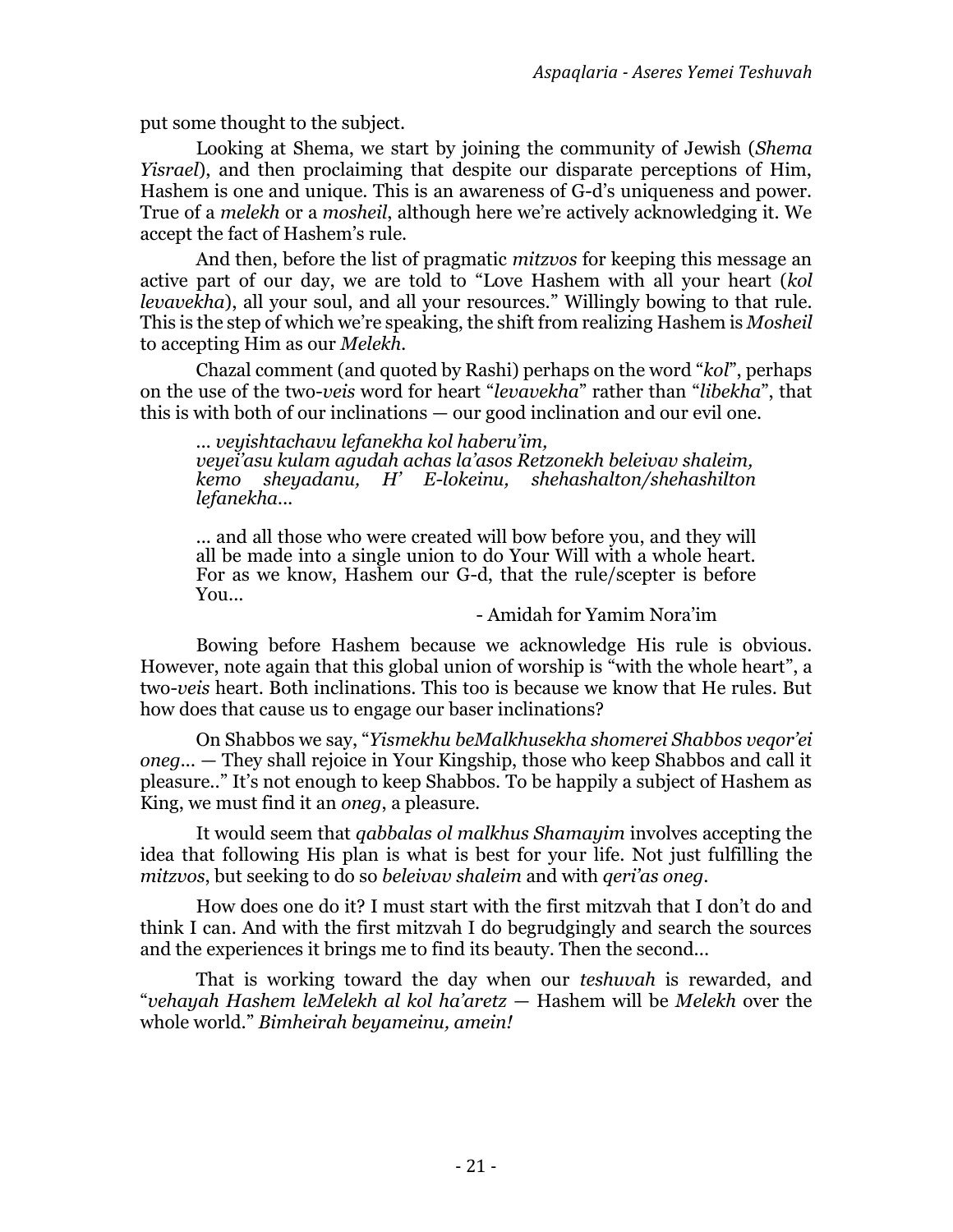put some thought to the subject.

Looking at Shema, we start by joining the community of Jewish (*Shema Yisrael*), and then proclaiming that despite our disparate perceptions of Him, Hashem is one and unique. This is an awareness of G-d's uniqueness and power. True of a *melekh* or a *mosheil*, although here we're actively acknowledging it. We accept the fact of Hashem's rule.

And then, before the list of pragmatic *mitzvos* for keeping this message an active part of our day, we are told to "Love Hashem with all your heart (*kol levavekha*), all your soul, and all your resources." Willingly bowing to that rule. This is the step of which we're speaking, the shift from realizing Hashem is *Mosheil* to accepting Him as our *Melekh*.

Chazal comment (and quoted by Rashi) perhaps on the word "*kol*", perhaps on the use of the two-*veis* word for heart "*levavekha*" rather than "*libekha*", that this is with both of our inclinations — our good inclination and our evil one.

> *… veyishtachavu lefanekha kol haberu'im,*
> *veyei'asu kulam agudah achas la'asos Retzonekh beleivav shaleim, kemo sheyadanu, H' E-lokeinu, shehashalton/shehashilton lefanekha…*
>
> … and all those who were created will bow before you, and they will all be made into a single union to do Your Will with a whole heart. For as we know, Hashem our G-d, that the rule/scepter is before You…
>
> \- Amidah for Yamim Nora'im

Bowing before Hashem because we acknowledge His rule is obvious. However, note again that this global union of worship is "with the whole heart", a two-*veis* heart. Both inclinations. This too is because we know that He rules. But how does that cause us to engage our baser inclinations?

On Shabbos we say, "*Yismekhu beMalkhusekha shomerei Shabbos veqor'ei oneg… —* They shall rejoice in Your Kingship, those who keep Shabbos and call it pleasure.." It's not enough to keep Shabbos. To be happily a subject of Hashem as King, we must find it an *oneg*, a pleasure.

It would seem that *qabbalas ol malkhus Shamayim* involves accepting the idea that following His plan is what is best for your life. Not just fulfilling the *mitzvos*, but seeking to do so *beleivav shaleim* and with *qeri'as oneg*.

How does one do it? I must start with the first mitzvah that I don't do and think I can. And with the first mitzvah I do begrudgingly and search the sources and the experiences it brings me to find its beauty. Then the second…

That is working toward the day when our *teshuvah* is rewarded, and "*vehayah Hashem leMelekh al kol ha'aretz —* Hashem will be *Melekh* over the whole world." *Bimheirah beyameinu, amein!*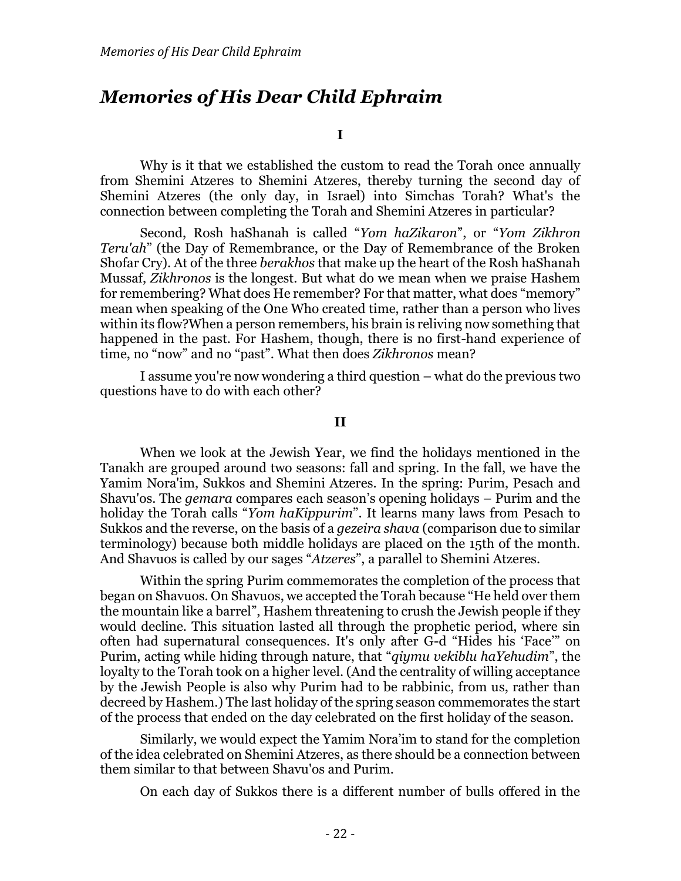# *Memories of His Dear Child Ephraim*

**I**

Why is it that we established the custom to read the Torah once annually from Shemini Atzeres to Shemini Atzeres, thereby turning the second day of Shemini Atzeres (the only day, in Israel) into Simchas Torah? What's the connection between completing the Torah and Shemini Atzeres in particular?

Second, Rosh haShanah is called "*Yom haZikaron*", or "*Yom Zikhron Teru'ah*" (the Day of Remembrance, or the Day of Remembrance of the Broken Shofar Cry). At of the three *berakhos* that make up the heart of the Rosh haShanah Mussaf, *Zikhronos* is the longest. But what do we mean when we praise Hashem for remembering? What does He remember? For that matter, what does "memory" mean when speaking of the One Who created time, rather than a person who lives within its flow?When a person remembers, his brain is reliving now something that happened in the past. For Hashem, though, there is no first-hand experience of time, no "now" and no "past". What then does *Zikhronos* mean?

I assume you're now wondering a third question – what do the previous two questions have to do with each other?

**II**

When we look at the Jewish Year, we find the holidays mentioned in the Tanakh are grouped around two seasons: fall and spring. In the fall, we have the Yamim Nora'im, Sukkos and Shemini Atzeres. In the spring: Purim, Pesach and Shavu'os. The *gemara* compares each season's opening holidays – Purim and the holiday the Torah calls "*Yom haKippurim*". It learns many laws from Pesach to Sukkos and the reverse, on the basis of a *gezeira shava* (comparison due to similar terminology) because both middle holidays are placed on the 15th of the month. And Shavuos is called by our sages "*Atzeres*", a parallel to Shemini Atzeres.

Within the spring Purim commemorates the completion of the process that began on Shavuos. On Shavuos, we accepted the Torah because "He held over them the mountain like a barrel", Hashem threatening to crush the Jewish people if they would decline. This situation lasted all through the prophetic period, where sin often had supernatural consequences. It's only after G-d "Hides his 'Face'" on Purim, acting while hiding through nature, that "*qiymu vekiblu haYehudim*", the loyalty to the Torah took on a higher level. (And the centrality of willing acceptance by the Jewish People is also why Purim had to be rabbinic, from us, rather than decreed by Hashem.) The last holiday of the spring season commemorates the start of the process that ended on the day celebrated on the first holiday of the season.

Similarly, we would expect the Yamim Nora'im to stand for the completion of the idea celebrated on Shemini Atzeres, as there should be a connection between them similar to that between Shavu'os and Purim.

On each day of Sukkos there is a different number of bulls offered in the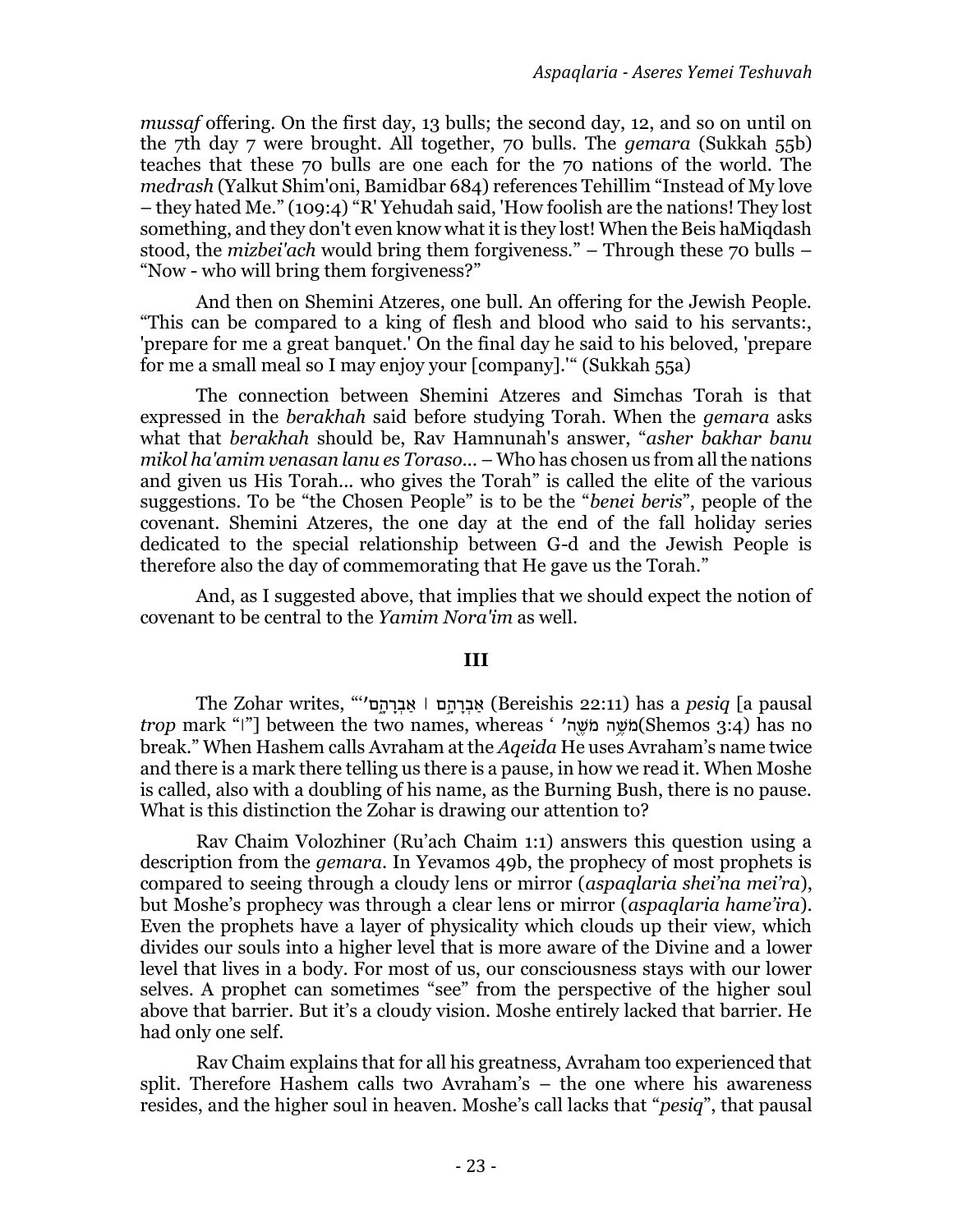*mussaf* offering. On the first day, 13 bulls; the second day, 12, and so on until on the 7th day 7 were brought. All together, 70 bulls. The *gemara* (Sukkah 55b) teaches that these 70 bulls are one each for the 70 nations of the world. The *medrash* (Yalkut Shim'oni, Bamidbar 684) references Tehillim "Instead of My love – they hated Me." (109:4) "R' Yehudah said, 'How foolish are the nations! They lost something, and they don't even know what it is they lost! When the Beis haMiqdash stood, the *mizbei'ach* would bring them forgiveness." – Through these 70 bulls – "Now - who will bring them forgiveness?"

And then on Shemini Atzeres, one bull. An offering for the Jewish People. "This can be compared to a king of flesh and blood who said to his servants:, 'prepare for me a great banquet.' On the final day he said to his beloved, 'prepare for me a small meal so I may enjoy your [company].'" (Sukkah 55a)

The connection between Shemini Atzeres and Simchas Torah is that expressed in the *berakhah* said before studying Torah. When the *gemara* asks what that *berakhah* should be, Rav Hamnunah's answer, "*asher bakhar banu mikol ha'amim venasan lanu es Toraso*... – Who has chosen us from all the nations and given us His Torah... who gives the Torah" is called the elite of the various suggestions. To be "the Chosen People" is to be the "*benei beris*", people of the covenant. Shemini Atzeres, the one day at the end of the fall holiday series dedicated to the special relationship between G-d and the Jewish People is therefore also the day of commemorating that He gave us the Torah."

And, as I suggested above, that implies that we should expect the notion of covenant to be central to the *Yamim Nora'im* as well.

### III

The Zohar writes, "'אַבְרָהָם ׀ אַבְרָהָם' (Bereishis 22:11) has a *pesiq* [a pausal *trop* mark "׀"] between the two names, whereas 'מֹשֶׁה מֹשֶׁה' (Shemos 3:4) has no break." When Hashem calls Avraham at the *Aqeida* He uses Avraham's name twice and there is a mark there telling us there is a pause, in how we read it. When Moshe is called, also with a doubling of his name, as the Burning Bush, there is no pause. What is this distinction the Zohar is drawing our attention to?

Rav Chaim Volozhiner (Ru'ach Chaim 1:1) answers this question using a description from the *gemara*. In Yevamos 49b, the prophecy of most prophets is compared to seeing through a cloudy lens or mirror (*aspaqlaria shei'na mei'ra*), but Moshe's prophecy was through a clear lens or mirror (*aspaqlaria hame'ira*). Even the prophets have a layer of physicality which clouds up their view, which divides our souls into a higher level that is more aware of the Divine and a lower level that lives in a body. For most of us, our consciousness stays with our lower selves. A prophet can sometimes "see" from the perspective of the higher soul above that barrier. But it's a cloudy vision. Moshe entirely lacked that barrier. He had only one self.

Rav Chaim explains that for all his greatness, Avraham too experienced that split. Therefore Hashem calls two Avraham's – the one where his awareness resides, and the higher soul in heaven. Moshe's call lacks that "*pesiq*", that pausal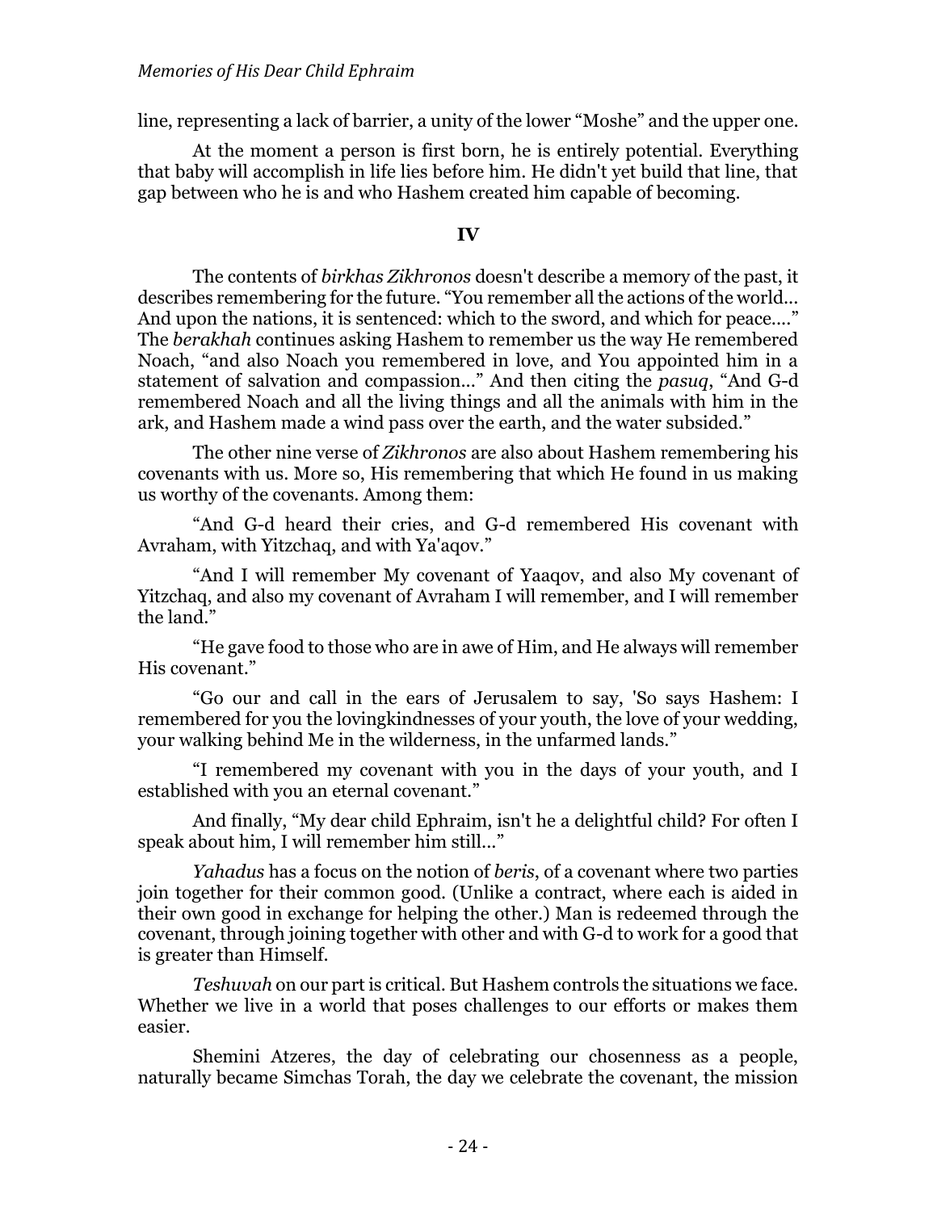line, representing a lack of barrier, a unity of the lower "Moshe" and the upper one.

At the moment a person is first born, he is entirely potential. Everything that baby will accomplish in life lies before him. He didn't yet build that line, that gap between who he is and who Hashem created him capable of becoming.

**IV**

The contents of *birkhas Zikhronos* doesn't describe a memory of the past, it describes remembering for the future. "You remember all the actions of the world... And upon the nations, it is sentenced: which to the sword, and which for peace...." The *berakhah* continues asking Hashem to remember us the way He remembered Noach, "and also Noach you remembered in love, and You appointed him in a statement of salvation and compassion..." And then citing the *pasuq*, "And G-d remembered Noach and all the living things and all the animals with him in the ark, and Hashem made a wind pass over the earth, and the water subsided."

The other nine verse of *Zikhronos* are also about Hashem remembering his covenants with us. More so, His remembering that which He found in us making us worthy of the covenants. Among them:

"And G-d heard their cries, and G-d remembered His covenant with Avraham, with Yitzchaq, and with Ya'aqov."

"And I will remember My covenant of Yaaqov, and also My covenant of Yitzchaq, and also my covenant of Avraham I will remember, and I will remember the land."

"He gave food to those who are in awe of Him, and He always will remember His covenant."

"Go our and call in the ears of Jerusalem to say, 'So says Hashem: I remembered for you the lovingkindnesses of your youth, the love of your wedding, your walking behind Me in the wilderness, in the unfarmed lands."

"I remembered my covenant with you in the days of your youth, and I established with you an eternal covenant."

And finally, "My dear child Ephraim, isn't he a delightful child? For often I speak about him, I will remember him still..."

*Yahadus* has a focus on the notion of *beris*, of a covenant where two parties join together for their common good. (Unlike a contract, where each is aided in their own good in exchange for helping the other.) Man is redeemed through the covenant, through joining together with other and with G-d to work for a good that is greater than Himself.

*Teshuvah* on our part is critical. But Hashem controls the situations we face. Whether we live in a world that poses challenges to our efforts or makes them easier.

Shemini Atzeres, the day of celebrating our chosenness as a people, naturally became Simchas Torah, the day we celebrate the covenant, the mission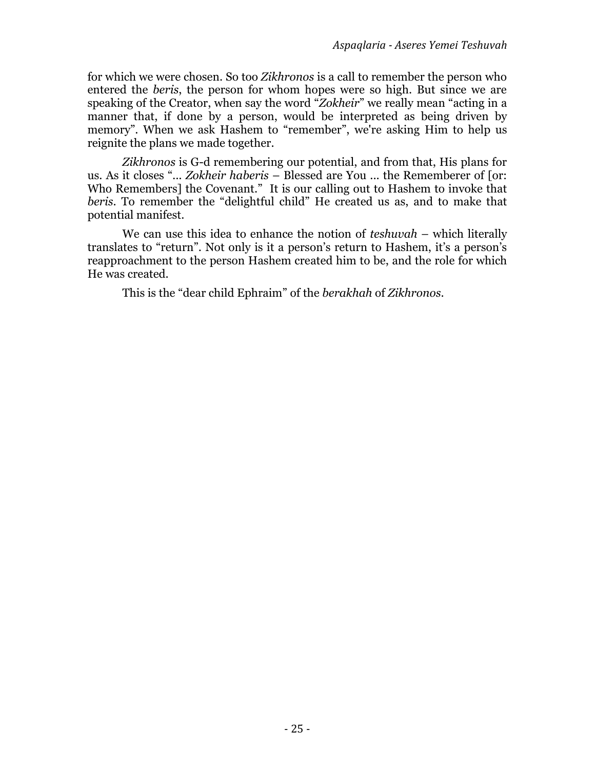for which we were chosen. So too *Zikhronos* is a call to remember the person who entered the *beris*, the person for whom hopes were so high. But since we are speaking of the Creator, when say the word "*Zokheir*" we really mean "acting in a manner that, if done by a person, would be interpreted as being driven by memory". When we ask Hashem to "remember", we're asking Him to help us reignite the plans we made together.

*Zikhronos* is G-d remembering our potential, and from that, His plans for us. As it closes "... *Zokheir haberis* – Blessed are You ... the Rememberer of [or: Who Remembers] the Covenant." It is our calling out to Hashem to invoke that *beris*. To remember the "delightful child" He created us as, and to make that potential manifest.

We can use this idea to enhance the notion of *teshuvah* – which literally translates to "return". Not only is it a person's return to Hashem, it's a person's reapproachment to the person Hashem created him to be, and the role for which He was created.

This is the "dear child Ephraim" of the *berakhah* of *Zikhronos*.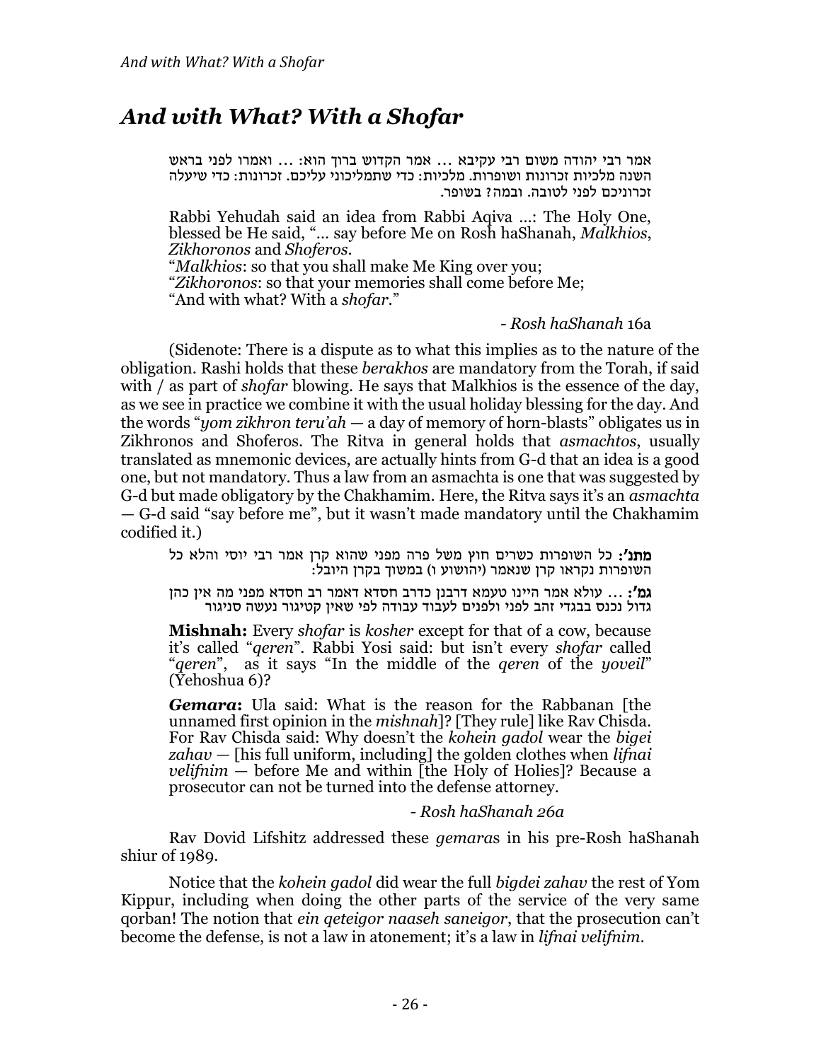# *And with What? With a Shofar*

> אמר רבי יהודה משום רבי עקיבא ... אמר הקדוש ברוך הוא: ... ואמרו לפני בראש השנה מלכיות זכרונות ושופרות. מלכיות: כדי שתמליכוני עליכם. זכרונות: כדי שיעלה זכרוניכם לפני לטובה. ובמה? בשופר.
>
> Rabbi Yehudah said an idea from Rabbi Aqiva ...: The Holy One, blessed be He said, "... say before Me on Rosh haShanah, *Malkhios*, *Zikhoronos* and *Shoferos*.
> "*Malkhios*: so that you shall make Me King over you;
> "*Zikhoronos*: so that your memories shall come before Me;
> "And with what? With a *shofar*."
>
> \- *Rosh haShanah* 16a

(Sidenote: There is a dispute as to what this implies as to the nature of the obligation. Rashi holds that these *berakhos* are mandatory from the Torah, if said with / as part of *shofar* blowing. He says that Malkhios is the essence of the day, as we see in practice we combine it with the usual holiday blessing for the day. And the words "*yom zikhron teru'ah* — a day of memory of horn-blasts" obligates us in Zikhronos and Shoferos. The Ritva in general holds that *asmachtos*, usually translated as mnemonic devices, are actually hints from G-d that an idea is a good one, but not mandatory. Thus a law from an asmachta is one that was suggested by G-d but made obligatory by the Chakhamim. Here, the Ritva says it's an *asmachta* — G-d said "say before me", but it wasn't made mandatory until the Chakhamim codified it.)

> **מתנ':** כל השופרות כשרים חוץ משל פרה מפני שהוא קרן אמר רבי יוסי והלא כל השופרות נקראו קרן שנאמר (יהושוע ו) במשוך בקרן היובל:
>
> **גמ':** ... עולא אמר היינו טעמא דרבנן כדרב חסדא דאמר רב חסדא מפני מה אין כהן גדול נכנס בבגדי זהב לפני ולפנים לעבוד עבודה לפי שאין קטיגור נעשה סניגור
>
> **Mishnah:** Every *shofar* is *kosher* except for that of a cow, because it's called "*qeren*". Rabbi Yosi said: but isn't every *shofar* called "*qeren*", as it says "In the middle of the *qeren* of the *yoveil*" (Yehoshua 6)?
>
> ***Gemara*:** Ula said: What is the reason for the Rabbanan [the unnamed first opinion in the *mishnah*]? [They rule] like Rav Chisda. For Rav Chisda said: Why doesn't the *kohein gadol* wear the *bigei zahav* — [his full uniform, including] the golden clothes when *lifnai velifnim* — before Me and within [the Holy of Holies]? Because a prosecutor can not be turned into the defense attorney.
>
> \- *Rosh haShanah 26a*

Rav Dovid Lifshitz addressed these *gemara*s in his pre-Rosh haShanah shiur of 1989.

Notice that the *kohein gadol* did wear the full *bigdei zahav* the rest of Yom Kippur, including when doing the other parts of the service of the very same qorban! The notion that *ein qeteigor naaseh saneigor*, that the prosecution can't become the defense, is not a law in atonement; it's a law in *lifnai velifnim*.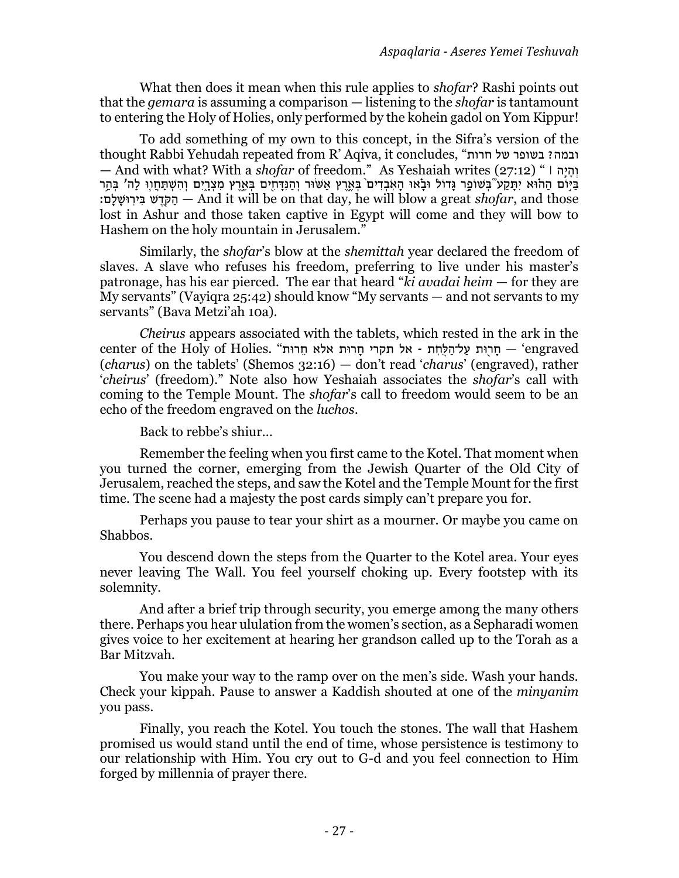What then does it mean when this rule applies to *shofar*? Rashi points out that the *gemara* is assuming a comparison — listening to the *shofar* is tantamount to entering the Holy of Holies, only performed by the kohein gadol on Yom Kippur!

To add something of my own to this concept, in the Sifra's version of the thought Rabbi Yehudah repeated from R' Aqiva, it concludes, "ובמה? בשופר של חרות — And with what? With a *shofar* of freedom." As Yeshaiah writes (27:12) "וְהָיָה ׀ בַּיּוֹם הַהוּא יִתָּקַע֮ בְּשׁוֹפָר גָּדוֹל֒ וּבָאוּ הָאֹבְדִים֙ בְּאֶרֶץ אַשּׁוּר וְהַנִּדָּחִים בְּאֶרֶץ מִצְרָיִם וְהִשְׁתַּחֲווּ לַה' בְּהַר הַקֹּדֶשׁ בִּירוּשָׁלָם׃ — And it will be on that day, he will blow a great *shofar*, and those lost in Ashur and those taken captive in Egypt will come and they will bow to Hashem on the holy mountain in Jerusalem."

Similarly, the *shofar*'s blow at the *shemittah* year declared the freedom of slaves. A slave who refuses his freedom, preferring to live under his master's patronage, has his ear pierced. The ear that heard "*ki avadai heim* — for they are My servants" (Vayiqra 25:42) should know "My servants — and not servants to my servants" (Bava Metzi'ah 10a).

*Cheirus* appears associated with the tablets, which rested in the ark in the center of the Holy of Holies. "חָרוּת עַל־הַלֻּחֹת - אל תקרי חָרוּת אלא חֵרוּת — 'engraved (*charus*) on the tablets' (Shemos 32:16) — don't read '*charus*' (engraved), rather '*cheirus*' (freedom)." Note also how Yeshaiah associates the *shofar*'s call with coming to the Temple Mount. The *shofar*'s call to freedom would seem to be an echo of the freedom engraved on the *luchos*.

Back to rebbe's shiur…

Remember the feeling when you first came to the Kotel. That moment when you turned the corner, emerging from the Jewish Quarter of the Old City of Jerusalem, reached the steps, and saw the Kotel and the Temple Mount for the first time. The scene had a majesty the post cards simply can't prepare you for.

Perhaps you pause to tear your shirt as a mourner. Or maybe you came on Shabbos.

You descend down the steps from the Quarter to the Kotel area. Your eyes never leaving The Wall. You feel yourself choking up. Every footstep with its solemnity.

And after a brief trip through security, you emerge among the many others there. Perhaps you hear ululation from the women's section, as a Sepharadi women gives voice to her excitement at hearing her grandson called up to the Torah as a Bar Mitzvah.

You make your way to the ramp over on the men's side. Wash your hands. Check your kippah. Pause to answer a Kaddish shouted at one of the *minyanim* you pass.

Finally, you reach the Kotel. You touch the stones. The wall that Hashem promised us would stand until the end of time, whose persistence is testimony to our relationship with Him. You cry out to G-d and you feel connection to Him forged by millennia of prayer there.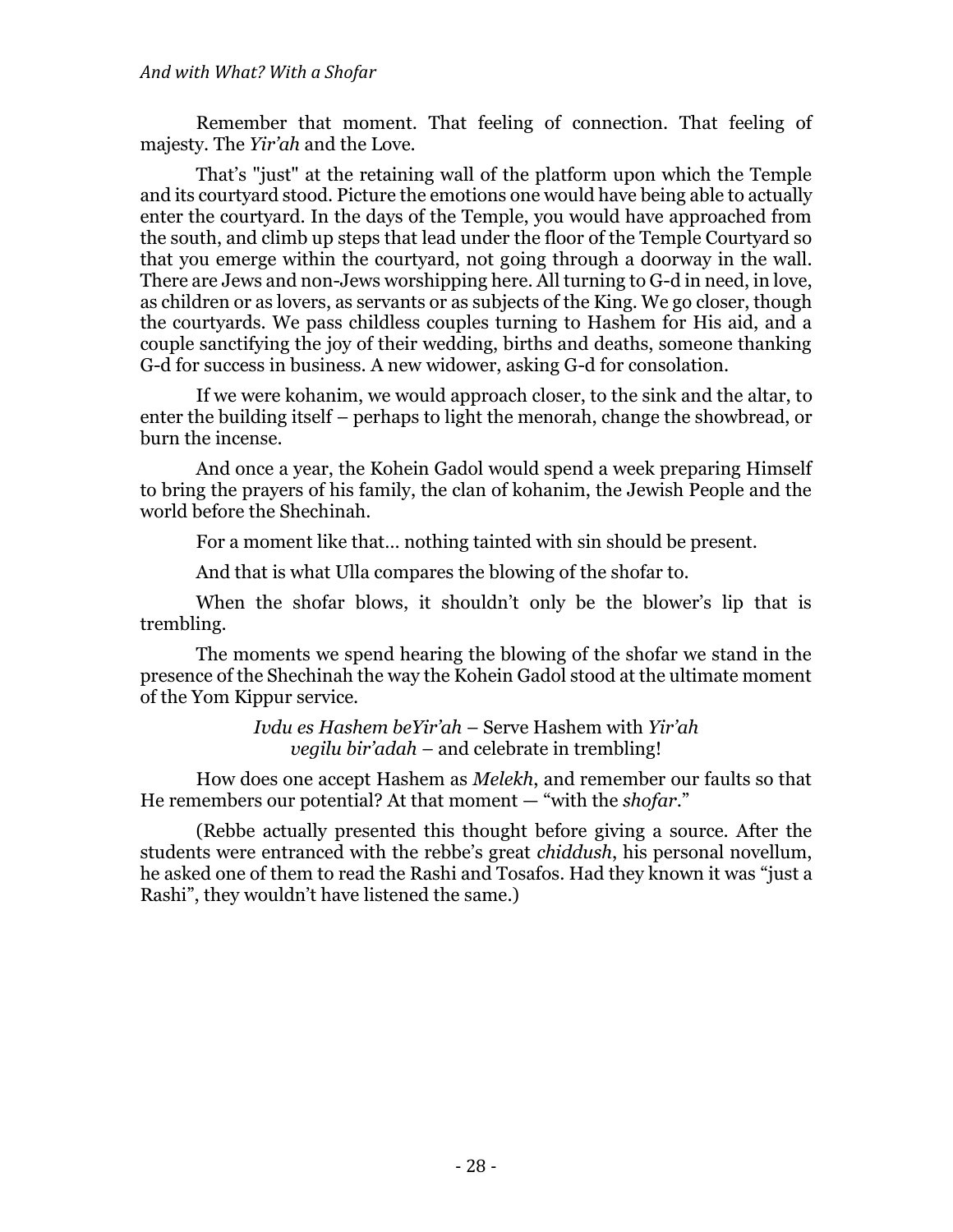Remember that moment. That feeling of connection. That feeling of majesty. The *Yir'ah* and the Love.

That's "just" at the retaining wall of the platform upon which the Temple and its courtyard stood. Picture the emotions one would have being able to actually enter the courtyard. In the days of the Temple, you would have approached from the south, and climb up steps that lead under the floor of the Temple Courtyard so that you emerge within the courtyard, not going through a doorway in the wall. There are Jews and non-Jews worshipping here. All turning to G-d in need, in love, as children or as lovers, as servants or as subjects of the King. We go closer, though the courtyards. We pass childless couples turning to Hashem for His aid, and a couple sanctifying the joy of their wedding, births and deaths, someone thanking G-d for success in business. A new widower, asking G-d for consolation.

If we were kohanim, we would approach closer, to the sink and the altar, to enter the building itself – perhaps to light the menorah, change the showbread, or burn the incense.

And once a year, the Kohein Gadol would spend a week preparing Himself to bring the prayers of his family, the clan of kohanim, the Jewish People and the world before the Shechinah.

For a moment like that… nothing tainted with sin should be present.

And that is what Ulla compares the blowing of the shofar to.

When the shofar blows, it shouldn't only be the blower's lip that is trembling.

The moments we spend hearing the blowing of the shofar we stand in the presence of the Shechinah the way the Kohein Gadol stood at the ultimate moment of the Yom Kippur service.

*Ivdu es Hashem beYir'ah* – Serve Hashem with *Yir'ah*
*vegilu bir'adah* – and celebrate in trembling!

How does one accept Hashem as *Melekh*, and remember our faults so that He remembers our potential? At that moment — "with the *shofar*."

(Rebbe actually presented this thought before giving a source. After the students were entranced with the rebbe's great *chiddush*, his personal novellum, he asked one of them to read the Rashi and Tosafos. Had they known it was "just a Rashi", they wouldn't have listened the same.)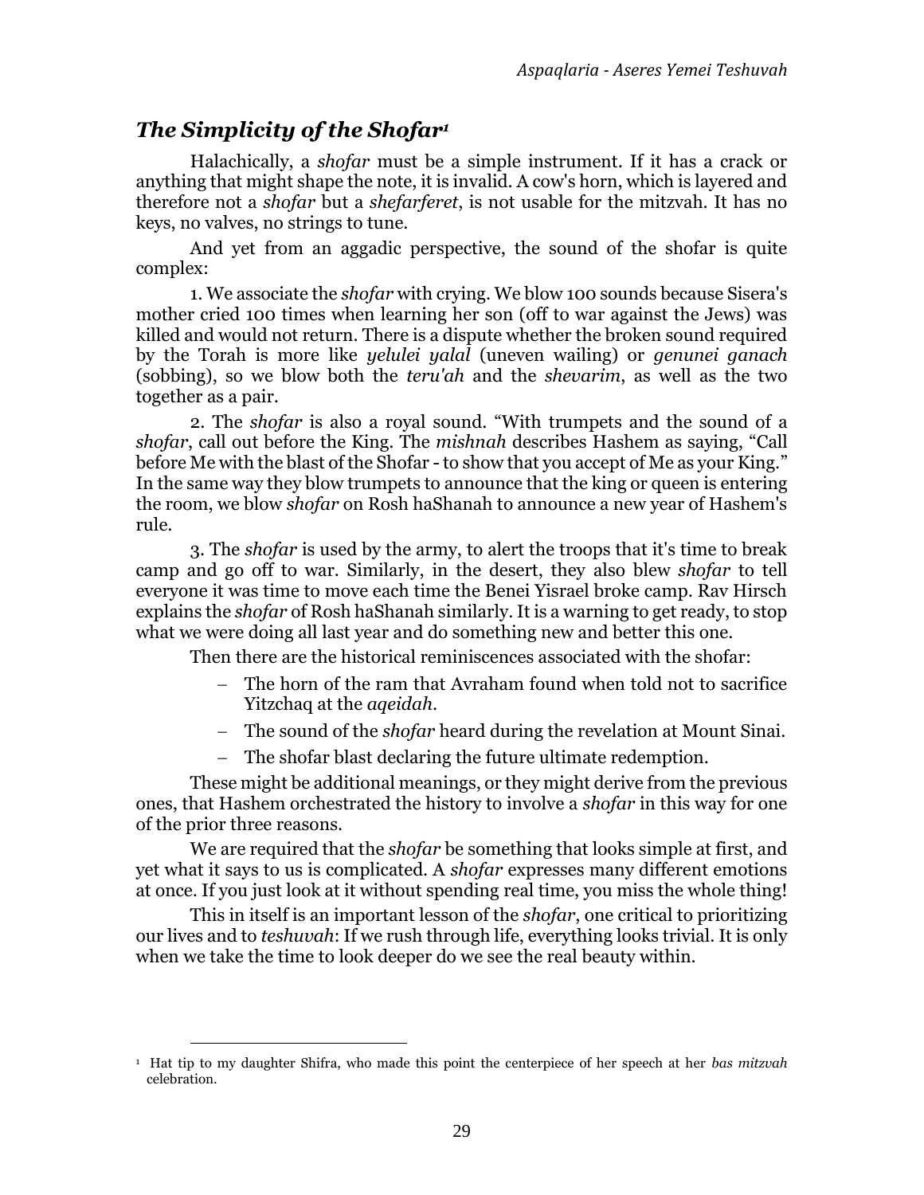## *The Simplicity of the Shofar*[1]

Halachically, a *shofar* must be a simple instrument. If it has a crack or anything that might shape the note, it is invalid. A cow's horn, which is layered and therefore not a *shofar* but a *shefarferet*, is not usable for the mitzvah. It has no keys, no valves, no strings to tune.

And yet from an aggadic perspective, the sound of the shofar is quite complex:

1. We associate the *shofar* with crying. We blow 100 sounds because Sisera's mother cried 100 times when learning her son (off to war against the Jews) was killed and would not return. There is a dispute whether the broken sound required by the Torah is more like *yelulei yalal* (uneven wailing) or *genunei ganach* (sobbing), so we blow both the *teru'ah* and the *shevarim*, as well as the two together as a pair.

2. The *shofar* is also a royal sound. "With trumpets and the sound of a *shofar*, call out before the King. The *mishnah* describes Hashem as saying, "Call before Me with the blast of the Shofar - to show that you accept of Me as your King." In the same way they blow trumpets to announce that the king or queen is entering the room, we blow *shofar* on Rosh haShanah to announce a new year of Hashem's rule.

3. The *shofar* is used by the army, to alert the troops that it's time to break camp and go off to war. Similarly, in the desert, they also blew *shofar* to tell everyone it was time to move each time the Benei Yisrael broke camp. Rav Hirsch explains the *shofar* of Rosh haShanah similarly. It is a warning to get ready, to stop what we were doing all last year and do something new and better this one.

Then there are the historical reminiscences associated with the shofar:

- The horn of the ram that Avraham found when told not to sacrifice Yitzchaq at the *aqeidah*.
- The sound of the *shofar* heard during the revelation at Mount Sinai.
- The shofar blast declaring the future ultimate redemption.

These might be additional meanings, or they might derive from the previous ones, that Hashem orchestrated the history to involve a *shofar* in this way for one of the prior three reasons.

We are required that the *shofar* be something that looks simple at first, and yet what it says to us is complicated. A *shofar* expresses many different emotions at once. If you just look at it without spending real time, you miss the whole thing!

This in itself is an important lesson of the *shofar*, one critical to prioritizing our lives and to *teshuvah*: If we rush through life, everything looks trivial. It is only when we take the time to look deeper do we see the real beauty within.

---

[1] Hat tip to my daughter Shifra, who made this point the centerpiece of her speech at her *bas mitzvah* celebration.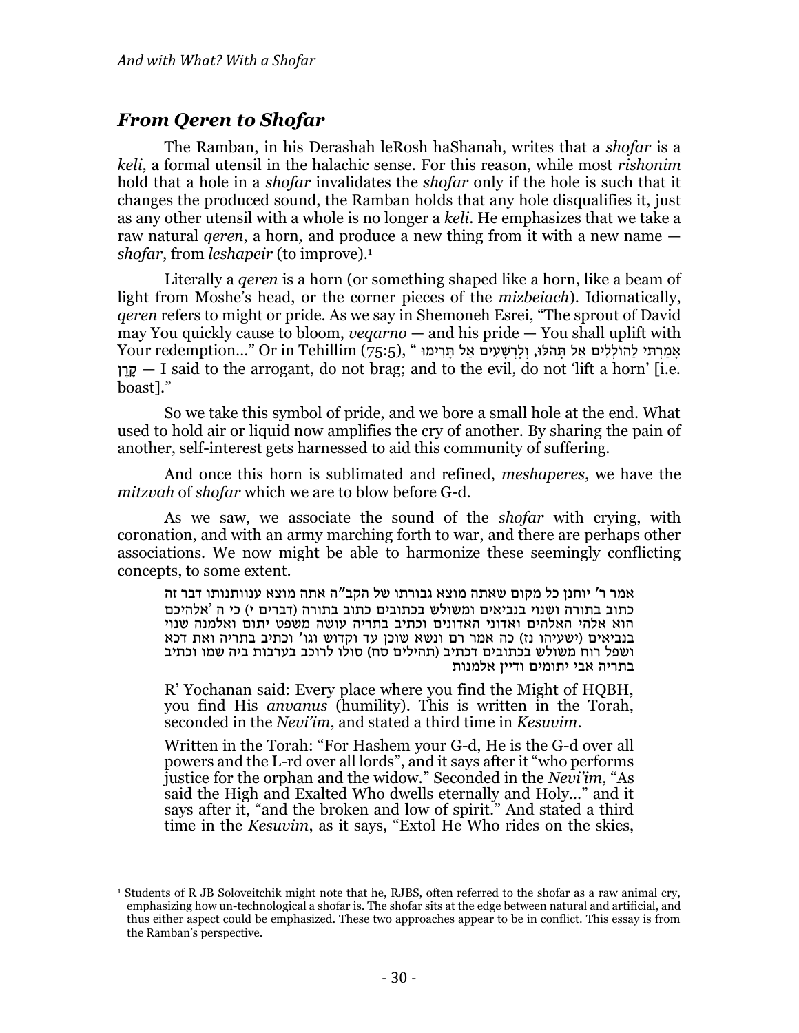## *From Qeren to Shofar*

The Ramban, in his Derashah leRosh haShanah, writes that a *shofar* is a *keli*, a formal utensil in the halachic sense. For this reason, while most *rishonim* hold that a hole in a *shofar* invalidates the *shofar* only if the hole is such that it changes the produced sound, the Ramban holds that any hole disqualifies it, just as any other utensil with a whole is no longer a *keli*. He emphasizes that we take a raw natural *qeren*, a horn, and produce a new thing from it with a new name — *shofar*, from *leshapeir* (to improve).[1]

Literally a *qeren* is a horn (or something shaped like a horn, like a beam of light from Moshe's head, or the corner pieces of the *mizbeiach*). Idiomatically, *qeren* refers to might or pride. As we say in Shemoneh Esrei, "The sprout of David may You quickly cause to bloom, *veqarno* — and his pride — You shall uplift with Your redemption…" Or in Tehillim (75:5), "אָמַרְתִּי לַהוֹלְלִים אַל תָּהֹלּוּ, וְלָרְשָׁעִים אַל תָּרִימוּ קָרֶן — I said to the arrogant, do not brag; and to the evil, do not 'lift a horn' [i.e. boast]."

So we take this symbol of pride, and we bore a small hole at the end. What used to hold air or liquid now amplifies the cry of another. By sharing the pain of another, self-interest gets harnessed to aid this community of suffering.

And once this horn is sublimated and refined, *meshaperes*, we have the *mitzvah* of *shofar* which we are to blow before G-d.

As we saw, we associate the sound of the *shofar* with crying, with coronation, and with an army marching forth to war, and there are perhaps other associations. We now might be able to harmonize these seemingly conflicting concepts, to some extent.

> אמר ר' יוחנן כל מקום שאתה מוצא גבורתו של הקב"ה אתה מוצא ענוותנותו דבר זה כתוב בתורה ושנוי בנביאים ומשולש בכתובים כתוב בתורה (דברים י) כי ה 'אלהיכם הוא אלהי האלהים ואדוני האדונים וכתיב בתריה עושה משפט יתום ואלמנה שנוי בנביאים (ישעיהו נז) כה אמר רם ונשא שוכן עד וקדוש וגו' וכתיב בתריה ואת דכא ושפל רוח משולש בכתובים דכתיב (תהילים סח) סולו לרוכב בערבות ביה שמו וכתיב בתריה אבי יתומים ודיין אלמנות
>
> R' Yochanan said: Every place where you find the Might of HQBH, you find His *anvanus* (humility). This is written in the Torah, seconded in the *Nevi'im*, and stated a third time in *Kesuvim*.
>
> Written in the Torah: "For Hashem your G-d, He is the G-d over all powers and the L-rd over all lords", and it says after it "who performs justice for the orphan and the widow." Seconded in the *Nevi'im*, "As said the High and Exalted Who dwells eternally and Holy…" and it says after it, "and the broken and low of spirit." And stated a third time in the *Kesuvim*, as it says, "Extol He Who rides on the skies,

[1] Students of R JB Soloveitchik might note that he, RJBS, often referred to the shofar as a raw animal cry, emphasizing how un-technological a shofar is. The shofar sits at the edge between natural and artificial, and thus either aspect could be emphasized. These two approaches appear to be in conflict. This essay is from the Ramban's perspective.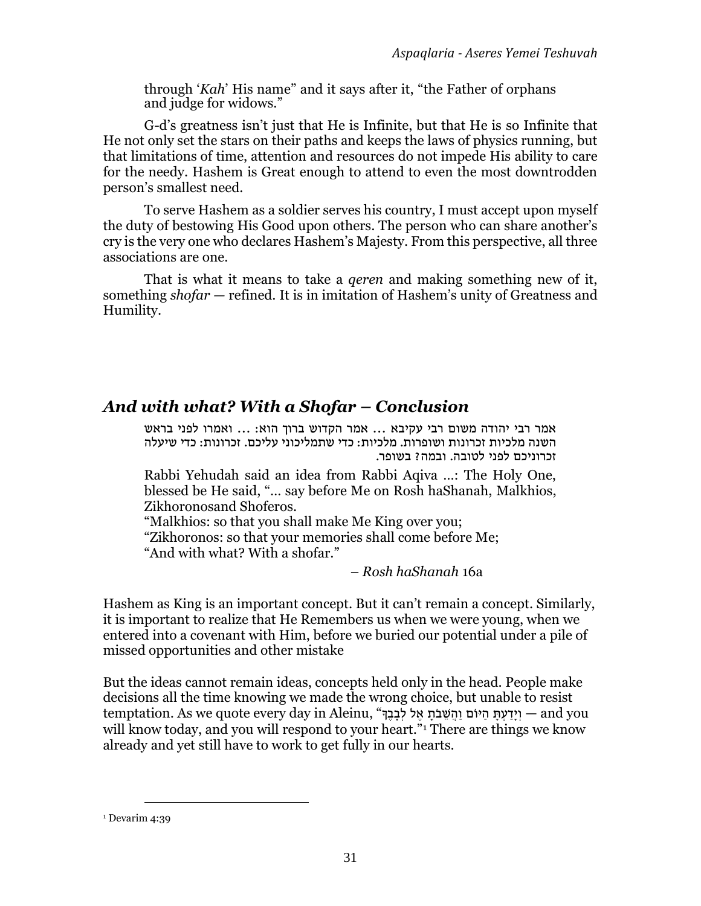through '*Kah*' His name" and it says after it, "the Father of orphans and judge for widows."

G-d's greatness isn't just that He is Infinite, but that He is so Infinite that He not only set the stars on their paths and keeps the laws of physics running, but that limitations of time, attention and resources do not impede His ability to care for the needy. Hashem is Great enough to attend to even the most downtrodden person's smallest need.

To serve Hashem as a soldier serves his country, I must accept upon myself the duty of bestowing His Good upon others. The person who can share another's cry is the very one who declares Hashem's Majesty. From this perspective, all three associations are one.

That is what it means to take a *qeren* and making something new of it, something *shofar* — refined. It is in imitation of Hashem's unity of Greatness and Humility.

## *And with what? With a Shofar – Conclusion*

אמר רבי יהודה משום רבי עקיבא ... אמר הקדוש ברוך הוא: ... ואמרו לפני בראש השנה מלכיות זכרונות ושופרות. מלכיות: כדי שתמליכוני עליכם. זכרונות: כדי שיעלה זכרוניכם לפני לטובה. ובמה? בשופר.

Rabbi Yehudah said an idea from Rabbi Aqiva ...: The Holy One, blessed be He said, "... say before Me on Rosh haShanah, Malkhios, Zikhoronosand Shoferos.
"Malkhios: so that you shall make Me King over you;
"Zikhoronos: so that your memories shall come before Me;
"And with what? With a shofar."

– *Rosh haShanah* 16a

Hashem as King is an important concept. But it can't remain a concept. Similarly, it is important to realize that He Remembers us when we were young, when we entered into a covenant with Him, before we buried our potential under a pile of missed opportunities and other mistake

But the ideas cannot remain ideas, concepts held only in the head. People make decisions all the time knowing we made the wrong choice, but unable to resist temptation. As we quote every day in Aleinu, "וְיָדַעְתָּ הַיּוֹם וַהֲשֵׁבֹתָ אֶל לְבָבֶךָ — and you will know today, and you will respond to your heart."[1] There are things we know already and yet still have to work to get fully in our hearts.

[1] Devarim 4:39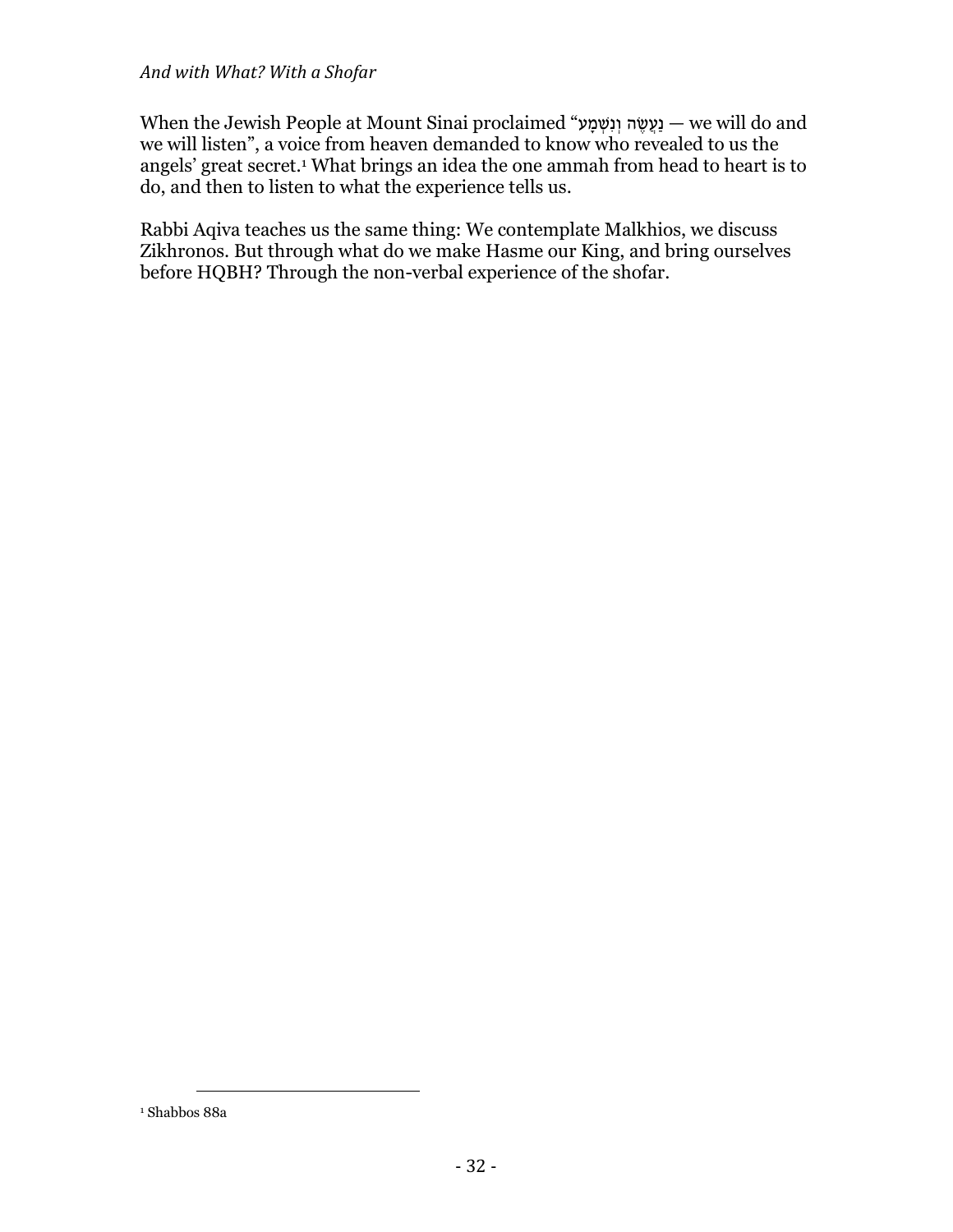*And with What? With a Shofar*

When the Jewish People at Mount Sinai proclaimed "נַעֲשֶׂה וְנִשְׁמָע — we will do and we will listen", a voice from heaven demanded to know who revealed to us the angels' great secret.[1] What brings an idea the one ammah from head to heart is to do, and then to listen to what the experience tells us.

Rabbi Aqiva teaches us the same thing: We contemplate Malkhios, we discuss Zikhronos. But through what do we make Hasme our King, and bring ourselves before HQBH? Through the non-verbal experience of the shofar.

---

[1] Shabbos 88a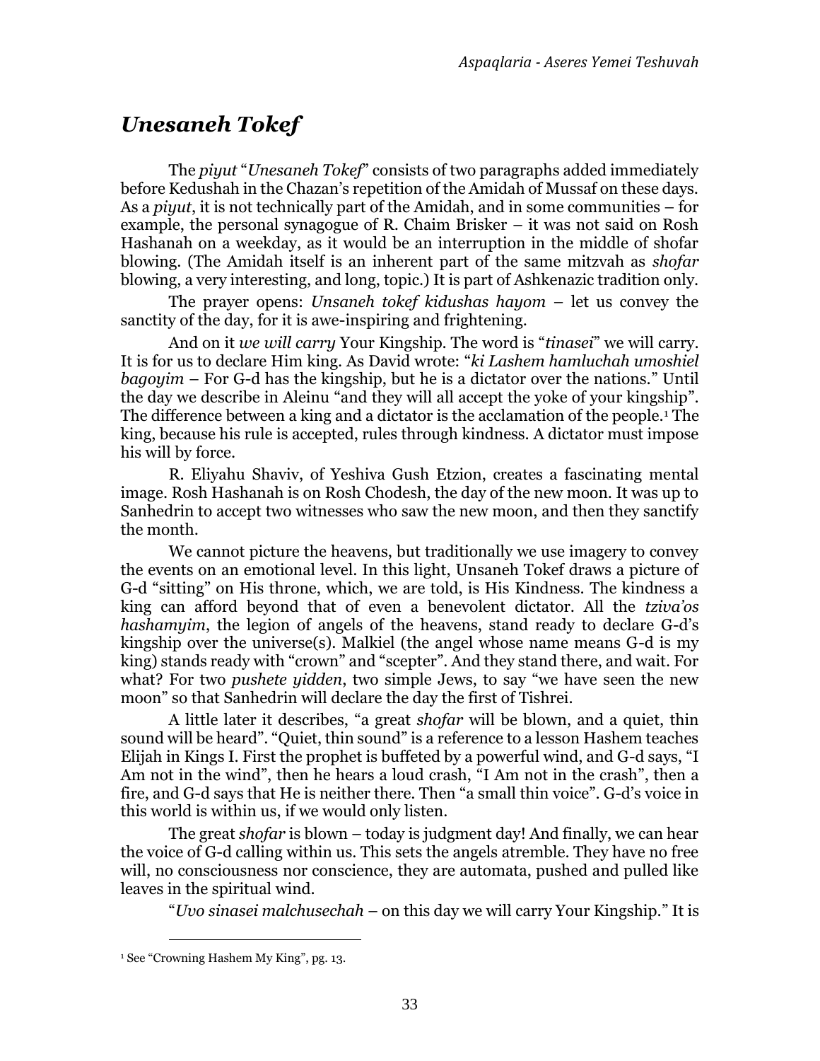## *Unesaneh Tokef*

The *piyut* "*Unesaneh Tokef*" consists of two paragraphs added immediately before Kedushah in the Chazan's repetition of the Amidah of Mussaf on these days. As a *piyut*, it is not technically part of the Amidah, and in some communities – for example, the personal synagogue of R. Chaim Brisker – it was not said on Rosh Hashanah on a weekday, as it would be an interruption in the middle of shofar blowing. (The Amidah itself is an inherent part of the same mitzvah as *shofar* blowing, a very interesting, and long, topic.) It is part of Ashkenazic tradition only.

The prayer opens: *Unsaneh tokef kidushas hayom* – let us convey the sanctity of the day, for it is awe-inspiring and frightening.

And on it *we will carry* Your Kingship. The word is "*tinasei*" we will carry. It is for us to declare Him king. As David wrote: "*ki Lashem hamluchah umoshiel bagoyim* – For G-d has the kingship, but he is a dictator over the nations." Until the day we describe in Aleinu "and they will all accept the yoke of your kingship". The difference between a king and a dictator is the acclamation of the people.[1] The king, because his rule is accepted, rules through kindness. A dictator must impose his will by force.

R. Eliyahu Shaviv, of Yeshiva Gush Etzion, creates a fascinating mental image. Rosh Hashanah is on Rosh Chodesh, the day of the new moon. It was up to Sanhedrin to accept two witnesses who saw the new moon, and then they sanctify the month.

We cannot picture the heavens, but traditionally we use imagery to convey the events on an emotional level. In this light, Unsaneh Tokef draws a picture of G-d "sitting" on His throne, which, we are told, is His Kindness. The kindness a king can afford beyond that of even a benevolent dictator. All the *tziva'os hashamyim*, the legion of angels of the heavens, stand ready to declare G-d's kingship over the universe(s). Malkiel (the angel whose name means G-d is my king) stands ready with "crown" and "scepter". And they stand there, and wait. For what? For two *pushete yidden*, two simple Jews, to say "we have seen the new moon" so that Sanhedrin will declare the day the first of Tishrei.

A little later it describes, "a great *shofar* will be blown, and a quiet, thin sound will be heard". "Quiet, thin sound" is a reference to a lesson Hashem teaches Elijah in Kings I. First the prophet is buffeted by a powerful wind, and G-d says, "I Am not in the wind", then he hears a loud crash, "I Am not in the crash", then a fire, and G-d says that He is neither there. Then "a small thin voice". G-d's voice in this world is within us, if we would only listen.

The great *shofar* is blown – today is judgment day! And finally, we can hear the voice of G-d calling within us. This sets the angels atremble. They have no free will, no consciousness nor conscience, they are automata, pushed and pulled like leaves in the spiritual wind.

"*Uvo sinasei malchusechah* – on this day we will carry Your Kingship." It is

---

[1] See "Crowning Hashem My King", pg. 13.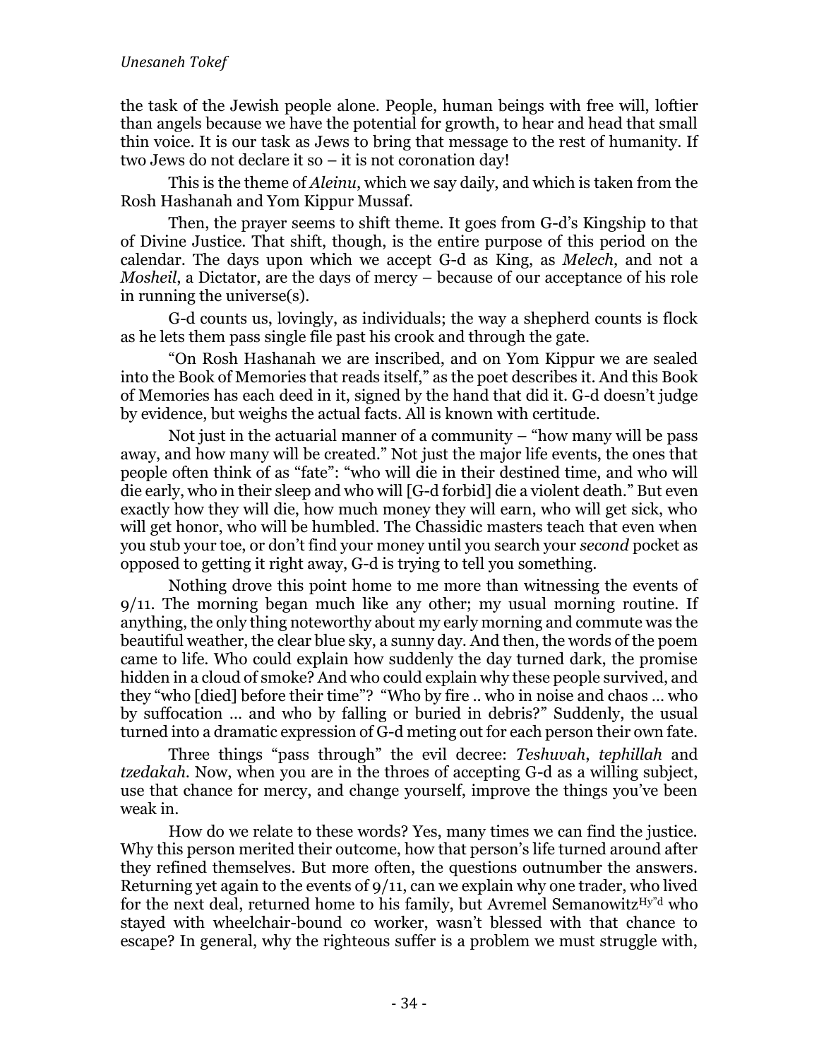the task of the Jewish people alone. People, human beings with free will, loftier than angels because we have the potential for growth, to hear and head that small thin voice. It is our task as Jews to bring that message to the rest of humanity. If two Jews do not declare it so – it is not coronation day!

This is the theme of *Aleinu*, which we say daily, and which is taken from the Rosh Hashanah and Yom Kippur Mussaf.

Then, the prayer seems to shift theme. It goes from G-d's Kingship to that of Divine Justice. That shift, though, is the entire purpose of this period on the calendar. The days upon which we accept G-d as King, as *Melech*, and not a *Mosheil*, a Dictator, are the days of mercy – because of our acceptance of his role in running the universe(s).

G-d counts us, lovingly, as individuals; the way a shepherd counts is flock as he lets them pass single file past his crook and through the gate.

"On Rosh Hashanah we are inscribed, and on Yom Kippur we are sealed into the Book of Memories that reads itself," as the poet describes it. And this Book of Memories has each deed in it, signed by the hand that did it. G-d doesn't judge by evidence, but weighs the actual facts. All is known with certitude.

Not just in the actuarial manner of a community – "how many will be pass away, and how many will be created." Not just the major life events, the ones that people often think of as "fate": "who will die in their destined time, and who will die early, who in their sleep and who will [G-d forbid] die a violent death." But even exactly how they will die, how much money they will earn, who will get sick, who will get honor, who will be humbled. The Chassidic masters teach that even when you stub your toe, or don't find your money until you search your *second* pocket as opposed to getting it right away, G-d is trying to tell you something.

Nothing drove this point home to me more than witnessing the events of 9/11. The morning began much like any other; my usual morning routine. If anything, the only thing noteworthy about my early morning and commute was the beautiful weather, the clear blue sky, a sunny day. And then, the words of the poem came to life. Who could explain how suddenly the day turned dark, the promise hidden in a cloud of smoke? And who could explain why these people survived, and they "who [died] before their time"? "Who by fire .. who in noise and chaos … who by suffocation … and who by falling or buried in debris?" Suddenly, the usual turned into a dramatic expression of G-d meting out for each person their own fate.

Three things "pass through" the evil decree: *Teshuvah*, *tephillah* and *tzedakah*. Now, when you are in the throes of accepting G-d as a willing subject, use that chance for mercy, and change yourself, improve the things you've been weak in.

How do we relate to these words? Yes, many times we can find the justice. Why this person merited their outcome, how that person's life turned around after they refined themselves. But more often, the questions outnumber the answers. Returning yet again to the events of 9/11, can we explain why one trader, who lived for the next deal, returned home to his family, but Avremel Semanowitz[Hy"d] who stayed with wheelchair-bound co worker, wasn't blessed with that chance to escape? In general, why the righteous suffer is a problem we must struggle with,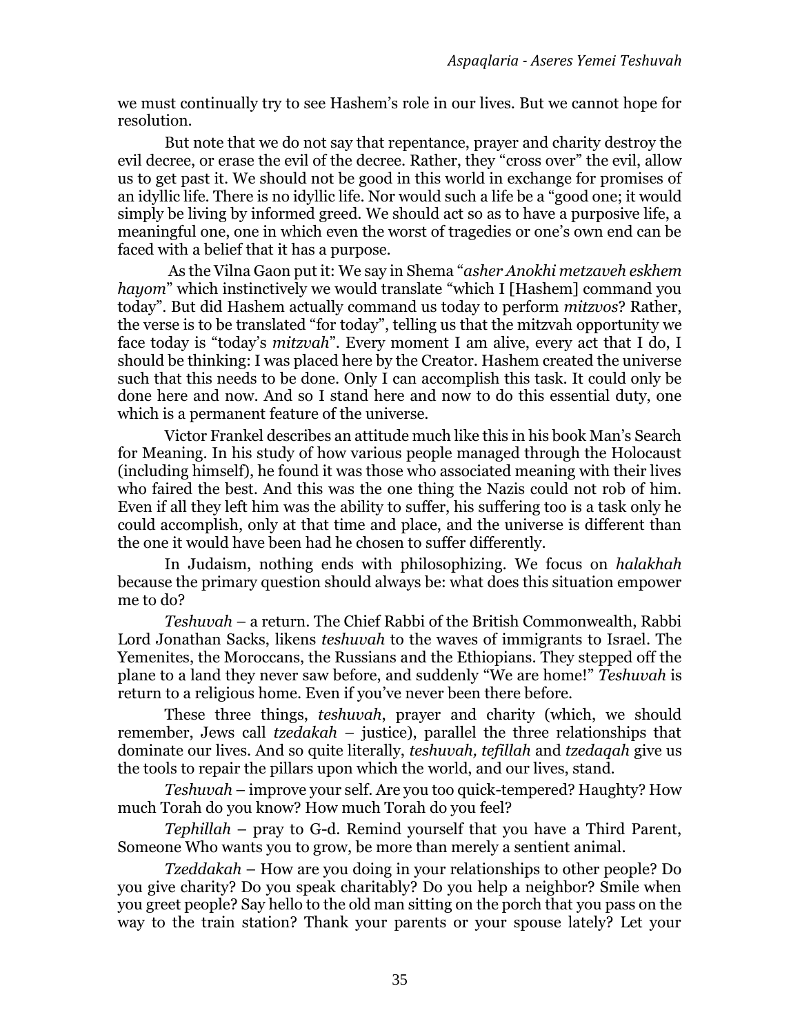we must continually try to see Hashem's role in our lives. But we cannot hope for resolution.

But note that we do not say that repentance, prayer and charity destroy the evil decree, or erase the evil of the decree. Rather, they "cross over" the evil, allow us to get past it. We should not be good in this world in exchange for promises of an idyllic life. There is no idyllic life. Nor would such a life be a "good one; it would simply be living by informed greed. We should act so as to have a purposive life, a meaningful one, one in which even the worst of tragedies or one's own end can be faced with a belief that it has a purpose.

As the Vilna Gaon put it: We say in Shema "*asher Anokhi metzaveh eskhem hayom*" which instinctively we would translate "which I [Hashem] command you today". But did Hashem actually command us today to perform *mitzvos*? Rather, the verse is to be translated "for today", telling us that the mitzvah opportunity we face today is "today's *mitzvah*". Every moment I am alive, every act that I do, I should be thinking: I was placed here by the Creator. Hashem created the universe such that this needs to be done. Only I can accomplish this task. It could only be done here and now. And so I stand here and now to do this essential duty, one which is a permanent feature of the universe.

Victor Frankel describes an attitude much like this in his book Man's Search for Meaning. In his study of how various people managed through the Holocaust (including himself), he found it was those who associated meaning with their lives who faired the best. And this was the one thing the Nazis could not rob of him. Even if all they left him was the ability to suffer, his suffering too is a task only he could accomplish, only at that time and place, and the universe is different than the one it would have been had he chosen to suffer differently.

In Judaism, nothing ends with philosophizing. We focus on *halakhah* because the primary question should always be: what does this situation empower me to do?

*Teshuvah* – a return. The Chief Rabbi of the British Commonwealth, Rabbi Lord Jonathan Sacks, likens *teshuvah* to the waves of immigrants to Israel. The Yemenites, the Moroccans, the Russians and the Ethiopians. They stepped off the plane to a land they never saw before, and suddenly "We are home!" *Teshuvah* is return to a religious home. Even if you've never been there before.

These three things, *teshuvah*, prayer and charity (which, we should remember, Jews call *tzedakah* – justice), parallel the three relationships that dominate our lives. And so quite literally, *teshuvah, tefillah* and *tzedaqah* give us the tools to repair the pillars upon which the world, and our lives, stand.

*Teshuvah* – improve your self. Are you too quick-tempered? Haughty? How much Torah do you know? How much Torah do you feel?

*Tephillah* – pray to G-d. Remind yourself that you have a Third Parent, Someone Who wants you to grow, be more than merely a sentient animal.

*Tzeddakah* – How are you doing in your relationships to other people? Do you give charity? Do you speak charitably? Do you help a neighbor? Smile when you greet people? Say hello to the old man sitting on the porch that you pass on the way to the train station? Thank your parents or your spouse lately? Let your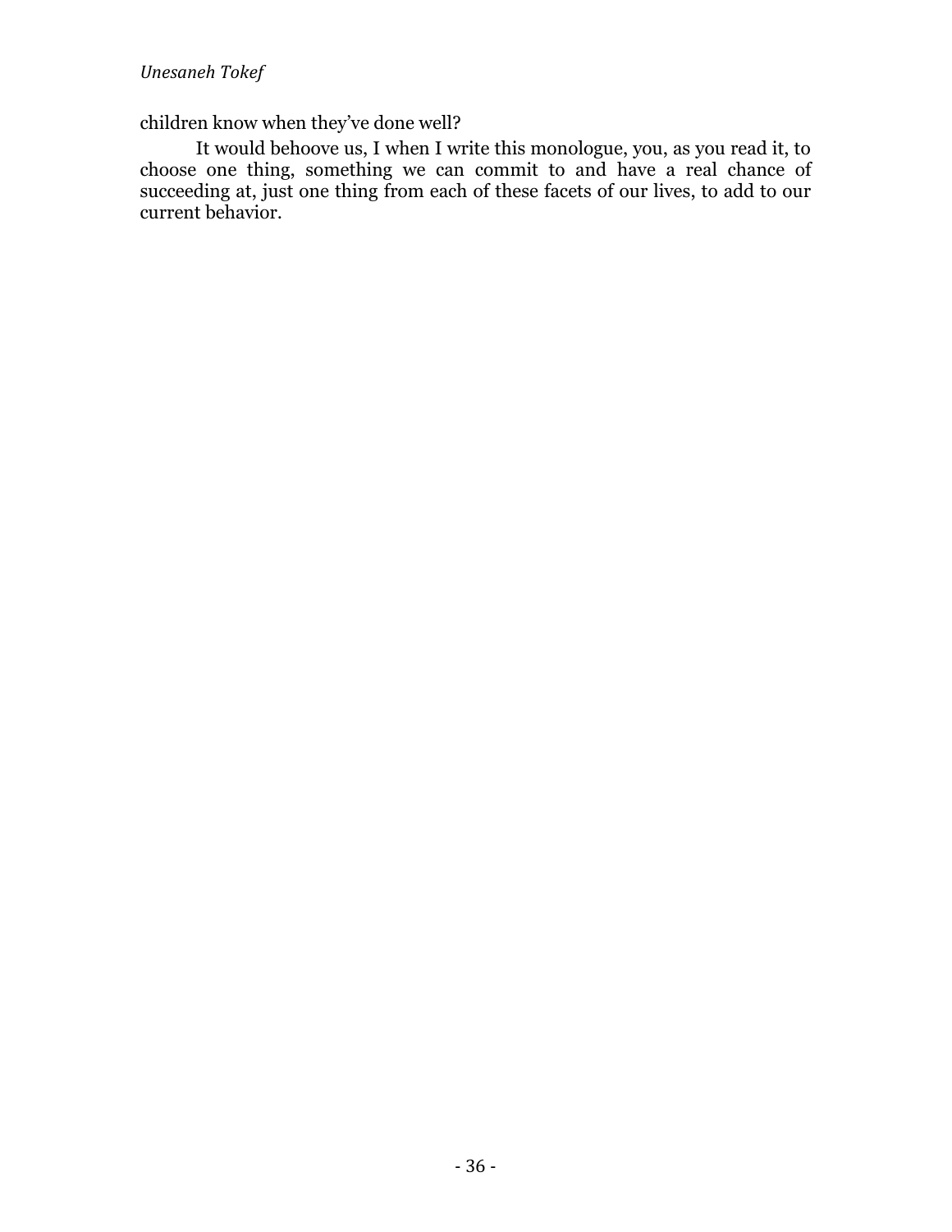children know when they've done well?

It would behoove us, I when I write this monologue, you, as you read it, to choose one thing, something we can commit to and have a real chance of succeeding at, just one thing from each of these facets of our lives, to add to our current behavior.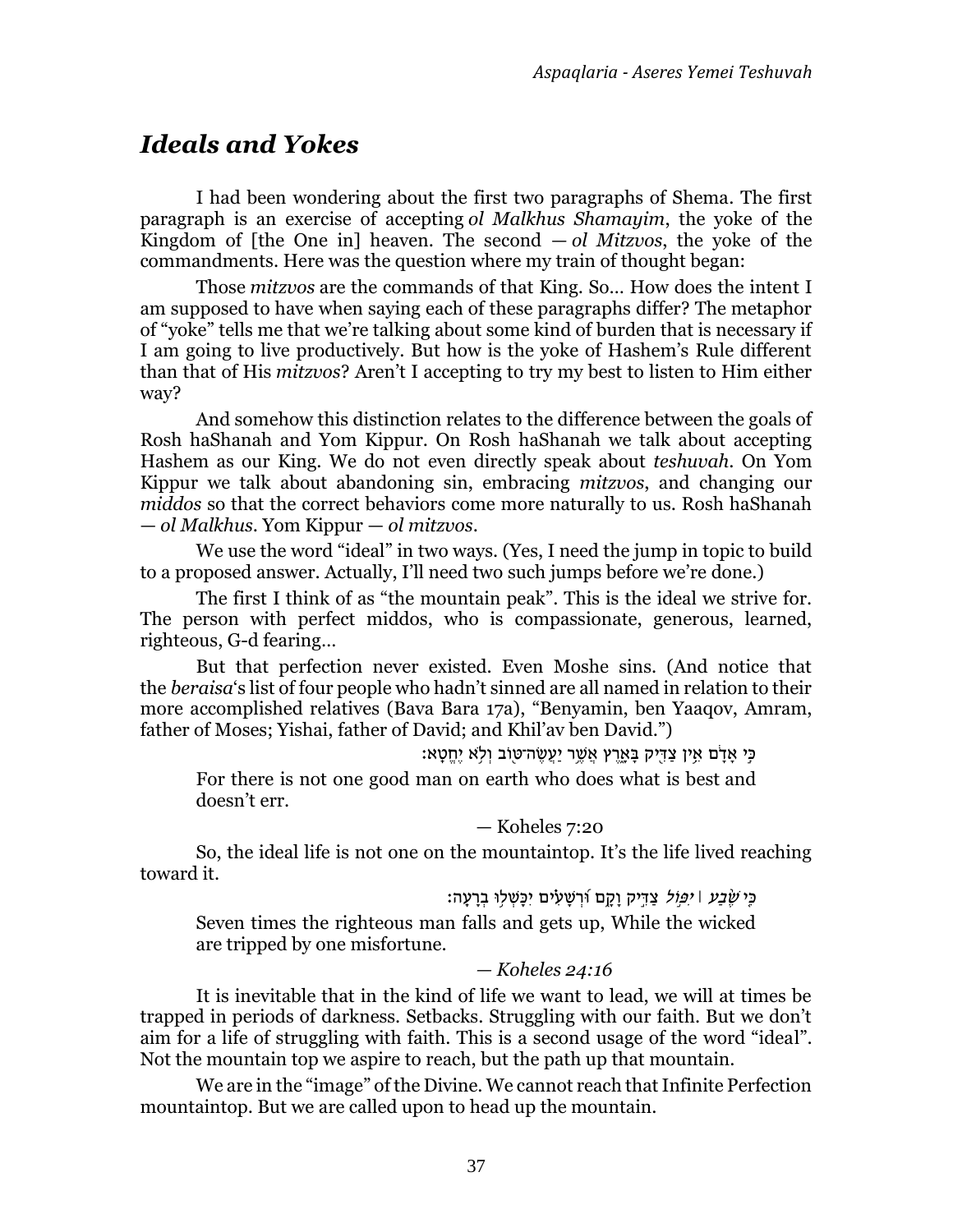## *Ideals and Yokes*

I had been wondering about the first two paragraphs of Shema. The first paragraph is an exercise of accepting *ol Malkhus Shamayim*, the yoke of the Kingdom of [the One in] heaven. The second — *ol Mitzvos*, the yoke of the commandments. Here was the question where my train of thought began:

Those *mitzvos* are the commands of that King. So… How does the intent I am supposed to have when saying each of these paragraphs differ? The metaphor of "yoke" tells me that we're talking about some kind of burden that is necessary if I am going to live productively. But how is the yoke of Hashem's Rule different than that of His *mitzvos*? Aren't I accepting to try my best to listen to Him either way?

And somehow this distinction relates to the difference between the goals of Rosh haShanah and Yom Kippur. On Rosh haShanah we talk about accepting Hashem as our King. We do not even directly speak about *teshuvah*. On Yom Kippur we talk about abandoning sin, embracing *mitzvos*, and changing our *middos* so that the correct behaviors come more naturally to us. Rosh haShanah — *ol Malkhus*. Yom Kippur — *ol mitzvos*.

We use the word "ideal" in two ways. (Yes, I need the jump in topic to build to a proposed answer. Actually, I'll need two such jumps before we're done.)

The first I think of as "the mountain peak". This is the ideal we strive for. The person with perfect middos, who is compassionate, generous, learned, righteous, G-d fearing…

But that perfection never existed. Even Moshe sins. (And notice that the *beraisa*'s list of four people who hadn't sinned are all named in relation to their more accomplished relatives (Bava Bara 17a), "Benyamin, ben Yaaqov, Amram, father of Moses; Yishai, father of David; and Khil'av ben David.")

כִּי אָדָם אֵין צַדִּיק בָּאָרֶץ אֲשֶׁר יַעֲשֶׂה־טּוֹב וְלֹא יֶחֱטָא׃

> For there is not one good man on earth who does what is best and doesn't err.
>
> — Koheles 7:20

So, the ideal life is not one on the mountaintop. It's the life lived reaching toward it.

כִּי שֶׁבַע ׀ יִפּוֹל צַדִּיק וָקָם וּרְשָׁעִים יִכָּשְׁלוּ בְרָעָה׃

> Seven times the righteous man falls and gets up, While the wicked are tripped by one misfortune.
>
> — *Koheles 24:16*

It is inevitable that in the kind of life we want to lead, we will at times be trapped in periods of darkness. Setbacks. Struggling with our faith. But we don't aim for a life of struggling with faith. This is a second usage of the word "ideal". Not the mountain top we aspire to reach, but the path up that mountain.

We are in the "image" of the Divine. We cannot reach that Infinite Perfection mountaintop. But we are called upon to head up the mountain.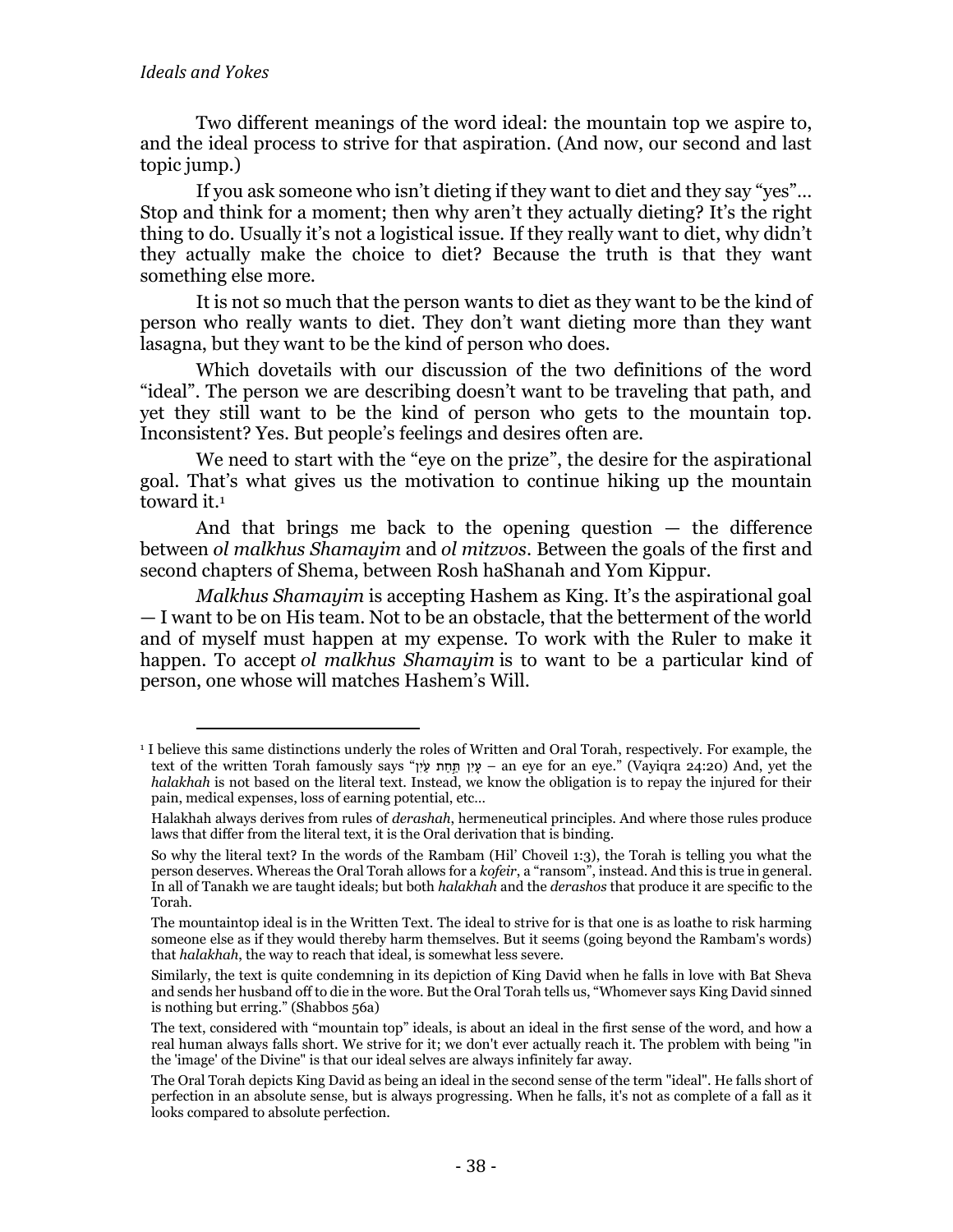Two different meanings of the word ideal: the mountain top we aspire to, and the ideal process to strive for that aspiration. (And now, our second and last topic jump.)

If you ask someone who isn't dieting if they want to diet and they say "yes"… Stop and think for a moment; then why aren't they actually dieting? It's the right thing to do. Usually it's not a logistical issue. If they really want to diet, why didn't they actually make the choice to diet? Because the truth is that they want something else more.

It is not so much that the person wants to diet as they want to be the kind of person who really wants to diet. They don't want dieting more than they want lasagna, but they want to be the kind of person who does.

Which dovetails with our discussion of the two definitions of the word "ideal". The person we are describing doesn't want to be traveling that path, and yet they still want to be the kind of person who gets to the mountain top. Inconsistent? Yes. But people's feelings and desires often are.

We need to start with the "eye on the prize", the desire for the aspirational goal. That's what gives us the motivation to continue hiking up the mountain toward it.[1]

And that brings me back to the opening question — the difference between *ol malkhus Shamayim* and *ol mitzvos*. Between the goals of the first and second chapters of Shema, between Rosh haShanah and Yom Kippur.

*Malkhus Shamayim* is accepting Hashem as King. It's the aspirational goal — I want to be on His team. Not to be an obstacle, that the betterment of the world and of myself must happen at my expense. To work with the Ruler to make it happen. To accept *ol malkhus Shamayim* is to want to be a particular kind of person, one whose will matches Hashem's Will.

---

[1] I believe this same distinctions underly the roles of Written and Oral Torah, respectively. For example, the text of the written Torah famously says "עַיִן תַּחַת עַיִן – an eye for an eye." (Vayiqra 24:20) And, yet the *halakhah* is not based on the literal text. Instead, we know the obligation is to repay the injured for their pain, medical expenses, loss of earning potential, etc…

Halakhah always derives from rules of *derashah*, hermeneutical principles. And where those rules produce laws that differ from the literal text, it is the Oral derivation that is binding.

So why the literal text? In the words of the Rambam (Hil' Choveil 1:3), the Torah is telling you what the person deserves. Whereas the Oral Torah allows for a *kofeir*, a "ransom", instead. And this is true in general. In all of Tanakh we are taught ideals; but both *halakhah* and the *derashos* that produce it are specific to the Torah.

The mountaintop ideal is in the Written Text. The ideal to strive for is that one is as loathe to risk harming someone else as if they would thereby harm themselves. But it seems (going beyond the Rambam's words) that *halakhah*, the way to reach that ideal, is somewhat less severe.

Similarly, the text is quite condemning in its depiction of King David when he falls in love with Bat Sheva and sends her husband off to die in the wore. But the Oral Torah tells us, "Whomever says King David sinned is nothing but erring." (Shabbos 56a)

The text, considered with "mountain top" ideals, is about an ideal in the first sense of the word, and how a real human always falls short. We strive for it; we don't ever actually reach it. The problem with being "in the 'image' of the Divine" is that our ideal selves are always infinitely far away.

The Oral Torah depicts King David as being an ideal in the second sense of the term "ideal". He falls short of perfection in an absolute sense, but is always progressing. When he falls, it's not as complete of a fall as it looks compared to absolute perfection.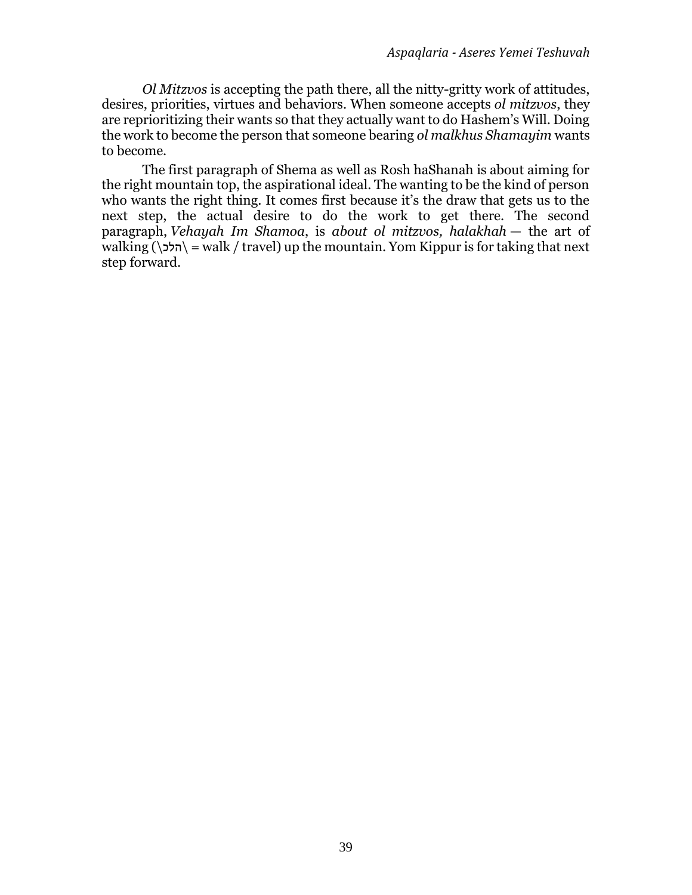*Ol Mitzvos* is accepting the path there, all the nitty-gritty work of attitudes, desires, priorities, virtues and behaviors. When someone accepts *ol mitzvos*, they are reprioritizing their wants so that they actually want to do Hashem's Will. Doing the work to become the person that someone bearing *ol malkhus Shamayim* wants to become.

The first paragraph of Shema as well as Rosh haShanah is about aiming for the right mountain top, the aspirational ideal. The wanting to be the kind of person who wants the right thing. It comes first because it's the draw that gets us to the next step, the actual desire to do the work to get there. The second paragraph, *Vehayah Im Shamoa*, is *about ol mitzvos, halakhah* — the art of walking (\הלכ\ = walk / travel) up the mountain. Yom Kippur is for taking that next step forward.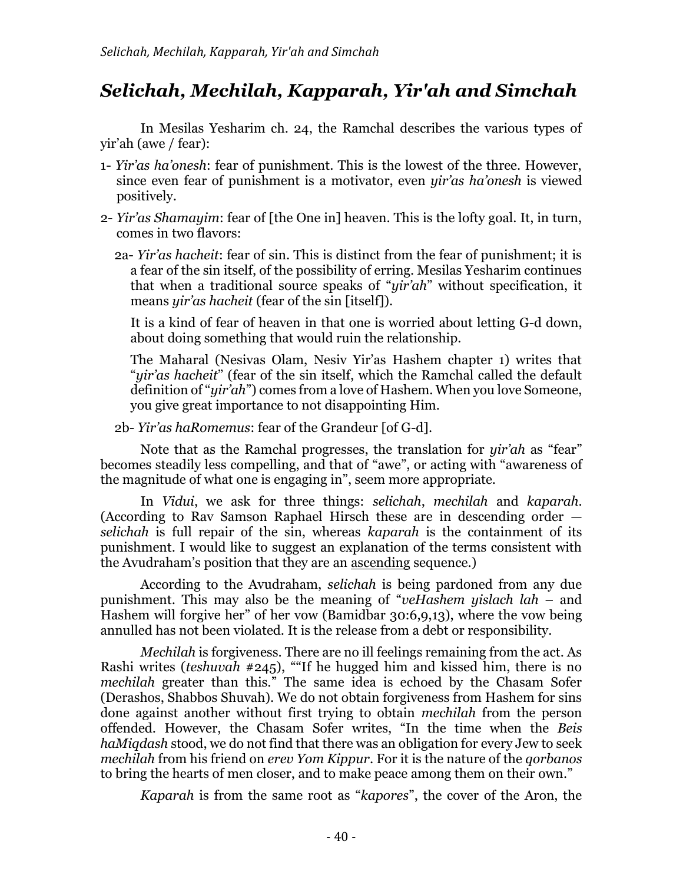## *Selichah, Mechilah, Kapparah, Yir'ah and Simchah*

In Mesilas Yesharim ch. 24, the Ramchal describes the various types of yir'ah (awe / fear):

1- *Yir'as ha'onesh*: fear of punishment. This is the lowest of the three. However, since even fear of punishment is a motivator, even *yir'as ha'onesh* is viewed positively.

2- *Yir'as Shamayim*: fear of [the One in] heaven. This is the lofty goal. It, in turn, comes in two flavors:

2a- *Yir'as hacheit*: fear of sin. This is distinct from the fear of punishment; it is a fear of the sin itself, of the possibility of erring. Mesilas Yesharim continues that when a traditional source speaks of "*yir'ah*" without specification, it means *yir'as hacheit* (fear of the sin [itself]).

It is a kind of fear of heaven in that one is worried about letting G-d down, about doing something that would ruin the relationship.

The Maharal (Nesivas Olam, Nesiv Yir'as Hashem chapter 1) writes that "*yir'as hacheit*" (fear of the sin itself, which the Ramchal called the default definition of "*yir'ah*") comes from a love of Hashem. When you love Someone, you give great importance to not disappointing Him.

2b- *Yir'as haRomemus*: fear of the Grandeur [of G-d].

Note that as the Ramchal progresses, the translation for *yir'ah* as "fear" becomes steadily less compelling, and that of "awe", or acting with "awareness of the magnitude of what one is engaging in", seem more appropriate.

In *Vidui*, we ask for three things: *selichah*, *mechilah* and *kaparah*. (According to Rav Samson Raphael Hirsch these are in descending order — *selichah* is full repair of the sin, whereas *kaparah* is the containment of its punishment. I would like to suggest an explanation of the terms consistent with the Avudraham's position that they are an ascending sequence.)

According to the Avudraham, *selichah* is being pardoned from any due punishment. This may also be the meaning of "*veHashem yislach lah* – and Hashem will forgive her" of her vow (Bamidbar 30:6,9,13), where the vow being annulled has not been violated. It is the release from a debt or responsibility.

*Mechilah* is forgiveness. There are no ill feelings remaining from the act. As Rashi writes (*teshuvah* #245), ""If he hugged him and kissed him, there is no *mechilah* greater than this." The same idea is echoed by the Chasam Sofer (Derashos, Shabbos Shuvah). We do not obtain forgiveness from Hashem for sins done against another without first trying to obtain *mechilah* from the person offended. However, the Chasam Sofer writes, "In the time when the *Beis haMiqdash* stood, we do not find that there was an obligation for every Jew to seek *mechilah* from his friend on *erev Yom Kippur*. For it is the nature of the *qorbanos* to bring the hearts of men closer, and to make peace among them on their own."

*Kaparah* is from the same root as "*kapores*", the cover of the Aron, the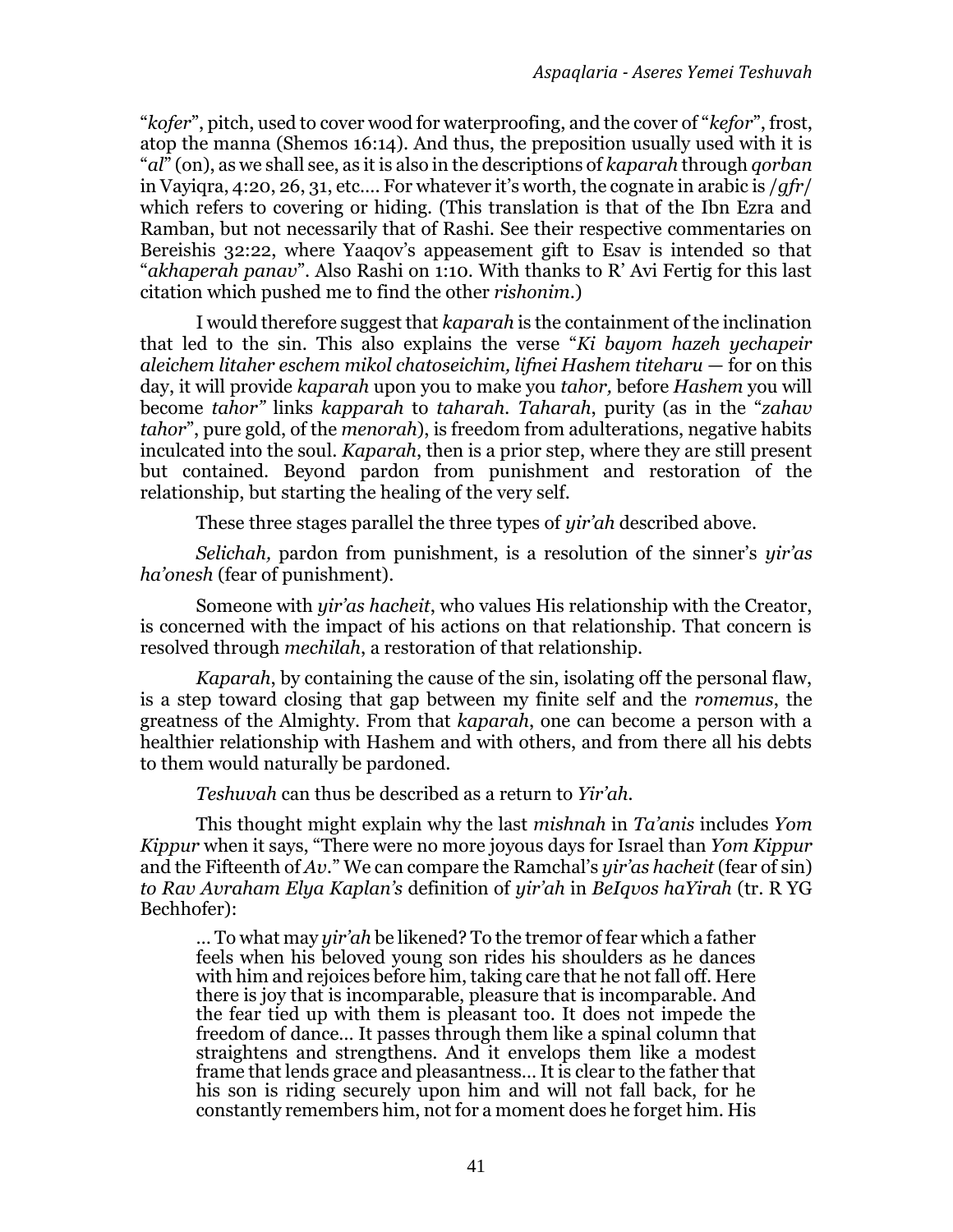"*kofer*", pitch, used to cover wood for waterproofing, and the cover of "*kefor*", frost, atop the manna (Shemos 16:14). And thus, the preposition usually used with it is "*al*" (on), as we shall see, as it is also in the descriptions of *kaparah* through *qorban* in Vayiqra, 4:20, 26, 31, etc.… For whatever it's worth, the cognate in arabic is /*gfr*/ which refers to covering or hiding. (This translation is that of the Ibn Ezra and Ramban, but not necessarily that of Rashi. See their respective commentaries on Bereishis 32:22, where Yaaqov's appeasement gift to Esav is intended so that "*akhaperah panav*". Also Rashi on 1:10. With thanks to R' Avi Fertig for this last citation which pushed me to find the other *rishonim*.)

I would therefore suggest that *kaparah* is the containment of the inclination that led to the sin. This also explains the verse "*Ki bayom hazeh yechapeir aleichem litaher eschem mikol chatoseichim, lifnei Hashem titeharu* — for on this day, it will provide *kaparah* upon you to make you *tahor,* before *Hashem* you will become *tahor"* links *kapparah* to *taharah*. *Taharah*, purity (as in the "*zahav tahor*", pure gold, of the *menorah*), is freedom from adulterations, negative habits inculcated into the soul. *Kaparah*, then is a prior step, where they are still present but contained. Beyond pardon from punishment and restoration of the relationship, but starting the healing of the very self.

These three stages parallel the three types of *yir'ah* described above.

*Selichah,* pardon from punishment, is a resolution of the sinner's *yir'as ha'onesh* (fear of punishment).

Someone with *yir'as hacheit*, who values His relationship with the Creator, is concerned with the impact of his actions on that relationship. That concern is resolved through *mechilah*, a restoration of that relationship.

*Kaparah*, by containing the cause of the sin, isolating off the personal flaw, is a step toward closing that gap between my finite self and the *romemus*, the greatness of the Almighty. From that *kaparah*, one can become a person with a healthier relationship with Hashem and with others, and from there all his debts to them would naturally be pardoned.

*Teshuvah* can thus be described as a return to *Yir'ah*.

This thought might explain why the last *mishnah* in *Ta'anis* includes *Yom Kippur* when it says, "There were no more joyous days for Israel than *Yom Kippur* and the Fifteenth of *Av*." We can compare the Ramchal's *yir'as hacheit* (fear of sin) *to Rav Avraham Elya Kaplan's* definition of *yir'ah* in *BeIqvos haYirah* (tr. R YG Bechhofer):

> … To what may *yir'ah* be likened? To the tremor of fear which a father feels when his beloved young son rides his shoulders as he dances with him and rejoices before him, taking care that he not fall off. Here there is joy that is incomparable, pleasure that is incomparable. And the fear tied up with them is pleasant too. It does not impede the freedom of dance… It passes through them like a spinal column that straightens and strengthens. And it envelops them like a modest frame that lends grace and pleasantness… It is clear to the father that his son is riding securely upon him and will not fall back, for he constantly remembers him, not for a moment does he forget him. His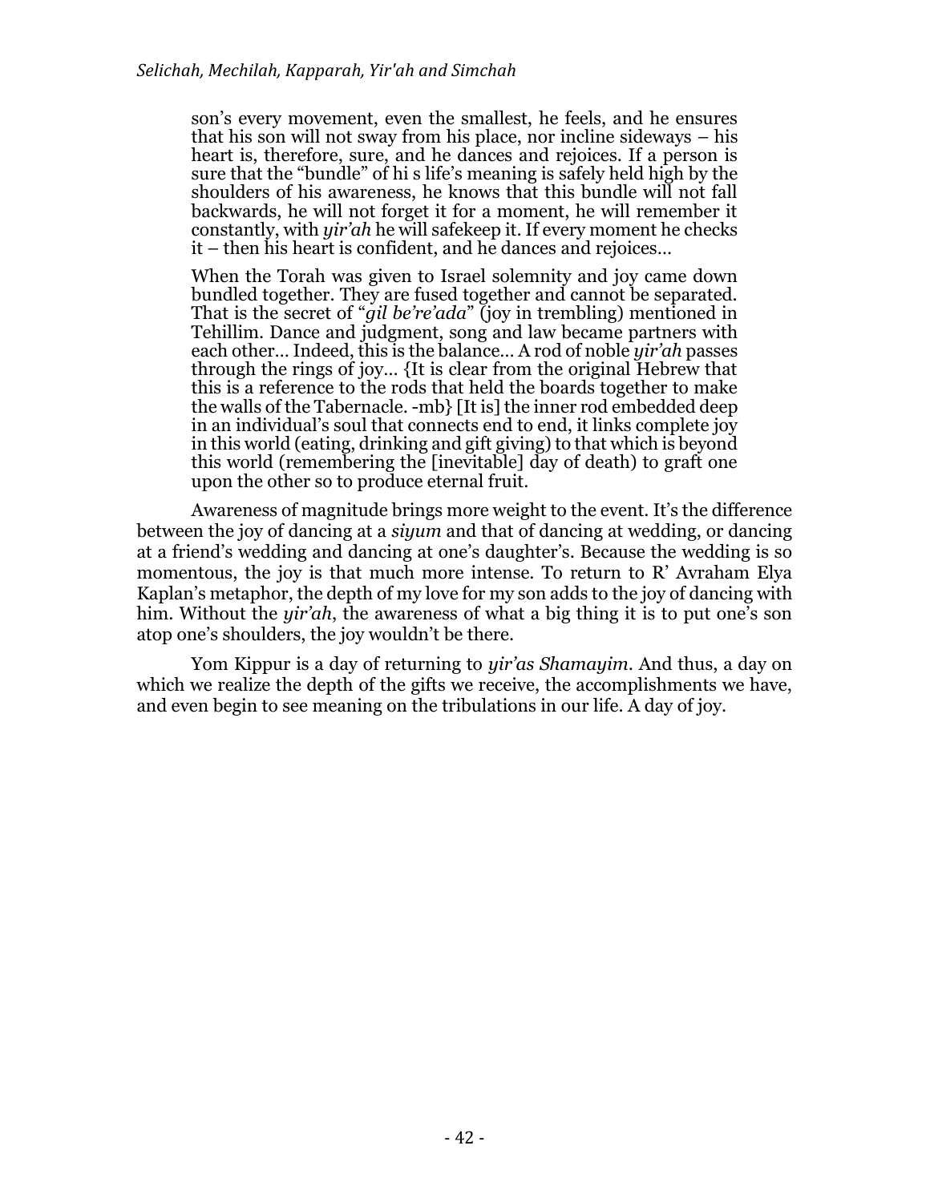> son's every movement, even the smallest, he feels, and he ensures that his son will not sway from his place, nor incline sideways – his heart is, therefore, sure, and he dances and rejoices. If a person is sure that the "bundle" of hi s life's meaning is safely held high by the shoulders of his awareness, he knows that this bundle will not fall backwards, he will not forget it for a moment, he will remember it constantly, with *yir'ah* he will safekeep it. If every moment he checks it – then his heart is confident, and he dances and rejoices…
>
> When the Torah was given to Israel solemnity and joy came down bundled together. They are fused together and cannot be separated. That is the secret of "*gil be're'ada*" (joy in trembling) mentioned in Tehillim. Dance and judgment, song and law became partners with each other… Indeed, this is the balance… A rod of noble *yir'ah* passes through the rings of joy… {It is clear from the original Hebrew that this is a reference to the rods that held the boards together to make the walls of the Tabernacle. -mb} [It is] the inner rod embedded deep in an individual's soul that connects end to end, it links complete joy in this world (eating, drinking and gift giving) to that which is beyond this world (remembering the [inevitable] day of death) to graft one upon the other so to produce eternal fruit.

Awareness of magnitude brings more weight to the event. It's the difference between the joy of dancing at a *siyum* and that of dancing at wedding, or dancing at a friend's wedding and dancing at one's daughter's. Because the wedding is so momentous, the joy is that much more intense. To return to R' Avraham Elya Kaplan's metaphor, the depth of my love for my son adds to the joy of dancing with him. Without the *yir'ah*, the awareness of what a big thing it is to put one's son atop one's shoulders, the joy wouldn't be there.

Yom Kippur is a day of returning to *yir'as Shamayim*. And thus, a day on which we realize the depth of the gifts we receive, the accomplishments we have, and even begin to see meaning on the tribulations in our life. A day of joy.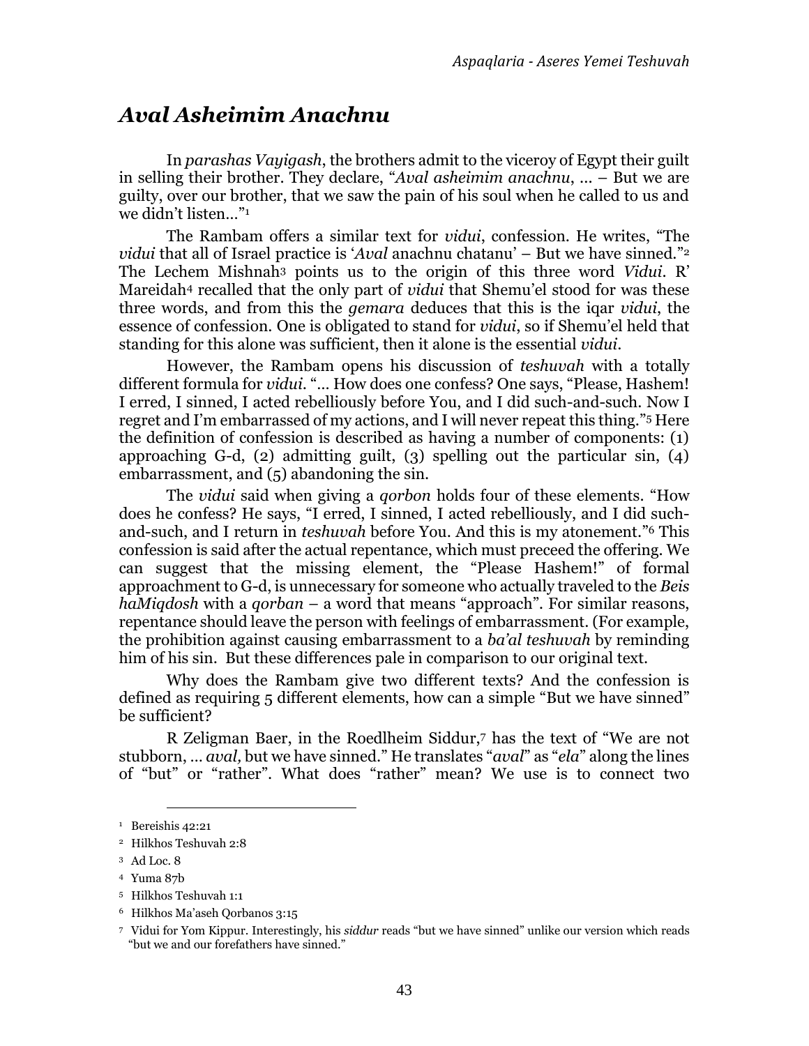## *Aval Asheimim Anachnu*

In *parashas Vayigash*, the brothers admit to the viceroy of Egypt their guilt in selling their brother. They declare, "*Aval asheimim anachnu*, … – But we are guilty, over our brother, that we saw the pain of his soul when he called to us and we didn't listen…"[1]

The Rambam offers a similar text for *vidui*, confession. He writes, "The *vidui* that all of Israel practice is '*Aval* anachnu chatanu' – But we have sinned."[2] The Lechem Mishnah[3] points us to the origin of this three word *Vidui*. R' Mareidah[4] recalled that the only part of *vidui* that Shemu'el stood for was these three words, and from this the *gemara* deduces that this is the iqar *vidui*, the essence of confession. One is obligated to stand for *vidui*, so if Shemu'el held that standing for this alone was sufficient, then it alone is the essential *vidui*.

However, the Rambam opens his discussion of *teshuvah* with a totally different formula for *vidui*. "… How does one confess? One says, "Please, Hashem! I erred, I sinned, I acted rebelliously before You, and I did such-and-such. Now I regret and I'm embarrassed of my actions, and I will never repeat this thing."[5] Here the definition of confession is described as having a number of components: (1) approaching G-d, (2) admitting guilt, (3) spelling out the particular sin, (4) embarrassment, and (5) abandoning the sin.

The *vidui* said when giving a *qorbon* holds four of these elements. "How does he confess? He says, "I erred, I sinned, I acted rebelliously, and I did such-and-such, and I return in *teshuvah* before You. And this is my atonement."[6] This confession is said after the actual repentance, which must preceed the offering. We can suggest that the missing element, the "Please Hashem!" of formal approachment to G-d, is unnecessary for someone who actually traveled to the *Beis haMiqdosh* with a *qorban* – a word that means "approach". For similar reasons, repentance should leave the person with feelings of embarrassment. (For example, the prohibition against causing embarrassment to a *ba'al teshuvah* by reminding him of his sin.  But these differences pale in comparison to our original text.

Why does the Rambam give two different texts? And the confession is defined as requiring 5 different elements, how can a simple "But we have sinned" be sufficient?

R Zeligman Baer, in the Roedlheim Siddur,[7] has the text of "We are not stubborn, … *aval,* but we have sinned." He translates "*aval*" as "*ela*" along the lines of "but" or "rather". What does "rather" mean? We use is to connect two

---

[1] Bereishis 42:21

[2] Hilkhos Teshuvah 2:8

[3] Ad Loc. 8

[4] Yuma 87b

[5] Hilkhos Teshuvah 1:1

[6] Hilkhos Ma'aseh Qorbanos 3:15

[7] Vidui for Yom Kippur. Interestingly, his *siddur* reads "but we have sinned" unlike our version which reads "but we and our forefathers have sinned."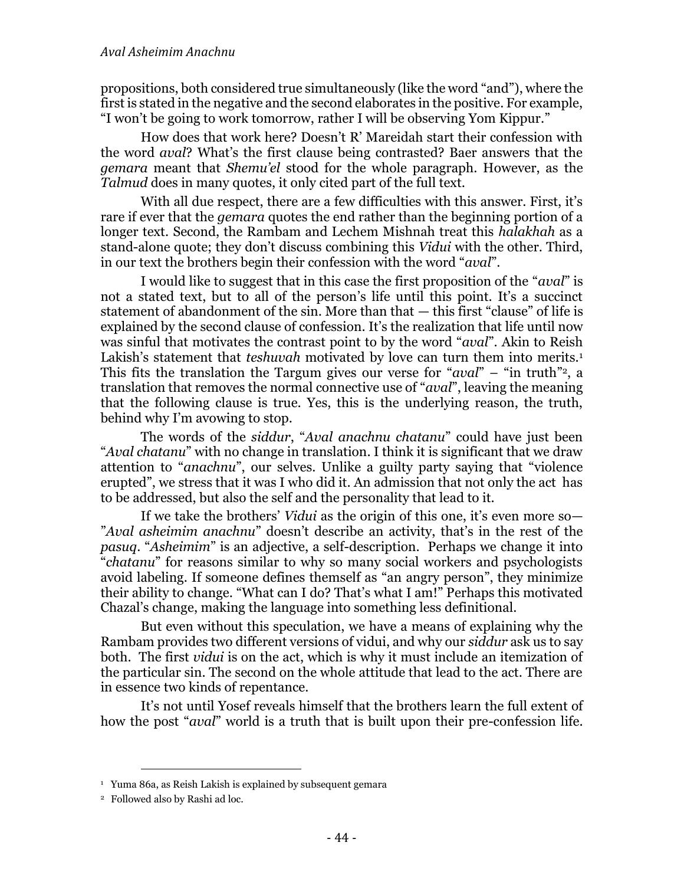propositions, both considered true simultaneously (like the word "and"), where the first is stated in the negative and the second elaborates in the positive. For example, "I won't be going to work tomorrow, rather I will be observing Yom Kippur."

How does that work here? Doesn't R' Mareidah start their confession with the word *aval*? What's the first clause being contrasted? Baer answers that the *gemara* meant that *Shemu'el* stood for the whole paragraph. However, as the *Talmud* does in many quotes, it only cited part of the full text.

With all due respect, there are a few difficulties with this answer. First, it's rare if ever that the *gemara* quotes the end rather than the beginning portion of a longer text. Second, the Rambam and Lechem Mishnah treat this *halakhah* as a stand-alone quote; they don't discuss combining this *Vidui* with the other. Third, in our text the brothers begin their confession with the word "*aval*".

I would like to suggest that in this case the first proposition of the "*aval*" is not a stated text, but to all of the person's life until this point. It's a succinct statement of abandonment of the sin. More than that — this first "clause" of life is explained by the second clause of confession. It's the realization that life until now was sinful that motivates the contrast point to by the word "*aval*". Akin to Reish Lakish's statement that *teshuvah* motivated by love can turn them into merits.[1] This fits the translation the Targum gives our verse for "*aval*" – "in truth"[2], a translation that removes the normal connective use of "*aval*", leaving the meaning that the following clause is true. Yes, this is the underlying reason, the truth, behind why I'm avowing to stop.

The words of the *siddur*, "*Aval anachnu chatanu*" could have just been "*Aval chatanu*" with no change in translation. I think it is significant that we draw attention to "*anachnu*", our selves. Unlike a guilty party saying that "violence erupted", we stress that it was I who did it. An admission that not only the act has to be addressed, but also the self and the personality that lead to it.

If we take the brothers' *Vidui* as the origin of this one, it's even more so— "*Aval asheimim anachnu*" doesn't describe an activity, that's in the rest of the *pasuq*. "*Asheimim*" is an adjective, a self-description. Perhaps we change it into "*chatanu*" for reasons similar to why so many social workers and psychologists avoid labeling. If someone defines themself as "an angry person", they minimize their ability to change. "What can I do? That's what I am!" Perhaps this motivated Chazal's change, making the language into something less definitional.

But even without this speculation, we have a means of explaining why the Rambam provides two different versions of vidui, and why our *siddur* ask us to say both. The first *vidui* is on the act, which is why it must include an itemization of the particular sin. The second on the whole attitude that lead to the act. There are in essence two kinds of repentance.

It's not until Yosef reveals himself that the brothers learn the full extent of how the post "*aval*" world is a truth that is built upon their pre-confession life.

---

[1] Yuma 86a, as Reish Lakish is explained by subsequent gemara

[2] Followed also by Rashi ad loc.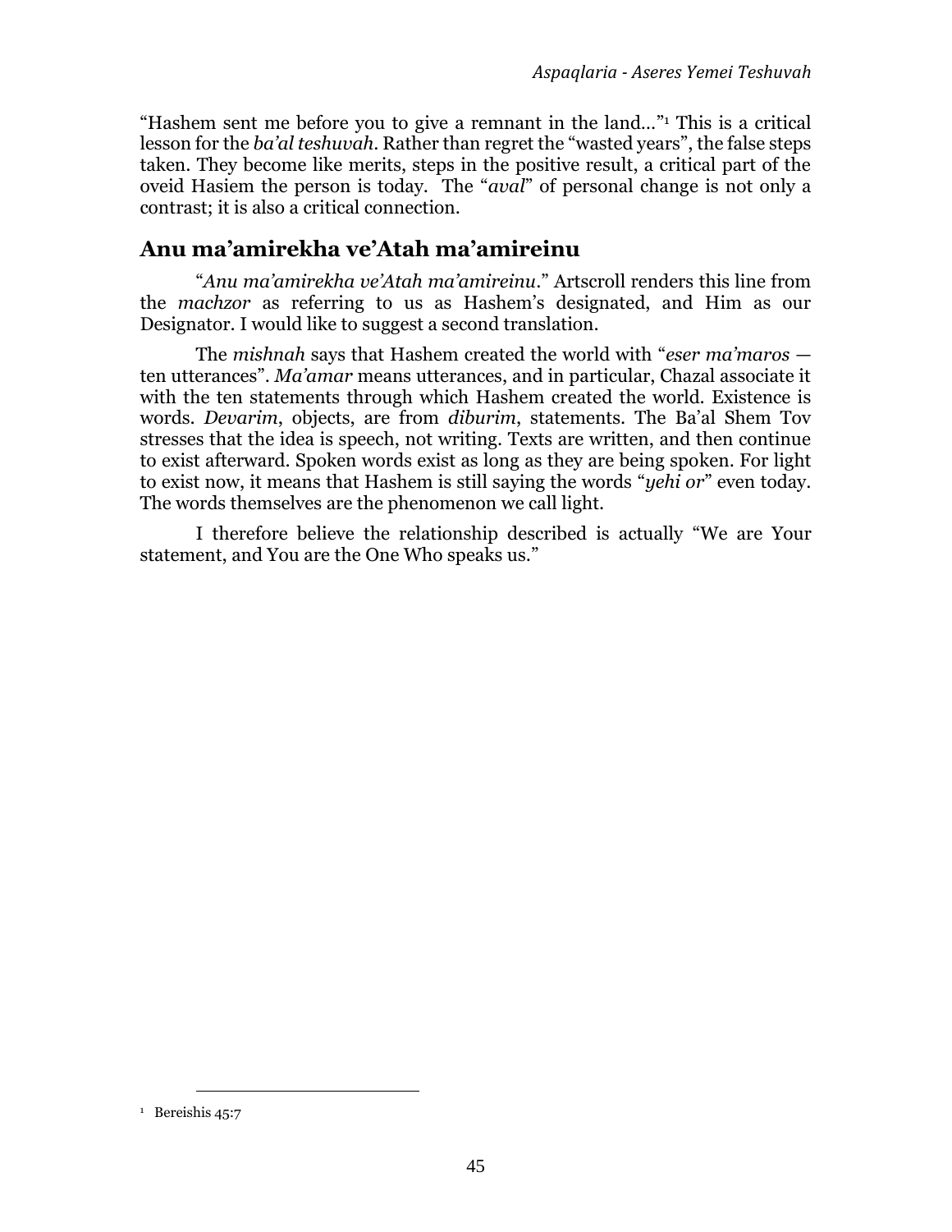"Hashem sent me before you to give a remnant in the land…"[1] This is a critical lesson for the *ba'al teshuvah*. Rather than regret the "wasted years", the false steps taken. They become like merits, steps in the positive result, a critical part of the oveid Hasiem the person is today. The "*aval*" of personal change is not only a contrast; it is also a critical connection.

## Anu ma'amirekha ve'Atah ma'amireinu

"*Anu ma'amirekha ve'Atah ma'amireinu*." Artscroll renders this line from the *machzor* as referring to us as Hashem's designated, and Him as our Designator. I would like to suggest a second translation.

The *mishnah* says that Hashem created the world with "*eser ma'maros* — ten utterances". *Ma'amar* means utterances, and in particular, Chazal associate it with the ten statements through which Hashem created the world. Existence is words. *Devarim*, objects, are from *diburim*, statements. The Ba'al Shem Tov stresses that the idea is speech, not writing. Texts are written, and then continue to exist afterward. Spoken words exist as long as they are being spoken. For light to exist now, it means that Hashem is still saying the words "*yehi or*" even today. The words themselves are the phenomenon we call light.

I therefore believe the relationship described is actually "We are Your statement, and You are the One Who speaks us."

---

[1] Bereishis 45:7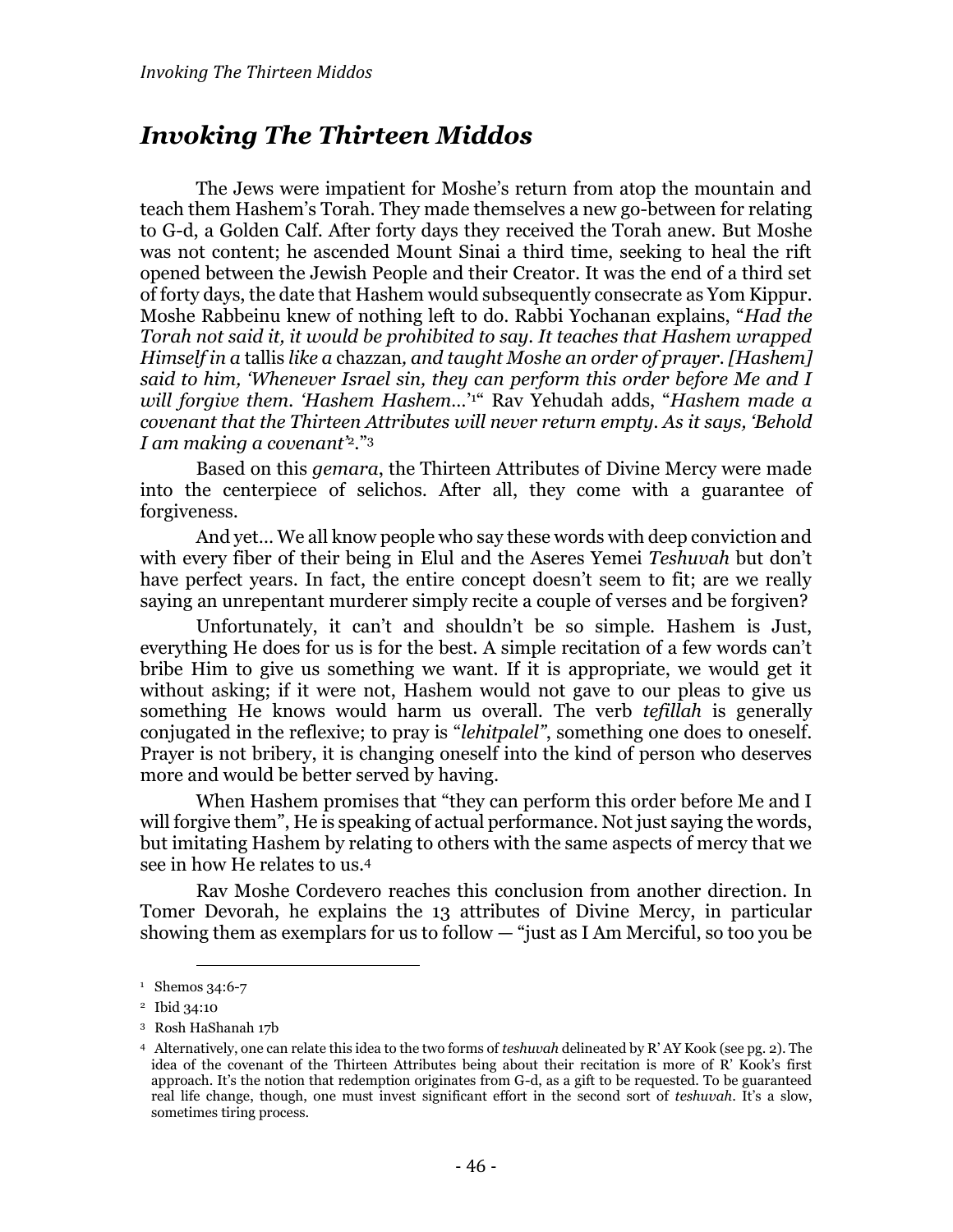# *Invoking The Thirteen Middos*

The Jews were impatient for Moshe's return from atop the mountain and teach them Hashem's Torah. They made themselves a new go-between for relating to G-d, a Golden Calf. After forty days they received the Torah anew. But Moshe was not content; he ascended Mount Sinai a third time, seeking to heal the rift opened between the Jewish People and their Creator. It was the end of a third set of forty days, the date that Hashem would subsequently consecrate as Yom Kippur. Moshe Rabbeinu knew of nothing left to do. Rabbi Yochanan explains, "*Had the Torah not said it, it would be prohibited to say. It teaches that Hashem wrapped Himself in a* tallis *like a* chazzan*, and taught Moshe an order of prayer. [Hashem] said to him, 'Whenever Israel sin, they can perform this order before Me and I will forgive them. 'Hashem Hashem...'*[1]" Rav Yehudah adds, "*Hashem made a covenant that the Thirteen Attributes will never return empty. As it says, 'Behold I am making a covenant'*[2]."[3]

Based on this *gemara*, the Thirteen Attributes of Divine Mercy were made into the centerpiece of selichos. After all, they come with a guarantee of forgiveness.

And yet... We all know people who say these words with deep conviction and with every fiber of their being in Elul and the Aseres Yemei *Teshuvah* but don't have perfect years. In fact, the entire concept doesn't seem to fit; are we really saying an unrepentant murderer simply recite a couple of verses and be forgiven?

Unfortunately, it can't and shouldn't be so simple. Hashem is Just, everything He does for us is for the best. A simple recitation of a few words can't bribe Him to give us something we want. If it is appropriate, we would get it without asking; if it were not, Hashem would not gave to our pleas to give us something He knows would harm us overall. The verb *tefillah* is generally conjugated in the reflexive; to pray is "*lehitpalel"*, something one does to oneself. Prayer is not bribery, it is changing oneself into the kind of person who deserves more and would be better served by having.

When Hashem promises that "they can perform this order before Me and I will forgive them", He is speaking of actual performance. Not just saying the words, but imitating Hashem by relating to others with the same aspects of mercy that we see in how He relates to us.[4]

Rav Moshe Cordevero reaches this conclusion from another direction. In Tomer Devorah, he explains the 13 attributes of Divine Mercy, in particular showing them as exemplars for us to follow — "just as I Am Merciful, so too you be

---

[1] Shemos 34:6-7

[2] Ibid 34:10

[3] Rosh HaShanah 17b

[4] Alternatively, one can relate this idea to the two forms of *teshuvah* delineated by R' AY Kook (see pg. 2). The idea of the covenant of the Thirteen Attributes being about their recitation is more of R' Kook's first approach. It's the notion that redemption originates from G-d, as a gift to be requested. To be guaranteed real life change, though, one must invest significant effort in the second sort of *teshuvah*. It's a slow, sometimes tiring process.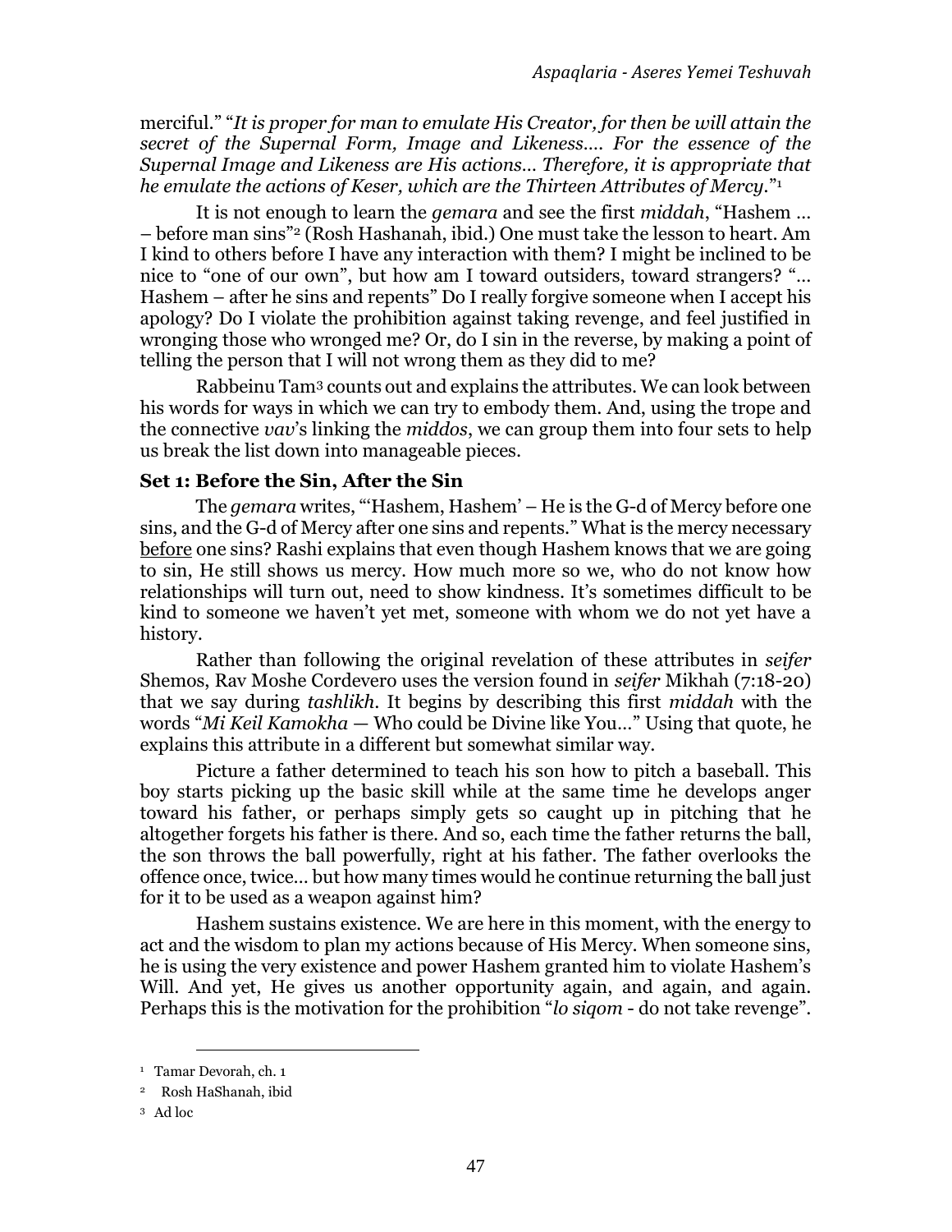merciful." "*It is proper for man to emulate His Creator, for then be will attain the secret of the Supernal Form, Image and Likeness.... For the essence of the Supernal Image and Likeness are His actions... Therefore, it is appropriate that he emulate the actions of Keser, which are the Thirteen Attributes of Mercy*."[1]

It is not enough to learn the *gemara* and see the first *middah*, "Hashem ... – before man sins"[2] (Rosh Hashanah, ibid.) One must take the lesson to heart. Am I kind to others before I have any interaction with them? I might be inclined to be nice to "one of our own", but how am I toward outsiders, toward strangers? "... Hashem – after he sins and repents" Do I really forgive someone when I accept his apology? Do I violate the prohibition against taking revenge, and feel justified in wronging those who wronged me? Or, do I sin in the reverse, by making a point of telling the person that I will not wrong them as they did to me?

Rabbeinu Tam[3] counts out and explains the attributes. We can look between his words for ways in which we can try to embody them. And, using the trope and the connective *vav*'s linking the *middos*, we can group them into four sets to help us break the list down into manageable pieces.

### Set 1: Before the Sin, After the Sin

The *gemara* writes, "'Hashem, Hashem' – He is the G-d of Mercy before one sins, and the G-d of Mercy after one sins and repents." What is the mercy necessary before one sins? Rashi explains that even though Hashem knows that we are going to sin, He still shows us mercy. How much more so we, who do not know how relationships will turn out, need to show kindness. It's sometimes difficult to be kind to someone we haven't yet met, someone with whom we do not yet have a history.

Rather than following the original revelation of these attributes in *seifer* Shemos, Rav Moshe Cordevero uses the version found in *seifer* Mikhah (7:18-20) that we say during *tashlikh*. It begins by describing this first *middah* with the words "*Mi Keil Kamokha* — Who could be Divine like You..." Using that quote, he explains this attribute in a different but somewhat similar way.

Picture a father determined to teach his son how to pitch a baseball. This boy starts picking up the basic skill while at the same time he develops anger toward his father, or perhaps simply gets so caught up in pitching that he altogether forgets his father is there. And so, each time the father returns the ball, the son throws the ball powerfully, right at his father. The father overlooks the offence once, twice... but how many times would he continue returning the ball just for it to be used as a weapon against him?

Hashem sustains existence. We are here in this moment, with the energy to act and the wisdom to plan my actions because of His Mercy. When someone sins, he is using the very existence and power Hashem granted him to violate Hashem's Will. And yet, He gives us another opportunity again, and again, and again. Perhaps this is the motivation for the prohibition "*lo siqom* - do not take revenge".

---

[1] Tamar Devorah, ch. 1

[2] Rosh HaShanah, ibid

[3] Ad loc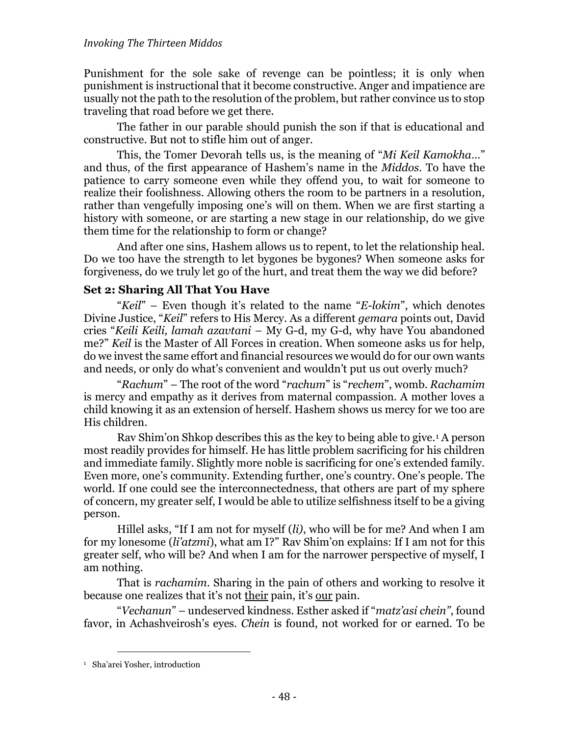Punishment for the sole sake of revenge can be pointless; it is only when punishment is instructional that it become constructive. Anger and impatience are usually not the path to the resolution of the problem, but rather convince us to stop traveling that road before we get there.

The father in our parable should punish the son if that is educational and constructive. But not to stifle him out of anger.

This, the Tomer Devorah tells us, is the meaning of "*Mi Keil Kamokha*…" and thus, of the first appearance of Hashem's name in the *Middos*. To have the patience to carry someone even while they offend you, to wait for someone to realize their foolishness. Allowing others the room to be partners in a resolution, rather than vengefully imposing one's will on them. When we are first starting a history with someone, or are starting a new stage in our relationship, do we give them time for the relationship to form or change?

And after one sins, Hashem allows us to repent, to let the relationship heal. Do we too have the strength to let bygones be bygones? When someone asks for forgiveness, do we truly let go of the hurt, and treat them the way we did before?

### Set 2: Sharing All That You Have

"*Keil*" – Even though it's related to the name "*E-lokim*", which denotes Divine Justice, "*Keil*" refers to His Mercy. As a different *gemara* points out, David cries "*Keili Keili, lamah azavtani* – My G-d, my G-d, why have You abandoned me?" *Keil* is the Master of All Forces in creation. When someone asks us for help, do we invest the same effort and financial resources we would do for our own wants and needs, or only do what's convenient and wouldn't put us out overly much?

"*Rachum*" – The root of the word "*rachum*" is "*rechem*", womb. *Rachamim* is mercy and empathy as it derives from maternal compassion. A mother loves a child knowing it as an extension of herself. Hashem shows us mercy for we too are His children.

Rav Shim'on Shkop describes this as the key to being able to give.[1] A person most readily provides for himself. He has little problem sacrificing for his children and immediate family. Slightly more noble is sacrificing for one's extended family. Even more, one's community. Extending further, one's country. One's people. The world. If one could see the interconnectedness, that others are part of my sphere of concern, my greater self, I would be able to utilize selfishness itself to be a giving person.

Hillel asks, "If I am not for myself (*li*), who will be for me? And when I am for my lonesome (*li'atzmi*), what am I?" Rav Shim'on explains: If I am not for this greater self, who will be? And when I am for the narrower perspective of myself, I am nothing.

That is *rachamim*. Sharing in the pain of others and working to resolve it because one realizes that it's not <u>their</u> pain, it's <u>our</u> pain.

"*Vechanun*" – undeserved kindness. Esther asked if "*matz'asi chein*", found favor, in Achashveirosh's eyes. *Chein* is found, not worked for or earned. To be

---

[1] Sha'arei Yosher, introduction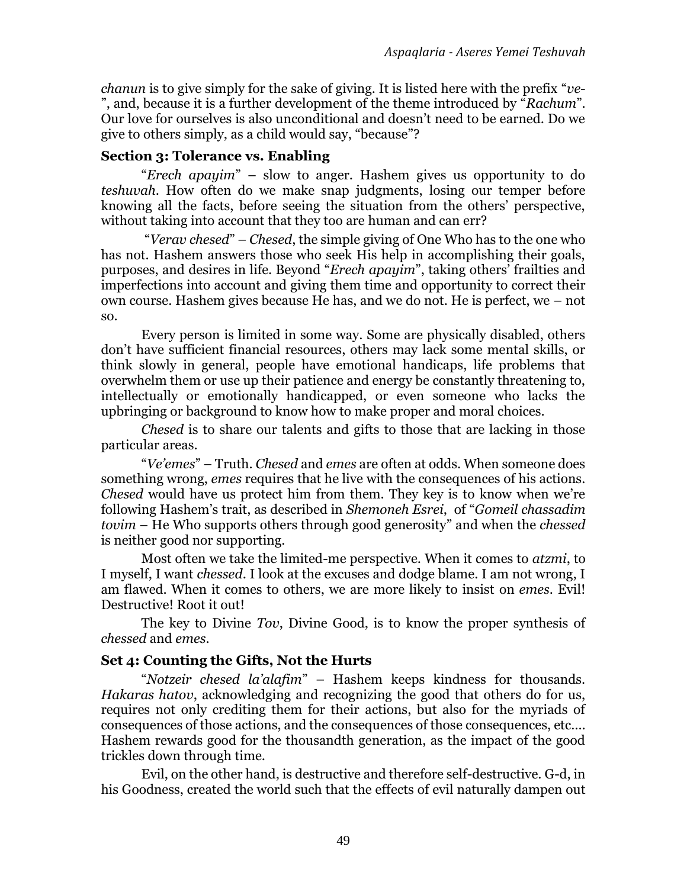*chanun* is to give simply for the sake of giving. It is listed here with the prefix "*ve-*", and, because it is a further development of the theme introduced by "*Rachum*". Our love for ourselves is also unconditional and doesn't need to be earned. Do we give to others simply, as a child would say, "because"?

### Section 3: Tolerance vs. Enabling

"*Erech apayim*" – slow to anger. Hashem gives us opportunity to do *teshuvah*. How often do we make snap judgments, losing our temper before knowing all the facts, before seeing the situation from the others' perspective, without taking into account that they too are human and can err?

"*Verav chesed*" – *Chesed*, the simple giving of One Who has to the one who has not. Hashem answers those who seek His help in accomplishing their goals, purposes, and desires in life. Beyond "*Erech apayim*", taking others' frailties and imperfections into account and giving them time and opportunity to correct their own course. Hashem gives because He has, and we do not. He is perfect, we – not so.

Every person is limited in some way. Some are physically disabled, others don't have sufficient financial resources, others may lack some mental skills, or think slowly in general, people have emotional handicaps, life problems that overwhelm them or use up their patience and energy be constantly threatening to, intellectually or emotionally handicapped, or even someone who lacks the upbringing or background to know how to make proper and moral choices.

*Chesed* is to share our talents and gifts to those that are lacking in those particular areas.

"*Ve'emes*" – Truth. *Chesed* and *emes* are often at odds. When someone does something wrong, *emes* requires that he live with the consequences of his actions. *Chesed* would have us protect him from them. They key is to know when we're following Hashem's trait, as described in *Shemoneh Esrei*, of "*Gomeil chassadim tovim* – He Who supports others through good generosity" and when the *chessed* is neither good nor supporting.

Most often we take the limited-me perspective. When it comes to *atzmi*, to I myself, I want *chessed*. I look at the excuses and dodge blame. I am not wrong, I am flawed. When it comes to others, we are more likely to insist on *emes*. Evil! Destructive! Root it out!

The key to Divine *Tov*, Divine Good, is to know the proper synthesis of *chessed* and *emes*.

### Set 4: Counting the Gifts, Not the Hurts

"*Notzeir chesed la'alafim*" – Hashem keeps kindness for thousands. *Hakaras hatov*, acknowledging and recognizing the good that others do for us, requires not only crediting them for their actions, but also for the myriads of consequences of those actions, and the consequences of those consequences, etc.... Hashem rewards good for the thousandth generation, as the impact of the good trickles down through time.

Evil, on the other hand, is destructive and therefore self-destructive. G-d, in his Goodness, created the world such that the effects of evil naturally dampen out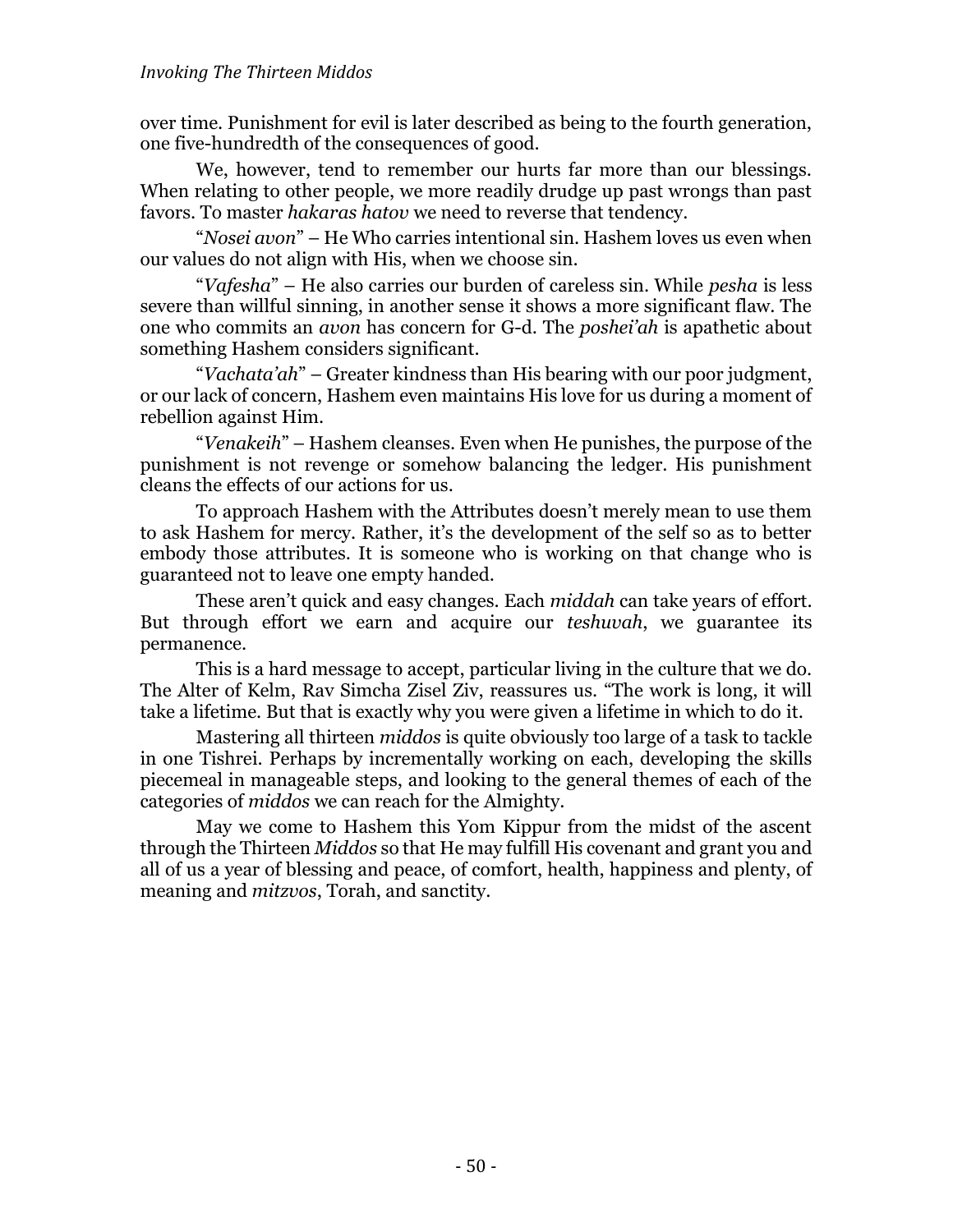over time. Punishment for evil is later described as being to the fourth generation, one five-hundredth of the consequences of good.

We, however, tend to remember our hurts far more than our blessings. When relating to other people, we more readily drudge up past wrongs than past favors. To master *hakaras hatov* we need to reverse that tendency.

"*Nosei avon*" – He Who carries intentional sin. Hashem loves us even when our values do not align with His, when we choose sin.

"*Vafesha*" – He also carries our burden of careless sin. While *pesha* is less severe than willful sinning, in another sense it shows a more significant flaw. The one who commits an *avon* has concern for G-d. The *poshei'ah* is apathetic about something Hashem considers significant.

"*Vachata'ah*" – Greater kindness than His bearing with our poor judgment, or our lack of concern, Hashem even maintains His love for us during a moment of rebellion against Him.

"*Venakeih*" – Hashem cleanses. Even when He punishes, the purpose of the punishment is not revenge or somehow balancing the ledger. His punishment cleans the effects of our actions for us.

To approach Hashem with the Attributes doesn't merely mean to use them to ask Hashem for mercy. Rather, it's the development of the self so as to better embody those attributes. It is someone who is working on that change who is guaranteed not to leave one empty handed.

These aren't quick and easy changes. Each *middah* can take years of effort. But through effort we earn and acquire our *teshuvah*, we guarantee its permanence.

This is a hard message to accept, particular living in the culture that we do. The Alter of Kelm, Rav Simcha Zisel Ziv, reassures us. "The work is long, it will take a lifetime. But that is exactly why you were given a lifetime in which to do it.

Mastering all thirteen *middos* is quite obviously too large of a task to tackle in one Tishrei. Perhaps by incrementally working on each, developing the skills piecemeal in manageable steps, and looking to the general themes of each of the categories of *middos* we can reach for the Almighty.

May we come to Hashem this Yom Kippur from the midst of the ascent through the Thirteen *Middos* so that He may fulfill His covenant and grant you and all of us a year of blessing and peace, of comfort, health, happiness and plenty, of meaning and *mitzvos*, Torah, and sanctity.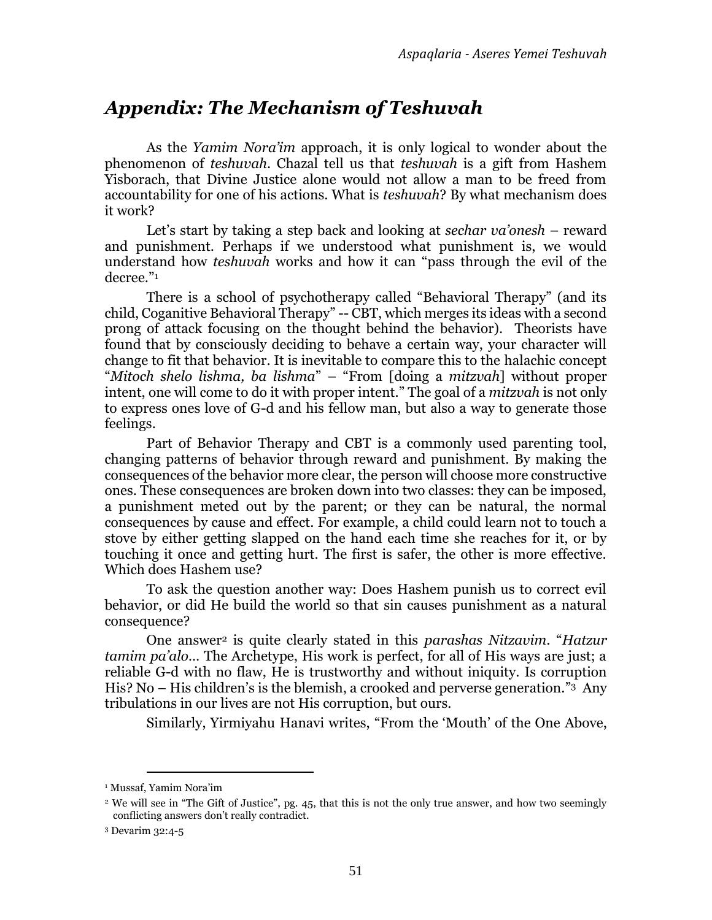## *Appendix: The Mechanism of Teshuvah*

As the *Yamim Nora'im* approach, it is only logical to wonder about the phenomenon of *teshuvah*. Chazal tell us that *teshuvah* is a gift from Hashem Yisborach, that Divine Justice alone would not allow a man to be freed from accountability for one of his actions. What is *teshuvah*? By what mechanism does it work?

Let's start by taking a step back and looking at *sechar va'onesh* – reward and punishment. Perhaps if we understood what punishment is, we would understand how *teshuvah* works and how it can "pass through the evil of the decree."[1]

There is a school of psychotherapy called "Behavioral Therapy" (and its child, Coganitive Behavioral Therapy" -- CBT, which merges its ideas with a second prong of attack focusing on the thought behind the behavior). Theorists have found that by consciously deciding to behave a certain way, your character will change to fit that behavior. It is inevitable to compare this to the halachic concept "*Mitoch shelo lishma, ba lishma*" – "From [doing a *mitzvah*] without proper intent, one will come to do it with proper intent." The goal of a *mitzvah* is not only to express ones love of G-d and his fellow man, but also a way to generate those feelings.

Part of Behavior Therapy and CBT is a commonly used parenting tool, changing patterns of behavior through reward and punishment. By making the consequences of the behavior more clear, the person will choose more constructive ones. These consequences are broken down into two classes: they can be imposed, a punishment meted out by the parent; or they can be natural, the normal consequences by cause and effect. For example, a child could learn not to touch a stove by either getting slapped on the hand each time she reaches for it, or by touching it once and getting hurt. The first is safer, the other is more effective. Which does Hashem use?

To ask the question another way: Does Hashem punish us to correct evil behavior, or did He build the world so that sin causes punishment as a natural consequence?

One answer[2] is quite clearly stated in this *parashas Nitzavim*. "*Hatzur tamim pa'alo…* The Archetype, His work is perfect, for all of His ways are just; a reliable G-d with no flaw, He is trustworthy and without iniquity. Is corruption His? No – His children's is the blemish, a crooked and perverse generation."[3] Any tribulations in our lives are not His corruption, but ours.

Similarly, Yirmiyahu Hanavi writes, "From the 'Mouth' of the One Above,

---

[1] Mussaf, Yamim Nora'im

[2] We will see in "The Gift of Justice", pg. 45, that this is not the only true answer, and how two seemingly conflicting answers don't really contradict.

[3] Devarim 32:4-5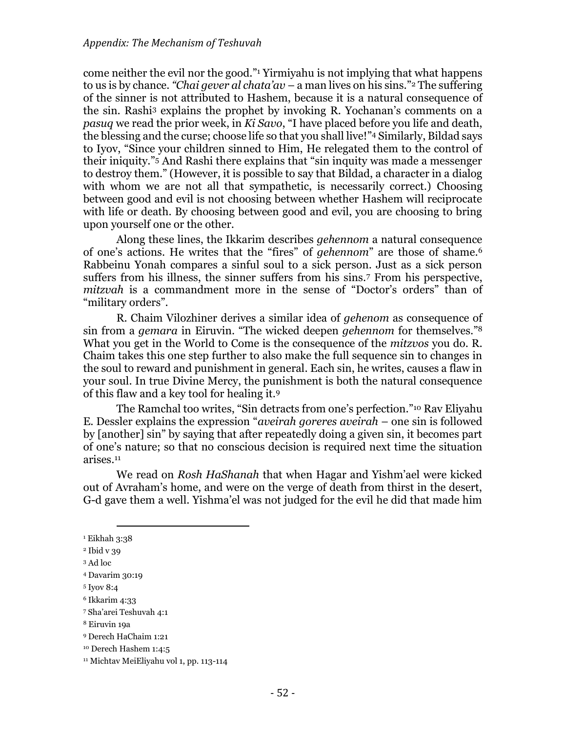come neither the evil nor the good."[1] Yirmiyahu is not implying that what happens to us is by chance. *"Chai gever al chata'av* – a man lives on his sins."[2] The suffering of the sinner is not attributed to Hashem, because it is a natural consequence of the sin. Rashi[3] explains the prophet by invoking R. Yochanan's comments on a *pasuq* we read the prior week, in *Ki Savo*, "I have placed before you life and death, the blessing and the curse; choose life so that you shall live!"[4] Similarly, Bildad says to Iyov, "Since your children sinned to Him, He relegated them to the control of their iniquity."[5] And Rashi there explains that "sin inquity was made a messenger to destroy them." (However, it is possible to say that Bildad, a character in a dialog with whom we are not all that sympathetic, is necessarily correct.) Choosing between good and evil is not choosing between whether Hashem will reciprocate with life or death. By choosing between good and evil, you are choosing to bring upon yourself one or the other.

Along these lines, the Ikkarim describes *gehennom* a natural consequence of one's actions. He writes that the "fires" of *gehennom*" are those of shame.[6] Rabbeinu Yonah compares a sinful soul to a sick person. Just as a sick person suffers from his illness, the sinner suffers from his sins.[7] From his perspective, *mitzvah* is a commandment more in the sense of "Doctor's orders" than of "military orders".

R. Chaim Vilozhiner derives a similar idea of *gehenom* as consequence of sin from a *gemara* in Eiruvin. "The wicked deepen *gehennom* for themselves."[8] What you get in the World to Come is the consequence of the *mitzvos* you do. R. Chaim takes this one step further to also make the full sequence sin to changes in the soul to reward and punishment in general. Each sin, he writes, causes a flaw in your soul. In true Divine Mercy, the punishment is both the natural consequence of this flaw and a key tool for healing it.[9]

The Ramchal too writes, "Sin detracts from one's perfection."[10] Rav Eliyahu E. Dessler explains the expression "*aveirah goreres aveirah* – one sin is followed by [another] sin" by saying that after repeatedly doing a given sin, it becomes part of one's nature; so that no conscious decision is required next time the situation arises.[11]

We read on *Rosh HaShanah* that when Hagar and Yishm'ael were kicked out of Avraham's home, and were on the verge of death from thirst in the desert, G-d gave them a well. Yishma'el was not judged for the evil he did that made him

---

[1] Eikhah 3:38

[2] Ibid v 39

[3] Ad loc

[4] Davarim 30:19

[5] Iyov 8:4

[6] Ikkarim 4:33

[7] Sha'arei Teshuvah 4:1

[8] Eiruvin 19a

[9] Derech HaChaim 1:21

[10] Derech Hashem 1:4:5

[11] Michtav MeiEliyahu vol 1, pp. 113-114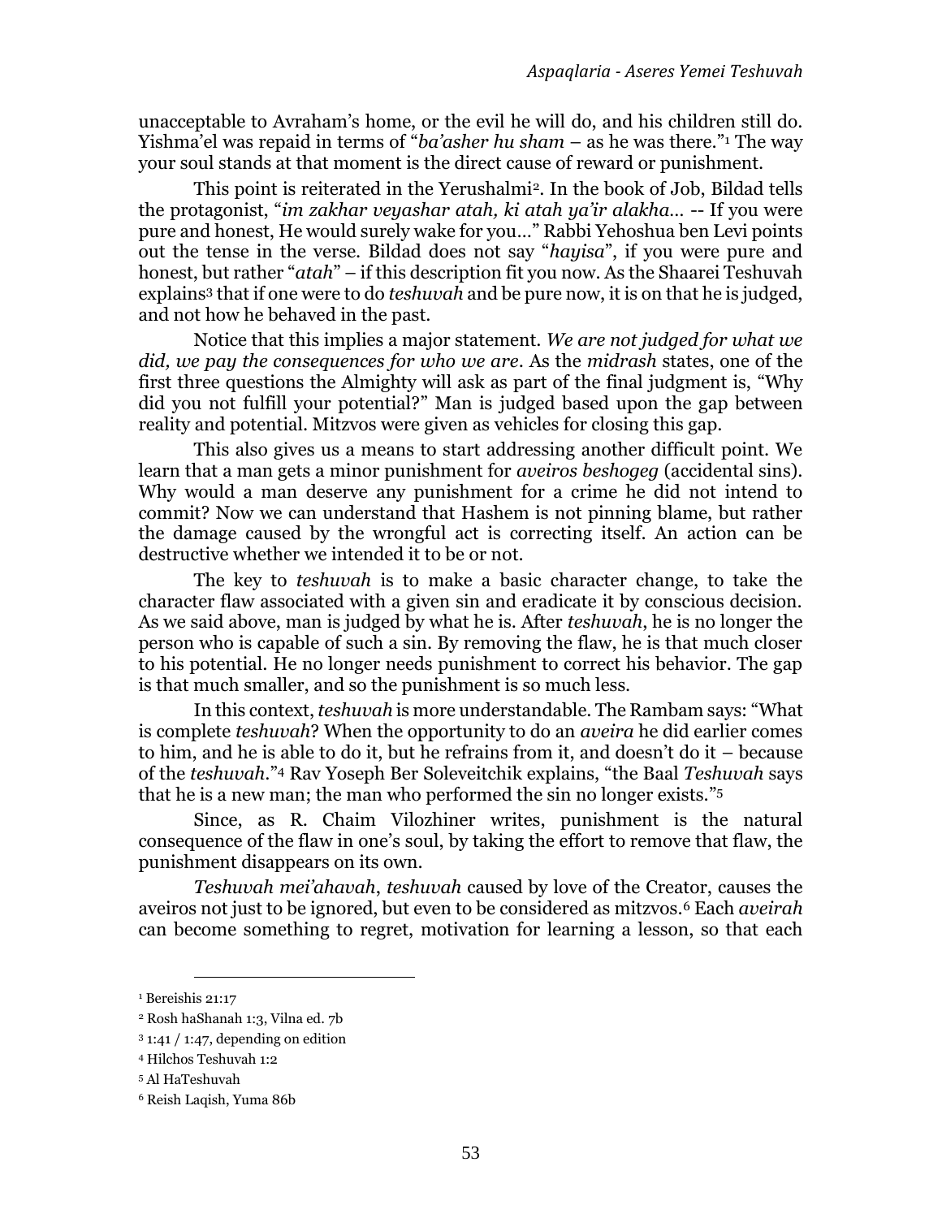unacceptable to Avraham's home, or the evil he will do, and his children still do. Yishma'el was repaid in terms of "*ba'asher hu sham* – as he was there."[1] The way your soul stands at that moment is the direct cause of reward or punishment.

This point is reiterated in the Yerushalmi[2]. In the book of Job, Bildad tells the protagonist, "*im zakhar veyashar atah, ki atah ya'ir alakha…* -- If you were pure and honest, He would surely wake for you…" Rabbi Yehoshua ben Levi points out the tense in the verse. Bildad does not say "*hayisa*", if you were pure and honest, but rather "*atah*" – if this description fit you now. As the Shaarei Teshuvah explains[3] that if one were to do *teshuvah* and be pure now, it is on that he is judged, and not how he behaved in the past.

Notice that this implies a major statement. *We are not judged for what we did, we pay the consequences for who we are*. As the *midrash* states, one of the first three questions the Almighty will ask as part of the final judgment is, "Why did you not fulfill your potential?" Man is judged based upon the gap between reality and potential. Mitzvos were given as vehicles for closing this gap.

This also gives us a means to start addressing another difficult point. We learn that a man gets a minor punishment for *aveiros beshogeg* (accidental sins). Why would a man deserve any punishment for a crime he did not intend to commit? Now we can understand that Hashem is not pinning blame, but rather the damage caused by the wrongful act is correcting itself. An action can be destructive whether we intended it to be or not.

The key to *teshuvah* is to make a basic character change, to take the character flaw associated with a given sin and eradicate it by conscious decision. As we said above, man is judged by what he is. After *teshuvah*, he is no longer the person who is capable of such a sin. By removing the flaw, he is that much closer to his potential. He no longer needs punishment to correct his behavior. The gap is that much smaller, and so the punishment is so much less.

In this context, *teshuvah* is more understandable. The Rambam says: "What is complete *teshuvah*? When the opportunity to do an *aveira* he did earlier comes to him, and he is able to do it, but he refrains from it, and doesn't do it – because of the *teshuvah*."[4] Rav Yoseph Ber Soleveitchik explains, "the Baal *Teshuvah* says that he is a new man; the man who performed the sin no longer exists."[5]

Since, as R. Chaim Vilozhiner writes, punishment is the natural consequence of the flaw in one's soul, by taking the effort to remove that flaw, the punishment disappears on its own.

*Teshuvah mei'ahavah*, *teshuvah* caused by love of the Creator, causes the aveiros not just to be ignored, but even to be considered as mitzvos.[6] Each *aveirah* can become something to regret, motivation for learning a lesson, so that each

---

[1] Bereishis 21:17

[2] Rosh haShanah 1:3, Vilna ed. 7b

[3] 1:41 / 1:47, depending on edition

[4] Hilchos Teshuvah 1:2

[5] Al HaTeshuvah

[6] Reish Laqish, Yuma 86b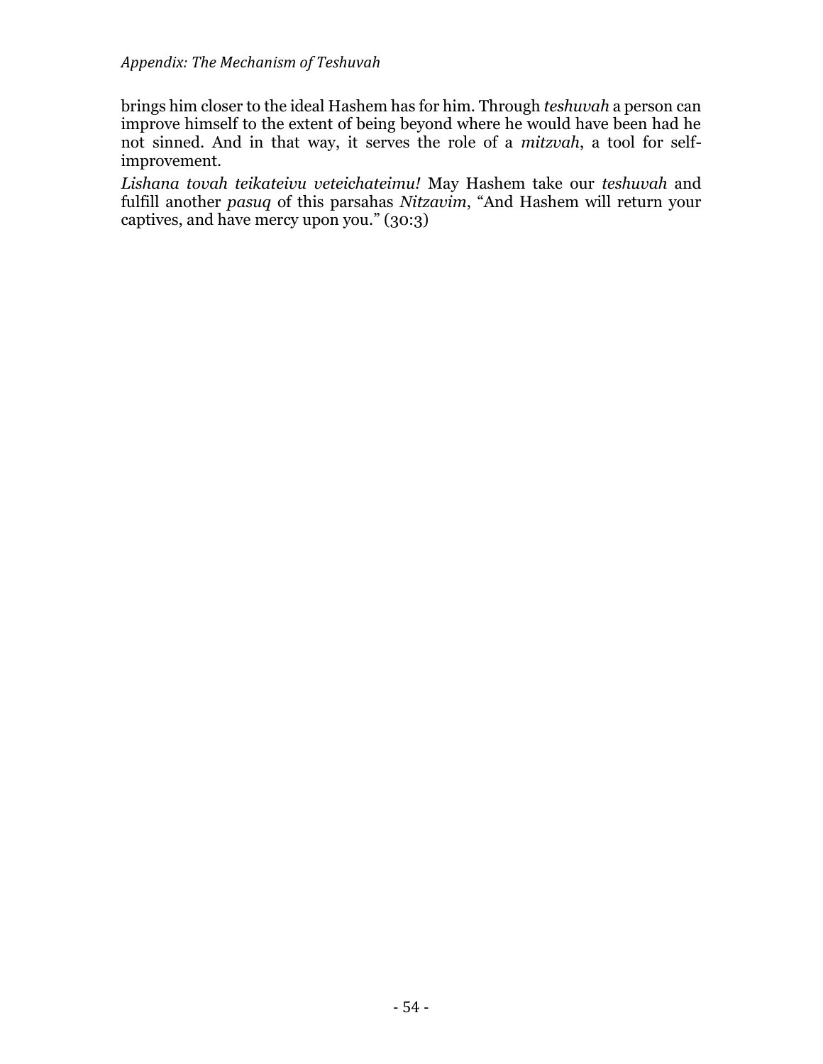brings him closer to the ideal Hashem has for him. Through *teshuvah* a person can improve himself to the extent of being beyond where he would have been had he not sinned. And in that way, it serves the role of a *mitzvah*, a tool for self-improvement.

*Lishana tovah teikateivu veteichateimu!* May Hashem take our *teshuvah* and fulfill another *pasuq* of this parsahas *Nitzavim*, "And Hashem will return your captives, and have mercy upon you." (30:3)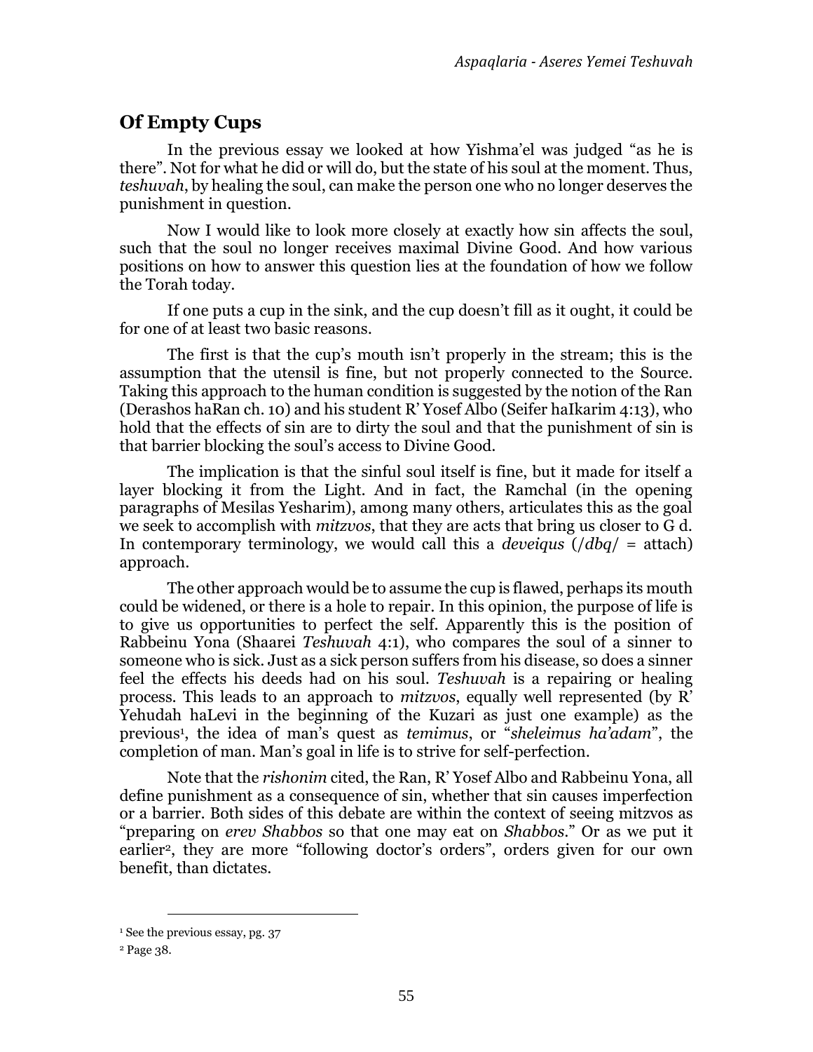## Of Empty Cups

In the previous essay we looked at how Yishma'el was judged "as he is there". Not for what he did or will do, but the state of his soul at the moment. Thus, *teshuvah*, by healing the soul, can make the person one who no longer deserves the punishment in question.

Now I would like to look more closely at exactly how sin affects the soul, such that the soul no longer receives maximal Divine Good. And how various positions on how to answer this question lies at the foundation of how we follow the Torah today.

If one puts a cup in the sink, and the cup doesn't fill as it ought, it could be for one of at least two basic reasons.

The first is that the cup's mouth isn't properly in the stream; this is the assumption that the utensil is fine, but not properly connected to the Source. Taking this approach to the human condition is suggested by the notion of the Ran (Derashos haRan ch. 10) and his student R' Yosef Albo (Seifer haIkarim 4:13), who hold that the effects of sin are to dirty the soul and that the punishment of sin is that barrier blocking the soul's access to Divine Good.

The implication is that the sinful soul itself is fine, but it made for itself a layer blocking it from the Light. And in fact, the Ramchal (in the opening paragraphs of Mesilas Yesharim), among many others, articulates this as the goal we seek to accomplish with *mitzvos*, that they are acts that bring us closer to G d. In contemporary terminology, we would call this a *deveiqus* (/*dbq*/ = attach) approach.

The other approach would be to assume the cup is flawed, perhaps its mouth could be widened, or there is a hole to repair. In this opinion, the purpose of life is to give us opportunities to perfect the self. Apparently this is the position of Rabbeinu Yona (Shaarei *Teshuvah* 4:1), who compares the soul of a sinner to someone who is sick. Just as a sick person suffers from his disease, so does a sinner feel the effects his deeds had on his soul. *Teshuvah* is a repairing or healing process. This leads to an approach to *mitzvos*, equally well represented (by R' Yehudah haLevi in the beginning of the Kuzari as just one example) as the previous[1], the idea of man's quest as *temimus*, or "*sheleimus ha'adam*", the completion of man. Man's goal in life is to strive for self-perfection.

Note that the *rishonim* cited, the Ran, R' Yosef Albo and Rabbeinu Yona, all define punishment as a consequence of sin, whether that sin causes imperfection or a barrier. Both sides of this debate are within the context of seeing mitzvos as "preparing on *erev Shabbos* so that one may eat on *Shabbos*." Or as we put it earlier[2], they are more "following doctor's orders", orders given for our own benefit, than dictates.

---

[1] See the previous essay, pg. 37

[2] Page 38.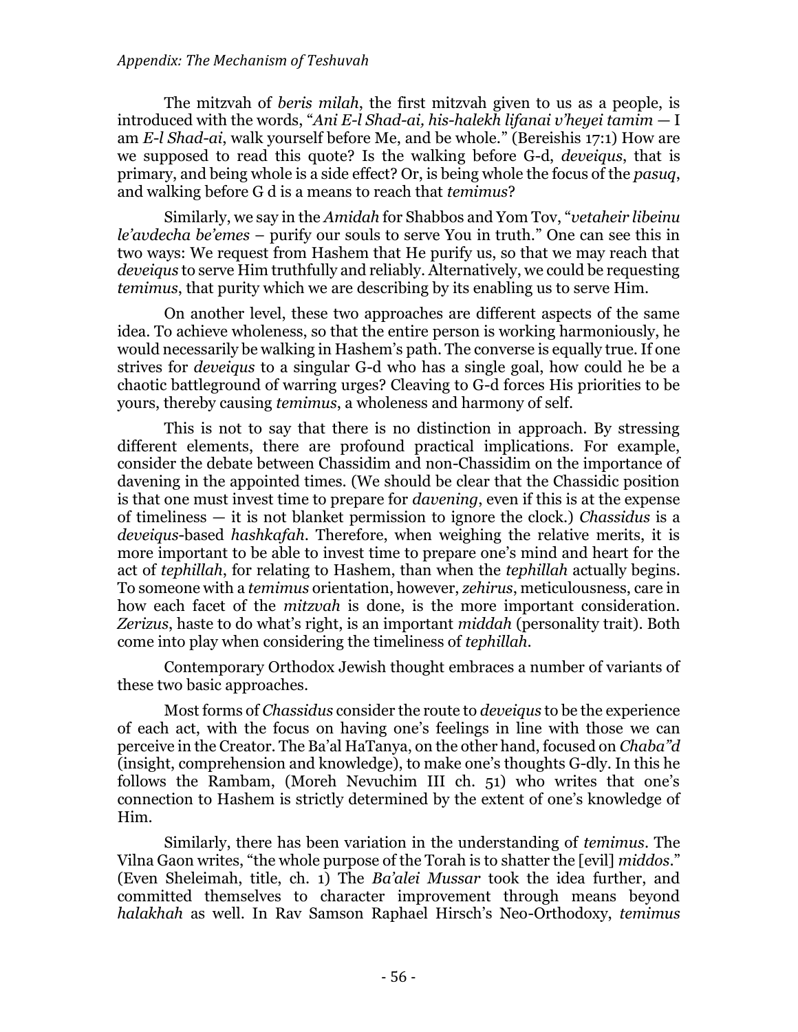The mitzvah of *beris milah*, the first mitzvah given to us as a people, is introduced with the words, "*Ani E-l Shad-ai, his-halekh lifanai v'heyei tamim* — I am *E-l Shad-ai*, walk yourself before Me, and be whole." (Bereishis 17:1) How are we supposed to read this quote? Is the walking before G-d, *deveiqus*, that is primary, and being whole is a side effect? Or, is being whole the focus of the *pasuq*, and walking before G d is a means to reach that *temimus*?

Similarly, we say in the *Amidah* for Shabbos and Yom Tov, "*vetaheir libeinu le'avdecha be'emes* – purify our souls to serve You in truth." One can see this in two ways: We request from Hashem that He purify us, so that we may reach that *deveiqus* to serve Him truthfully and reliably. Alternatively, we could be requesting *temimus*, that purity which we are describing by its enabling us to serve Him.

On another level, these two approaches are different aspects of the same idea. To achieve wholeness, so that the entire person is working harmoniously, he would necessarily be walking in Hashem's path. The converse is equally true. If one strives for *deveiqus* to a singular G-d who has a single goal, how could he be a chaotic battleground of warring urges? Cleaving to G-d forces His priorities to be yours, thereby causing *temimus*, a wholeness and harmony of self.

This is not to say that there is no distinction in approach. By stressing different elements, there are profound practical implications. For example, consider the debate between Chassidim and non-Chassidim on the importance of davening in the appointed times. (We should be clear that the Chassidic position is that one must invest time to prepare for *davening*, even if this is at the expense of timeliness — it is not blanket permission to ignore the clock.) *Chassidus* is a *deveiqus*-based *hashkafah*. Therefore, when weighing the relative merits, it is more important to be able to invest time to prepare one's mind and heart for the act of *tephillah*, for relating to Hashem, than when the *tephillah* actually begins. To someone with a *temimus* orientation, however, *zehirus*, meticulousness, care in how each facet of the *mitzvah* is done, is the more important consideration. *Zerizus*, haste to do what's right, is an important *middah* (personality trait). Both come into play when considering the timeliness of *tephillah*.

Contemporary Orthodox Jewish thought embraces a number of variants of these two basic approaches.

Most forms of *Chassidus* consider the route to *deveiqus* to be the experience of each act, with the focus on having one's feelings in line with those we can perceive in the Creator. The Ba'al HaTanya, on the other hand, focused on *Chaba"d* (insight, comprehension and knowledge), to make one's thoughts G-dly. In this he follows the Rambam, (Moreh Nevuchim III ch. 51) who writes that one's connection to Hashem is strictly determined by the extent of one's knowledge of Him.

Similarly, there has been variation in the understanding of *temimus*. The Vilna Gaon writes, "the whole purpose of the Torah is to shatter the [evil] *middos*." (Even Sheleimah, title, ch. 1) The *Ba'alei Mussar* took the idea further, and committed themselves to character improvement through means beyond *halakhah* as well. In Rav Samson Raphael Hirsch's Neo-Orthodoxy, *temimus*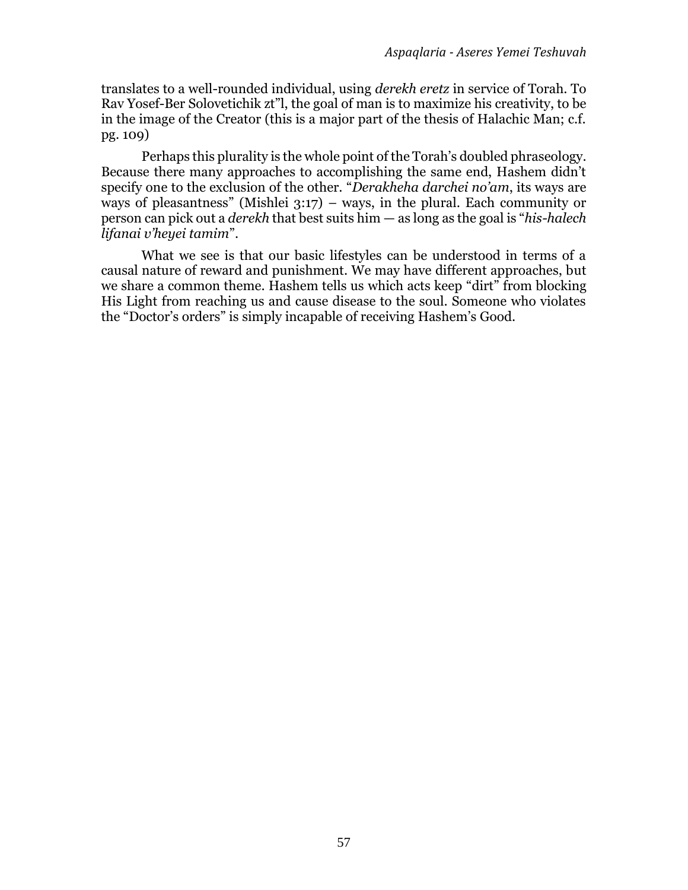translates to a well-rounded individual, using *derekh eretz* in service of Torah. To Rav Yosef-Ber Solovetichik zt"l, the goal of man is to maximize his creativity, to be in the image of the Creator (this is a major part of the thesis of Halachic Man; c.f. pg. 109)

Perhaps this plurality is the whole point of the Torah's doubled phraseology. Because there many approaches to accomplishing the same end, Hashem didn't specify one to the exclusion of the other. "*Derakheha darchei no'am*, its ways are ways of pleasantness" (Mishlei 3:17) – ways, in the plural. Each community or person can pick out a *derekh* that best suits him — as long as the goal is "*his-halech lifanai v'heyei tamim*".

What we see is that our basic lifestyles can be understood in terms of a causal nature of reward and punishment. We may have different approaches, but we share a common theme. Hashem tells us which acts keep "dirt" from blocking His Light from reaching us and cause disease to the soul. Someone who violates the "Doctor's orders" is simply incapable of receiving Hashem's Good.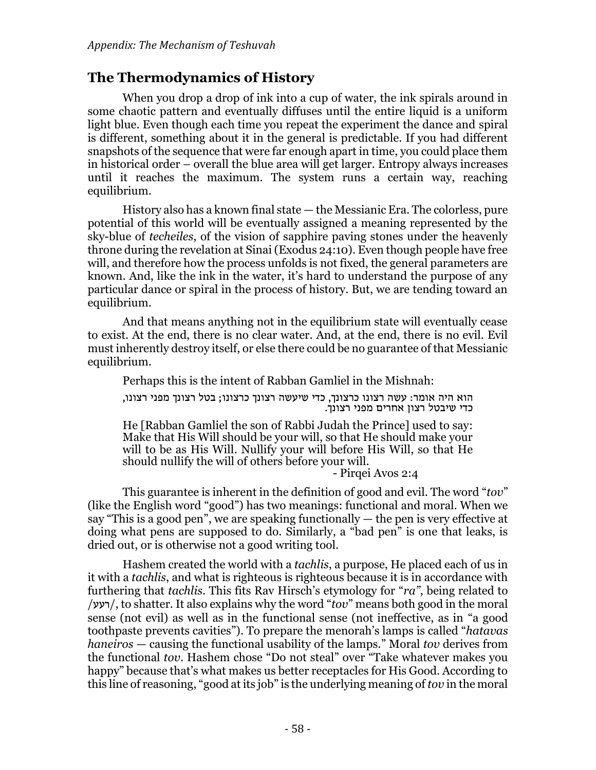## The Thermodynamics of History

When you drop a drop of ink into a cup of water, the ink spirals around in some chaotic pattern and eventually diffuses until the entire liquid is a uniform light blue. Even though each time you repeat the experiment the dance and spiral is different, something about it in the general is predictable. If you had different snapshots of the sequence that were far enough apart in time, you could place them in historical order – overall the blue area will get larger. Entropy always increases until it reaches the maximum. The system runs a certain way, reaching equilibrium.

History also has a known final state — the Messianic Era. The colorless, pure potential of this world will be eventually assigned a meaning represented by the sky-blue of *techeiles*, of the vision of sapphire paving stones under the heavenly throne during the revelation at Sinai (Exodus 24:10). Even though people have free will, and therefore how the process unfolds is not fixed, the general parameters are known. And, like the ink in the water, it's hard to understand the purpose of any particular dance or spiral in the process of history. But, we are tending toward an equilibrium.

And that means anything not in the equilibrium state will eventually cease to exist. At the end, there is no clear water. And, at the end, there is no evil. Evil must inherently destroy itself, or else there could be no guarantee of that Messianic equilibrium.

Perhaps this is the intent of Rabban Gamliel in the Mishnah:

> הוא היה אומר: עשה רצונו כרצונך, כדי שיעשה רצונך כרצונו; בטל רצונך מפני רצונו, כדי שיבטל רצון אחרים מפני רצונך.
>
> He [Rabban Gamliel the son of Rabbi Judah the Prince] used to say: Make that His Will should be your will, so that He should make your will to be as His Will. Nullify your will before His Will, so that He should nullify the will of others before your will.
>
> - Pirqei Avos 2:4

This guarantee is inherent in the definition of good and evil. The word "*tov*" (like the English word "good") has two meanings: functional and moral. When we say "This is a good pen", we are speaking functionally — the pen is very effective at doing what pens are supposed to do. Similarly, a "bad pen" is one that leaks, is dried out, or is otherwise not a good writing tool.

Hashem created the world with a *tachlis*, a purpose, He placed each of us in it with a *tachlis*, and what is righteous is righteous because it is in accordance with furthering that *tachlis*. This fits Rav Hirsch's etymology for "*ra*", being related to /רעע/, to shatter. It also explains why the word "*tov*" means both good in the moral sense (not evil) as well as in the functional sense (not ineffective, as in "a good toothpaste prevents cavities"). To prepare the menorah's lamps is called "*hatavas haneiros* — causing the functional usability of the lamps." Moral *tov* derives from the functional *tov*. Hashem chose "Do not steal" over "Take whatever makes you happy" because that's what makes us better receptacles for His Good. According to this line of reasoning, "good at its job" is the underlying meaning of *tov* in the moral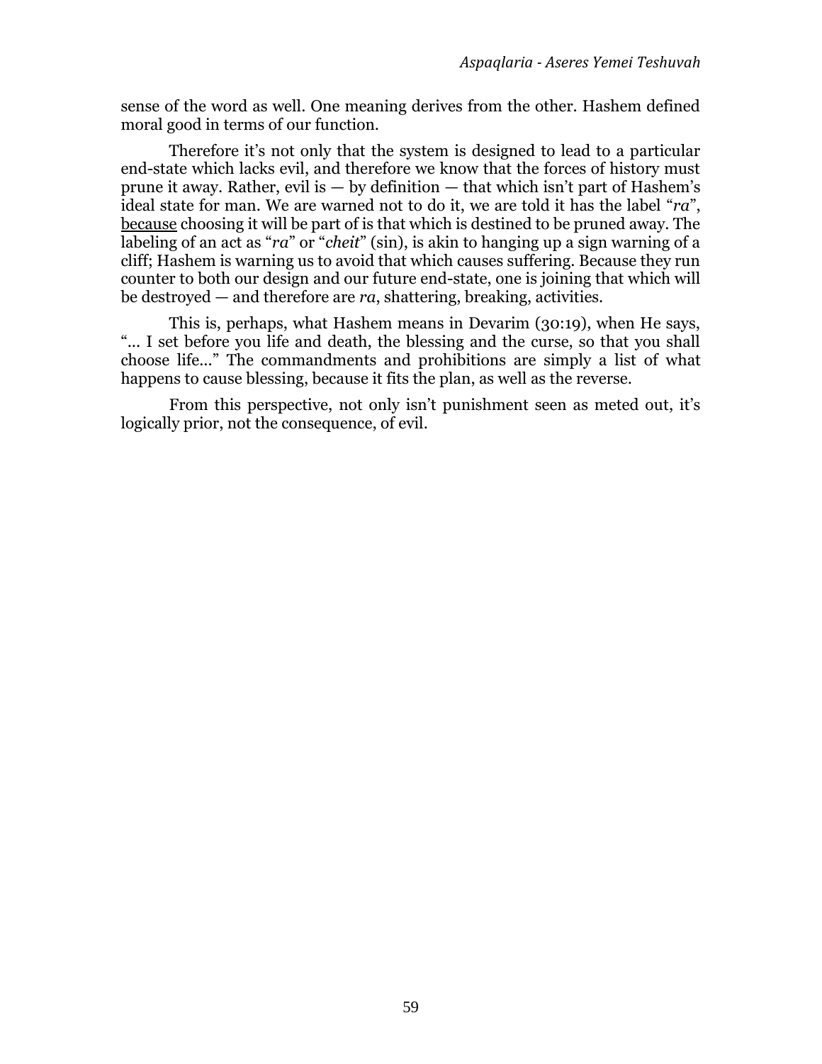sense of the word as well. One meaning derives from the other. Hashem defined moral good in terms of our function.

Therefore it's not only that the system is designed to lead to a particular end-state which lacks evil, and therefore we know that the forces of history must prune it away. Rather, evil is — by definition — that which isn't part of Hashem's ideal state for man. We are warned not to do it, we are told it has the label "*ra*", <u>because</u> choosing it will be part of is that which is destined to be pruned away. The labeling of an act as "*ra*" or "*cheit*" (sin), is akin to hanging up a sign warning of a cliff; Hashem is warning us to avoid that which causes suffering. Because they run counter to both our design and our future end-state, one is joining that which will be destroyed — and therefore are *ra*, shattering, breaking, activities.

This is, perhaps, what Hashem means in Devarim (30:19), when He says, "... I set before you life and death, the blessing and the curse, so that you shall choose life..." The commandments and prohibitions are simply a list of what happens to cause blessing, because it fits the plan, as well as the reverse.

From this perspective, not only isn't punishment seen as meted out, it's logically prior, not the consequence, of evil.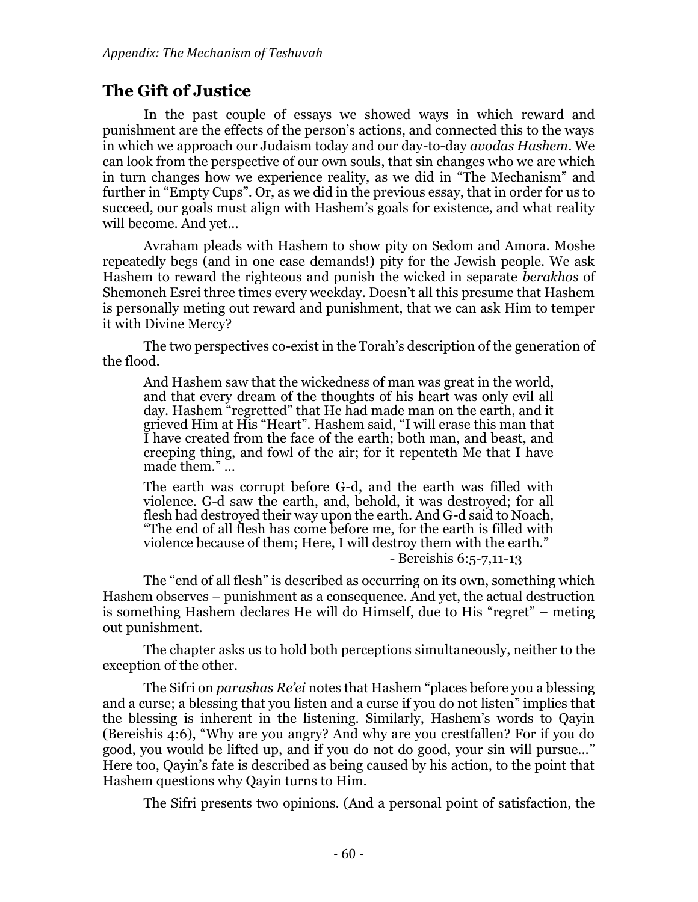## The Gift of Justice

In the past couple of essays we showed ways in which reward and punishment are the effects of the person's actions, and connected this to the ways in which we approach our Judaism today and our day-to-day *avodas Hashem*. We can look from the perspective of our own souls, that sin changes who we are which in turn changes how we experience reality, as we did in "The Mechanism" and further in "Empty Cups". Or, as we did in the previous essay, that in order for us to succeed, our goals must align with Hashem's goals for existence, and what reality will become. And yet...

Avraham pleads with Hashem to show pity on Sedom and Amora. Moshe repeatedly begs (and in one case demands!) pity for the Jewish people. We ask Hashem to reward the righteous and punish the wicked in separate *berakhos* of Shemoneh Esrei three times every weekday. Doesn't all this presume that Hashem is personally meting out reward and punishment, that we can ask Him to temper it with Divine Mercy?

The two perspectives co-exist in the Torah's description of the generation of the flood.

> And Hashem saw that the wickedness of man was great in the world, and that every dream of the thoughts of his heart was only evil all day. Hashem "regretted" that He had made man on the earth, and it grieved Him at His "Heart". Hashem said, "I will erase this man that I have created from the face of the earth; both man, and beast, and creeping thing, and fowl of the air; for it repenteth Me that I have made them." ...
>
> The earth was corrupt before G-d, and the earth was filled with violence. G-d saw the earth, and, behold, it was destroyed; for all flesh had destroyed their way upon the earth. And G-d said to Noach, "The end of all flesh has come before me, for the earth is filled with violence because of them; Here, I will destroy them with the earth."
>
> \- Bereishis 6:5-7,11-13

The "end of all flesh" is described as occurring on its own, something which Hashem observes – punishment as a consequence. And yet, the actual destruction is something Hashem declares He will do Himself, due to His "regret" – meting out punishment.

The chapter asks us to hold both perceptions simultaneously, neither to the exception of the other.

The Sifri on *parashas Re'ei* notes that Hashem "places before you a blessing and a curse; a blessing that you listen and a curse if you do not listen" implies that the blessing is inherent in the listening. Similarly, Hashem's words to Qayin (Bereishis 4:6), "Why are you angry? And why are you crestfallen? For if you do good, you would be lifted up, and if you do not do good, your sin will pursue..." Here too, Qayin's fate is described as being caused by his action, to the point that Hashem questions why Qayin turns to Him.

The Sifri presents two opinions. (And a personal point of satisfaction, the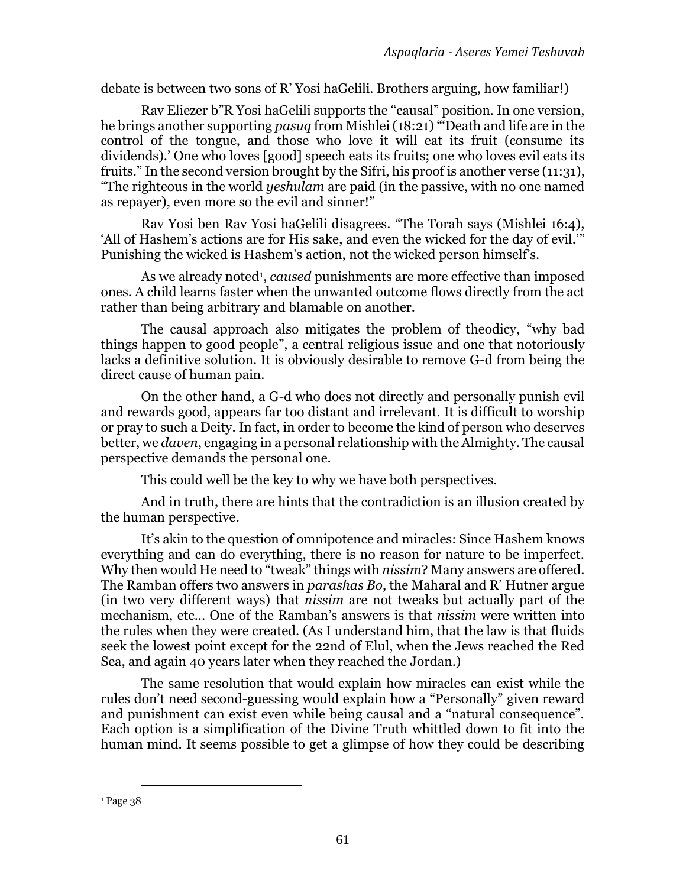debate is between two sons of R' Yosi haGelili. Brothers arguing, how familiar!)

Rav Eliezer b"R Yosi haGelili supports the "causal" position. In one version, he brings another supporting *pasuq* from Mishlei (18:21) "'Death and life are in the control of the tongue, and those who love it will eat its fruit (consume its dividends).' One who loves [good] speech eats its fruits; one who loves evil eats its fruits." In the second version brought by the Sifri, his proof is another verse (11:31), "The righteous in the world *yeshulam* are paid (in the passive, with no one named as repayer), even more so the evil and sinner!"

Rav Yosi ben Rav Yosi haGelili disagrees. "The Torah says (Mishlei 16:4), 'All of Hashem's actions are for His sake, and even the wicked for the day of evil.'" Punishing the wicked is Hashem's action, not the wicked person himself's.

As we already noted[1], *caused* punishments are more effective than imposed ones. A child learns faster when the unwanted outcome flows directly from the act rather than being arbitrary and blamable on another.

The causal approach also mitigates the problem of theodicy, "why bad things happen to good people", a central religious issue and one that notoriously lacks a definitive solution. It is obviously desirable to remove G-d from being the direct cause of human pain.

On the other hand, a G-d who does not directly and personally punish evil and rewards good, appears far too distant and irrelevant. It is difficult to worship or pray to such a Deity. In fact, in order to become the kind of person who deserves better, we *daven*, engaging in a personal relationship with the Almighty. The causal perspective demands the personal one.

This could well be the key to why we have both perspectives.

And in truth, there are hints that the contradiction is an illusion created by the human perspective.

It's akin to the question of omnipotence and miracles: Since Hashem knows everything and can do everything, there is no reason for nature to be imperfect. Why then would He need to "tweak" things with *nissim*? Many answers are offered. The Ramban offers two answers in *parashas Bo*, the Maharal and R' Hutner argue (in two very different ways) that *nissim* are not tweaks but actually part of the mechanism, etc… One of the Ramban's answers is that *nissim* were written into the rules when they were created. (As I understand him, that the law is that fluids seek the lowest point except for the 22nd of Elul, when the Jews reached the Red Sea, and again 40 years later when they reached the Jordan.)

The same resolution that would explain how miracles can exist while the rules don't need second-guessing would explain how a "Personally" given reward and punishment can exist even while being causal and a "natural consequence". Each option is a simplification of the Divine Truth whittled down to fit into the human mind. It seems possible to get a glimpse of how they could be describing

---

[1] Page 38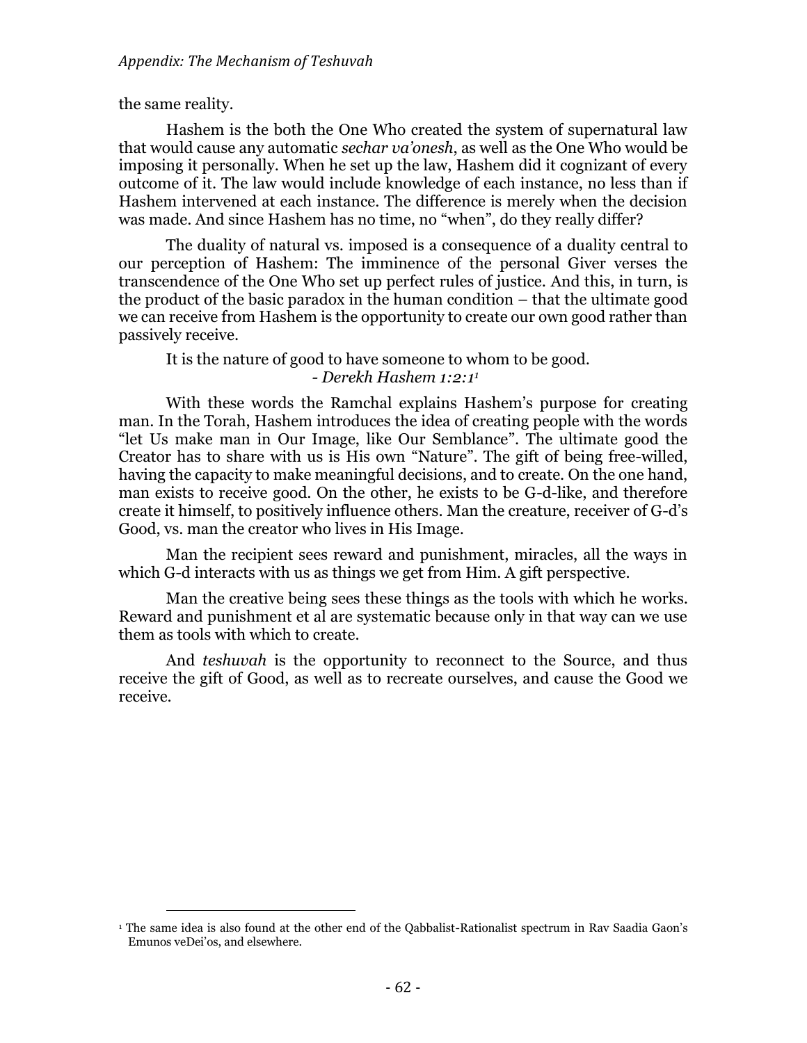the same reality.

Hashem is the both the One Who created the system of supernatural law that would cause any automatic *sechar va'onesh*, as well as the One Who would be imposing it personally. When he set up the law, Hashem did it cognizant of every outcome of it. The law would include knowledge of each instance, no less than if Hashem intervened at each instance. The difference is merely when the decision was made. And since Hashem has no time, no "when", do they really differ?

The duality of natural vs. imposed is a consequence of a duality central to our perception of Hashem: The imminence of the personal Giver verses the transcendence of the One Who set up perfect rules of justice. And this, in turn, is the product of the basic paradox in the human condition – that the ultimate good we can receive from Hashem is the opportunity to create our own good rather than passively receive.

It is the nature of good to have someone to whom to be good.
*- Derekh Hashem 1:2:1*[1]

With these words the Ramchal explains Hashem's purpose for creating man. In the Torah, Hashem introduces the idea of creating people with the words "let Us make man in Our Image, like Our Semblance". The ultimate good the Creator has to share with us is His own "Nature". The gift of being free-willed, having the capacity to make meaningful decisions, and to create. On the one hand, man exists to receive good. On the other, he exists to be G-d-like, and therefore create it himself, to positively influence others. Man the creature, receiver of G-d's Good, vs. man the creator who lives in His Image.

Man the recipient sees reward and punishment, miracles, all the ways in which G-d interacts with us as things we get from Him. A gift perspective.

Man the creative being sees these things as the tools with which he works. Reward and punishment et al are systematic because only in that way can we use them as tools with which to create.

And *teshuvah* is the opportunity to reconnect to the Source, and thus receive the gift of Good, as well as to recreate ourselves, and cause the Good we receive.

---

[1] The same idea is also found at the other end of the Qabbalist-Rationalist spectrum in Rav Saadia Gaon's Emunos veDei'os, and elsewhere.